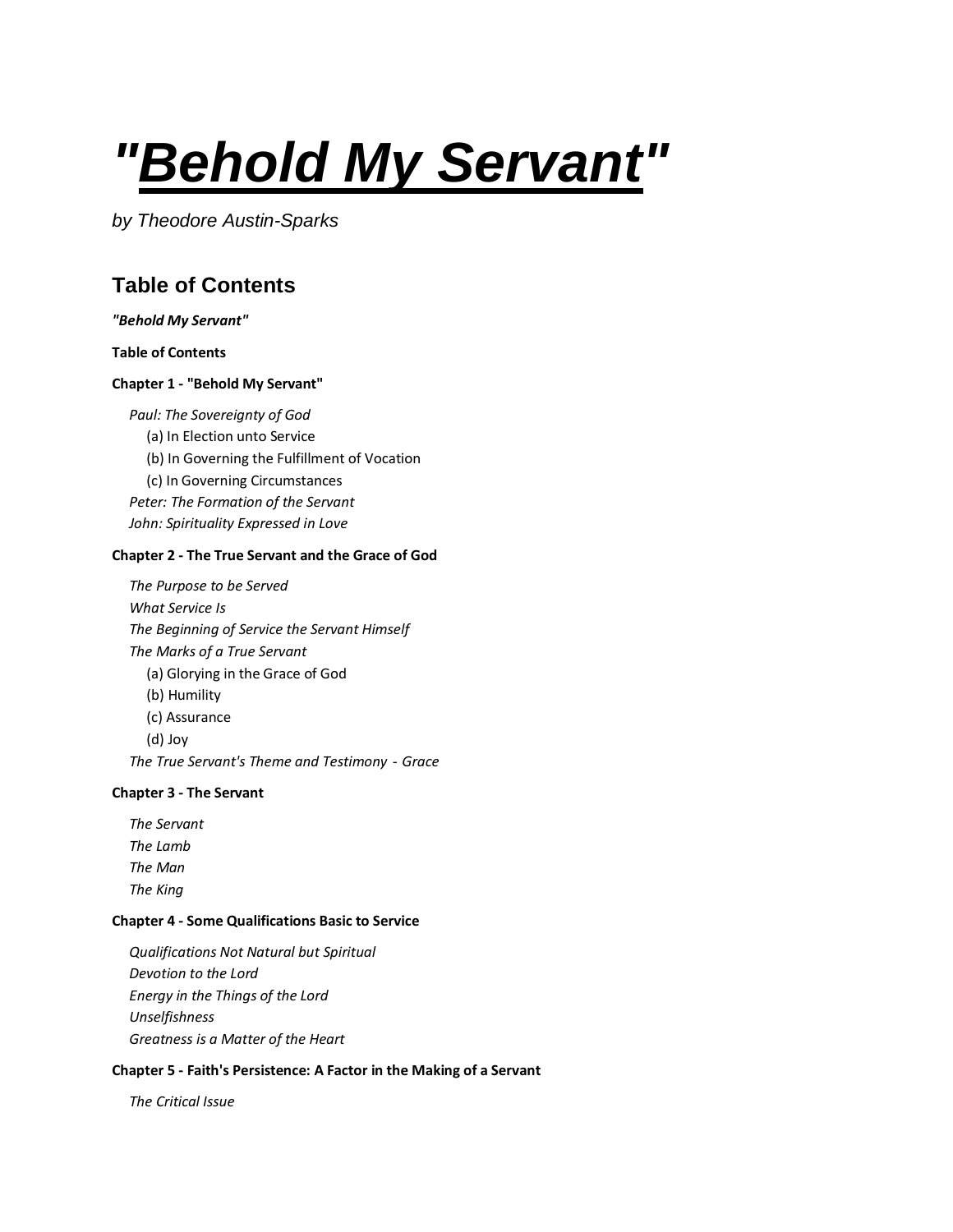# *"Behold My Servant"*

*by Theodore Austin-Sparks*

## Table of Contents

***"Behold My Servant"***

**Table of Contents**

**Chapter 1 - "Behold My Servant"**

- *Paul: The Sovereignty of God*
  - (a) In Election unto Service
  - (b) In Governing the Fulfillment of Vocation
  - (c) In Governing Circumstances
- *Peter: The Formation of the Servant*
- *John: Spirituality Expressed in Love*

**Chapter 2 - The True Servant and the Grace of God**

- *The Purpose to be Served*
- *What Service Is*
- *The Beginning of Service the Servant Himself*
- *The Marks of a True Servant*
  - (a) Glorying in the Grace of God
  - (b) Humility
  - (c) Assurance
  - (d) Joy
- *The True Servant's Theme and Testimony - Grace*

**Chapter 3 - The Servant**

- *The Servant*
- *The Lamb*
- *The Man*
- *The King*

**Chapter 4 - Some Qualifications Basic to Service**

- *Qualifications Not Natural but Spiritual*
- *Devotion to the Lord*
- *Energy in the Things of the Lord*
- *Unselfishness*
- *Greatness is a Matter of the Heart*

**Chapter 5 - Faith's Persistence: A Factor in the Making of a Servant**

- *The Critical Issue*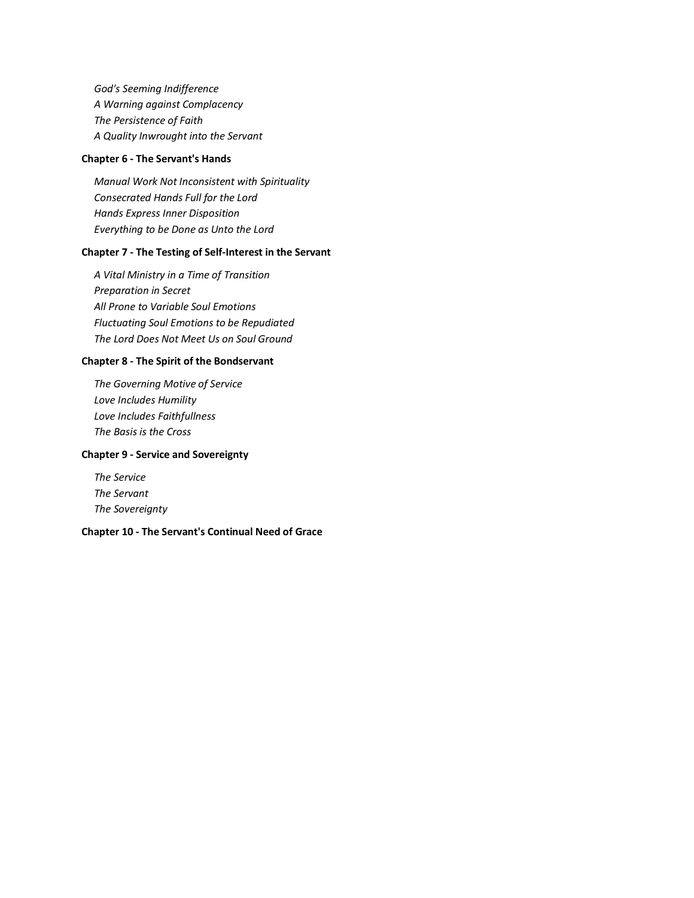*God's Seeming Indifference*
*A Warning against Complacency*
*The Persistence of Faith*
*A Quality Inwrought into the Servant*

**Chapter 6 - The Servant's Hands**

*Manual Work Not Inconsistent with Spirituality*
*Consecrated Hands Full for the Lord*
*Hands Express Inner Disposition*
*Everything to be Done as Unto the Lord*

**Chapter 7 - The Testing of Self-Interest in the Servant**

*A Vital Ministry in a Time of Transition*
*Preparation in Secret*
*All Prone to Variable Soul Emotions*
*Fluctuating Soul Emotions to be Repudiated*
*The Lord Does Not Meet Us on Soul Ground*

**Chapter 8 - The Spirit of the Bondservant**

*The Governing Motive of Service*
*Love Includes Humility*
*Love Includes Faithfullness*
*The Basis is the Cross*

**Chapter 9 - Service and Sovereignty**

*The Service*
*The Servant*
*The Sovereignty*

**Chapter 10 - The Servant's Continual Need of Grace**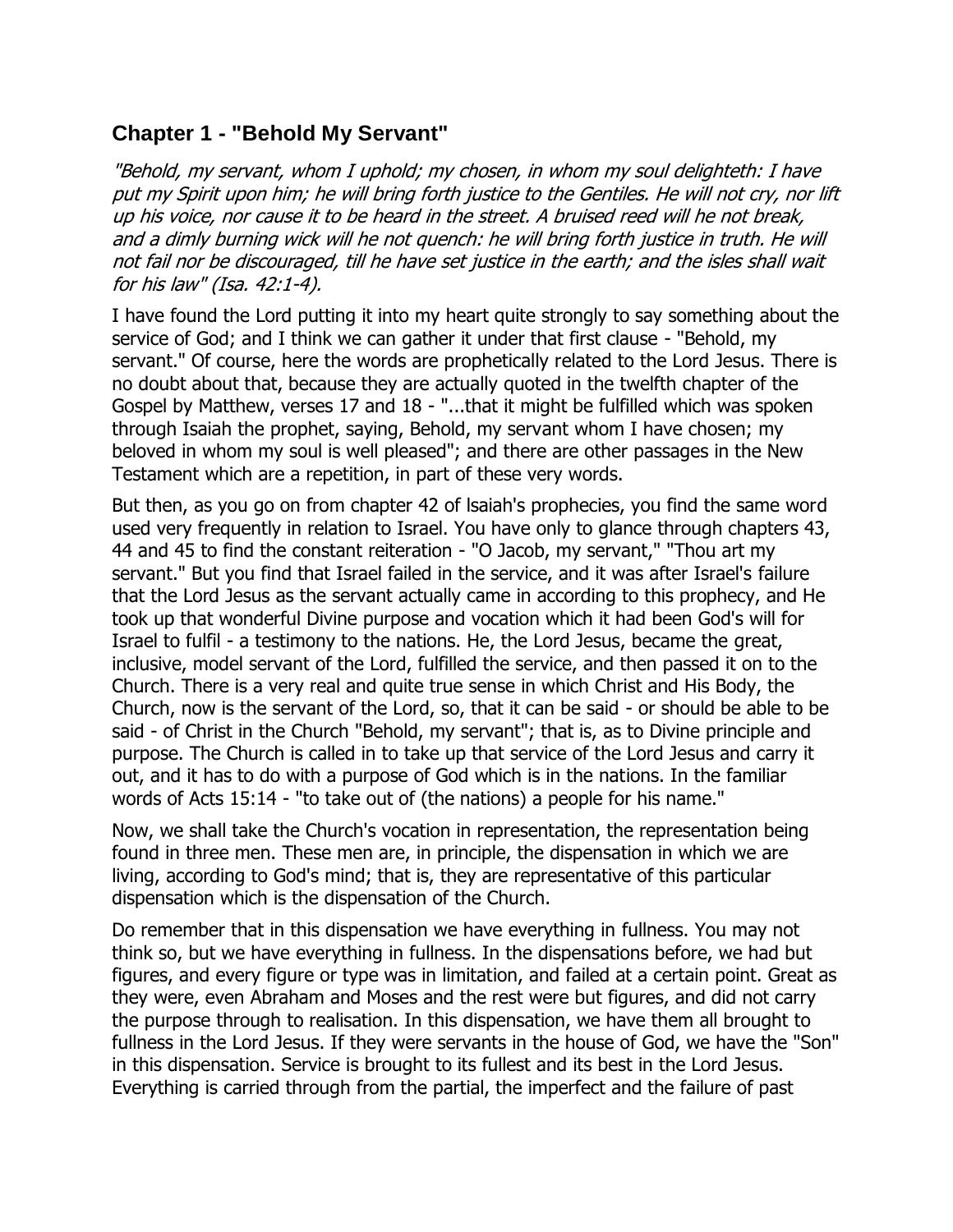## Chapter 1 - "Behold My Servant"

*"Behold, my servant, whom I uphold; my chosen, in whom my soul delighteth: I have put my Spirit upon him; he will bring forth justice to the Gentiles. He will not cry, nor lift up his voice, nor cause it to be heard in the street. A bruised reed will he not break, and a dimly burning wick will he not quench: he will bring forth justice in truth. He will not fail nor be discouraged, till he have set justice in the earth; and the isles shall wait for his law" (Isa. 42:1-4).*

I have found the Lord putting it into my heart quite strongly to say something about the service of God; and I think we can gather it under that first clause - "Behold, my servant." Of course, here the words are prophetically related to the Lord Jesus. There is no doubt about that, because they are actually quoted in the twelfth chapter of the Gospel by Matthew, verses 17 and 18 - "...that it might be fulfilled which was spoken through Isaiah the prophet, saying, Behold, my servant whom I have chosen; my beloved in whom my soul is well pleased"; and there are other passages in the New Testament which are a repetition, in part of these very words.

But then, as you go on from chapter 42 of lsaiah's prophecies, you find the same word used very frequently in relation to Israel. You have only to glance through chapters 43, 44 and 45 to find the constant reiteration - "O Jacob, my servant," "Thou art my servant." But you find that Israel failed in the service, and it was after Israel's failure that the Lord Jesus as the servant actually came in according to this prophecy, and He took up that wonderful Divine purpose and vocation which it had been God's will for Israel to fulfil - a testimony to the nations. He, the Lord Jesus, became the great, inclusive, model servant of the Lord, fulfilled the service, and then passed it on to the Church. There is a very real and quite true sense in which Christ and His Body, the Church, now is the servant of the Lord, so, that it can be said - or should be able to be said - of Christ in the Church "Behold, my servant"; that is, as to Divine principle and purpose. The Church is called in to take up that service of the Lord Jesus and carry it out, and it has to do with a purpose of God which is in the nations. In the familiar words of Acts 15:14 - "to take out of (the nations) a people for his name."

Now, we shall take the Church's vocation in representation, the representation being found in three men. These men are, in principle, the dispensation in which we are living, according to God's mind; that is, they are representative of this particular dispensation which is the dispensation of the Church.

Do remember that in this dispensation we have everything in fullness. You may not think so, but we have everything in fullness. In the dispensations before, we had but figures, and every figure or type was in limitation, and failed at a certain point. Great as they were, even Abraham and Moses and the rest were but figures, and did not carry the purpose through to realisation. In this dispensation, we have them all brought to fullness in the Lord Jesus. If they were servants in the house of God, we have the "Son" in this dispensation. Service is brought to its fullest and its best in the Lord Jesus. Everything is carried through from the partial, the imperfect and the failure of past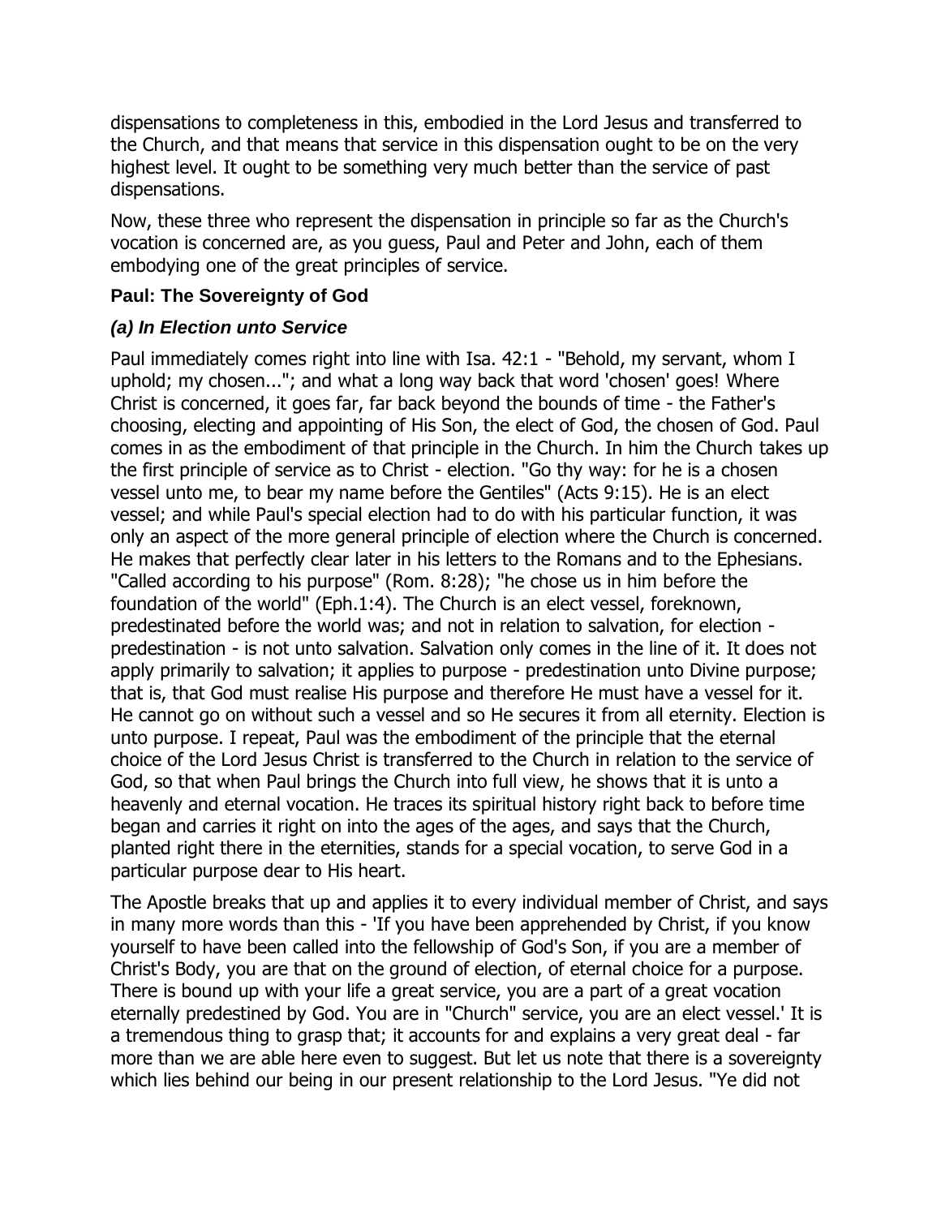dispensations to completeness in this, embodied in the Lord Jesus and transferred to the Church, and that means that service in this dispensation ought to be on the very highest level. It ought to be something very much better than the service of past dispensations.

Now, these three who represent the dispensation in principle so far as the Church's vocation is concerned are, as you guess, Paul and Peter and John, each of them embodying one of the great principles of service.

### Paul: The Sovereignty of God

#### *(a) In Election unto Service*

Paul immediately comes right into line with Isa. 42:1 - "Behold, my servant, whom I uphold; my chosen..."; and what a long way back that word 'chosen' goes! Where Christ is concerned, it goes far, far back beyond the bounds of time - the Father's choosing, electing and appointing of His Son, the elect of God, the chosen of God. Paul comes in as the embodiment of that principle in the Church. In him the Church takes up the first principle of service as to Christ - election. "Go thy way: for he is a chosen vessel unto me, to bear my name before the Gentiles" (Acts 9:15). He is an elect vessel; and while Paul's special election had to do with his particular function, it was only an aspect of the more general principle of election where the Church is concerned. He makes that perfectly clear later in his letters to the Romans and to the Ephesians. "Called according to his purpose" (Rom. 8:28); "he chose us in him before the foundation of the world" (Eph.1:4). The Church is an elect vessel, foreknown, predestinated before the world was; and not in relation to salvation, for election - predestination - is not unto salvation. Salvation only comes in the line of it. It does not apply primarily to salvation; it applies to purpose - predestination unto Divine purpose; that is, that God must realise His purpose and therefore He must have a vessel for it. He cannot go on without such a vessel and so He secures it from all eternity. Election is unto purpose. I repeat, Paul was the embodiment of the principle that the eternal choice of the Lord Jesus Christ is transferred to the Church in relation to the service of God, so that when Paul brings the Church into full view, he shows that it is unto a heavenly and eternal vocation. He traces its spiritual history right back to before time began and carries it right on into the ages of the ages, and says that the Church, planted right there in the eternities, stands for a special vocation, to serve God in a particular purpose dear to His heart.

The Apostle breaks that up and applies it to every individual member of Christ, and says in many more words than this - 'If you have been apprehended by Christ, if you know yourself to have been called into the fellowship of God's Son, if you are a member of Christ's Body, you are that on the ground of election, of eternal choice for a purpose. There is bound up with your life a great service, you are a part of a great vocation eternally predestined by God. You are in "Church" service, you are an elect vessel.' It is a tremendous thing to grasp that; it accounts for and explains a very great deal - far more than we are able here even to suggest. But let us note that there is a sovereignty which lies behind our being in our present relationship to the Lord Jesus. "Ye did not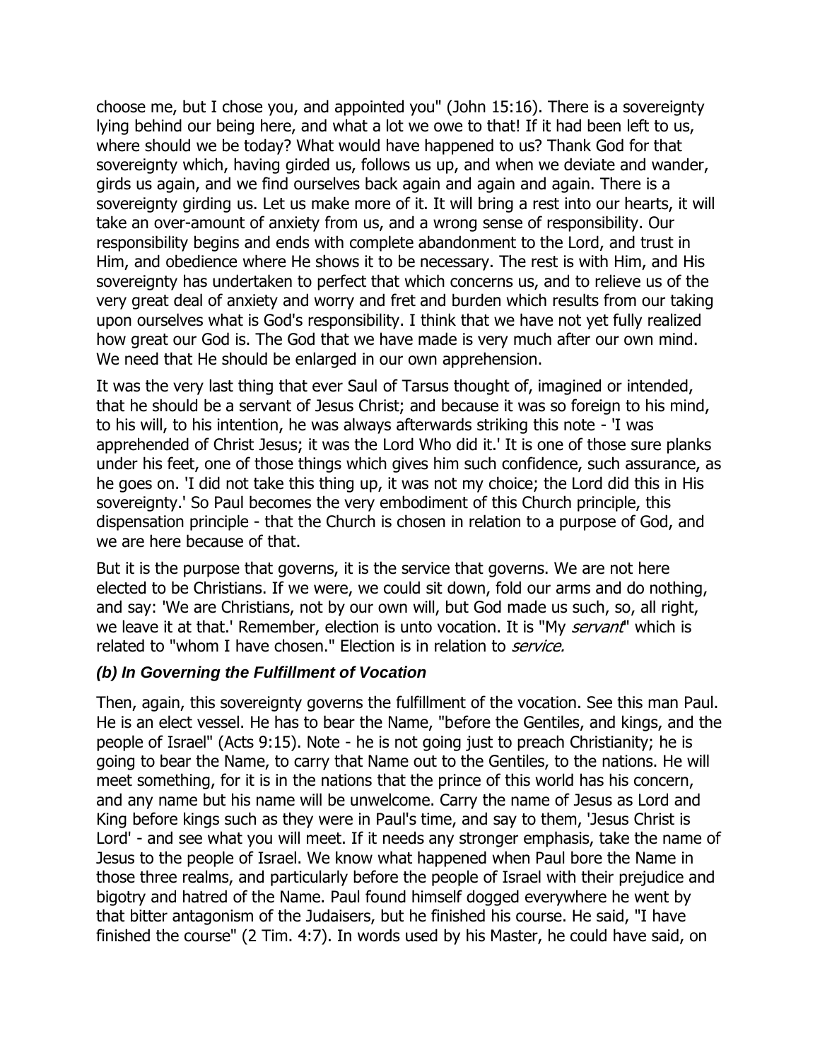choose me, but I chose you, and appointed you" (John 15:16). There is a sovereignty lying behind our being here, and what a lot we owe to that! If it had been left to us, where should we be today? What would have happened to us? Thank God for that sovereignty which, having girded us, follows us up, and when we deviate and wander, girds us again, and we find ourselves back again and again and again. There is a sovereignty girding us. Let us make more of it. It will bring a rest into our hearts, it will take an over-amount of anxiety from us, and a wrong sense of responsibility. Our responsibility begins and ends with complete abandonment to the Lord, and trust in Him, and obedience where He shows it to be necessary. The rest is with Him, and His sovereignty has undertaken to perfect that which concerns us, and to relieve us of the very great deal of anxiety and worry and fret and burden which results from our taking upon ourselves what is God's responsibility. I think that we have not yet fully realized how great our God is. The God that we have made is very much after our own mind. We need that He should be enlarged in our own apprehension.

It was the very last thing that ever Saul of Tarsus thought of, imagined or intended, that he should be a servant of Jesus Christ; and because it was so foreign to his mind, to his will, to his intention, he was always afterwards striking this note - 'I was apprehended of Christ Jesus; it was the Lord Who did it.' It is one of those sure planks under his feet, one of those things which gives him such confidence, such assurance, as he goes on. 'I did not take this thing up, it was not my choice; the Lord did this in His sovereignty.' So Paul becomes the very embodiment of this Church principle, this dispensation principle - that the Church is chosen in relation to a purpose of God, and we are here because of that.

But it is the purpose that governs, it is the service that governs. We are not here elected to be Christians. If we were, we could sit down, fold our arms and do nothing, and say: 'We are Christians, not by our own will, but God made us such, so, all right, we leave it at that.' Remember, election is unto vocation. It is "My *servant*" which is related to "whom I have chosen." Election is in relation to *service.*

### *(b) In Governing the Fulfillment of Vocation*

Then, again, this sovereignty governs the fulfillment of the vocation. See this man Paul. He is an elect vessel. He has to bear the Name, "before the Gentiles, and kings, and the people of Israel" (Acts 9:15). Note - he is not going just to preach Christianity; he is going to bear the Name, to carry that Name out to the Gentiles, to the nations. He will meet something, for it is in the nations that the prince of this world has his concern, and any name but his name will be unwelcome. Carry the name of Jesus as Lord and King before kings such as they were in Paul's time, and say to them, 'Jesus Christ is Lord' - and see what you will meet. If it needs any stronger emphasis, take the name of Jesus to the people of Israel. We know what happened when Paul bore the Name in those three realms, and particularly before the people of Israel with their prejudice and bigotry and hatred of the Name. Paul found himself dogged everywhere he went by that bitter antagonism of the Judaisers, but he finished his course. He said, "I have finished the course" (2 Tim. 4:7). In words used by his Master, he could have said, on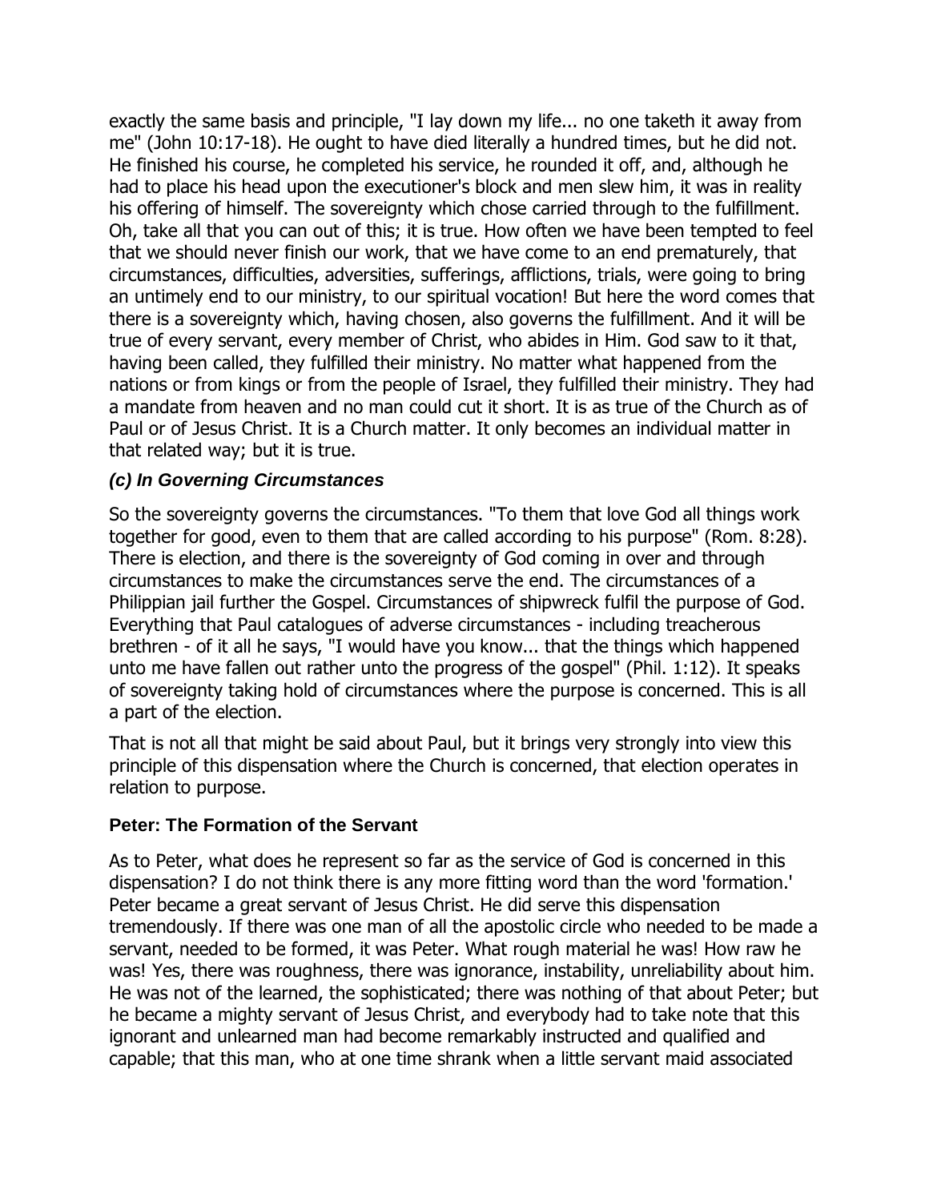exactly the same basis and principle, "I lay down my life... no one taketh it away from me" (John 10:17-18). He ought to have died literally a hundred times, but he did not. He finished his course, he completed his service, he rounded it off, and, although he had to place his head upon the executioner's block and men slew him, it was in reality his offering of himself. The sovereignty which chose carried through to the fulfillment. Oh, take all that you can out of this; it is true. How often we have been tempted to feel that we should never finish our work, that we have come to an end prematurely, that circumstances, difficulties, adversities, sufferings, afflictions, trials, were going to bring an untimely end to our ministry, to our spiritual vocation! But here the word comes that there is a sovereignty which, having chosen, also governs the fulfillment. And it will be true of every servant, every member of Christ, who abides in Him. God saw to it that, having been called, they fulfilled their ministry. No matter what happened from the nations or from kings or from the people of Israel, they fulfilled their ministry. They had a mandate from heaven and no man could cut it short. It is as true of the Church as of Paul or of Jesus Christ. It is a Church matter. It only becomes an individual matter in that related way; but it is true.

### *(c) In Governing Circumstances*

So the sovereignty governs the circumstances. "To them that love God all things work together for good, even to them that are called according to his purpose" (Rom. 8:28). There is election, and there is the sovereignty of God coming in over and through circumstances to make the circumstances serve the end. The circumstances of a Philippian jail further the Gospel. Circumstances of shipwreck fulfil the purpose of God. Everything that Paul catalogues of adverse circumstances - including treacherous brethren - of it all he says, "I would have you know... that the things which happened unto me have fallen out rather unto the progress of the gospel" (Phil. 1:12). It speaks of sovereignty taking hold of circumstances where the purpose is concerned. This is all a part of the election.

That is not all that might be said about Paul, but it brings very strongly into view this principle of this dispensation where the Church is concerned, that election operates in relation to purpose.

### Peter: The Formation of the Servant

As to Peter, what does he represent so far as the service of God is concerned in this dispensation? I do not think there is any more fitting word than the word 'formation.' Peter became a great servant of Jesus Christ. He did serve this dispensation tremendously. If there was one man of all the apostolic circle who needed to be made a servant, needed to be formed, it was Peter. What rough material he was! How raw he was! Yes, there was roughness, there was ignorance, instability, unreliability about him. He was not of the learned, the sophisticated; there was nothing of that about Peter; but he became a mighty servant of Jesus Christ, and everybody had to take note that this ignorant and unlearned man had become remarkably instructed and qualified and capable; that this man, who at one time shrank when a little servant maid associated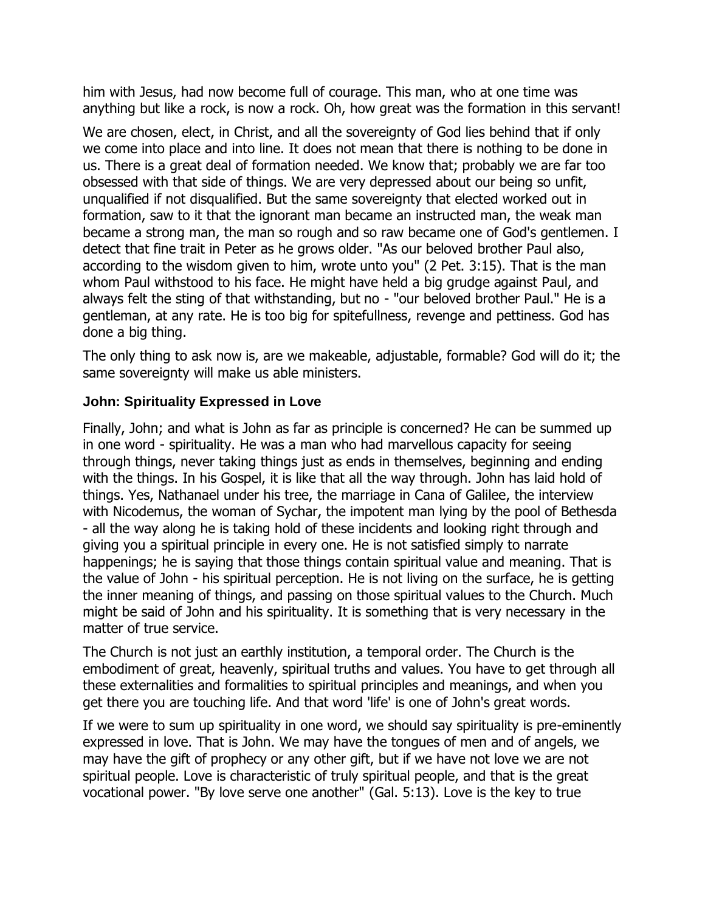him with Jesus, had now become full of courage. This man, who at one time was anything but like a rock, is now a rock. Oh, how great was the formation in this servant!

We are chosen, elect, in Christ, and all the sovereignty of God lies behind that if only we come into place and into line. It does not mean that there is nothing to be done in us. There is a great deal of formation needed. We know that; probably we are far too obsessed with that side of things. We are very depressed about our being so unfit, unqualified if not disqualified. But the same sovereignty that elected worked out in formation, saw to it that the ignorant man became an instructed man, the weak man became a strong man, the man so rough and so raw became one of God's gentlemen. I detect that fine trait in Peter as he grows older. "As our beloved brother Paul also, according to the wisdom given to him, wrote unto you" (2 Pet. 3:15). That is the man whom Paul withstood to his face. He might have held a big grudge against Paul, and always felt the sting of that withstanding, but no - "our beloved brother Paul." He is a gentleman, at any rate. He is too big for spitefullness, revenge and pettiness. God has done a big thing.

The only thing to ask now is, are we makeable, adjustable, formable? God will do it; the same sovereignty will make us able ministers.

### John: Spirituality Expressed in Love

Finally, John; and what is John as far as principle is concerned? He can be summed up in one word - spirituality. He was a man who had marvellous capacity for seeing through things, never taking things just as ends in themselves, beginning and ending with the things. In his Gospel, it is like that all the way through. John has laid hold of things. Yes, Nathanael under his tree, the marriage in Cana of Galilee, the interview with Nicodemus, the woman of Sychar, the impotent man lying by the pool of Bethesda - all the way along he is taking hold of these incidents and looking right through and giving you a spiritual principle in every one. He is not satisfied simply to narrate happenings; he is saying that those things contain spiritual value and meaning. That is the value of John - his spiritual perception. He is not living on the surface, he is getting the inner meaning of things, and passing on those spiritual values to the Church. Much might be said of John and his spirituality. It is something that is very necessary in the matter of true service.

The Church is not just an earthly institution, a temporal order. The Church is the embodiment of great, heavenly, spiritual truths and values. You have to get through all these externalities and formalities to spiritual principles and meanings, and when you get there you are touching life. And that word 'life' is one of John's great words.

If we were to sum up spirituality in one word, we should say spirituality is pre-eminently expressed in love. That is John. We may have the tongues of men and of angels, we may have the gift of prophecy or any other gift, but if we have not love we are not spiritual people. Love is characteristic of truly spiritual people, and that is the great vocational power. "By love serve one another" (Gal. 5:13). Love is the key to true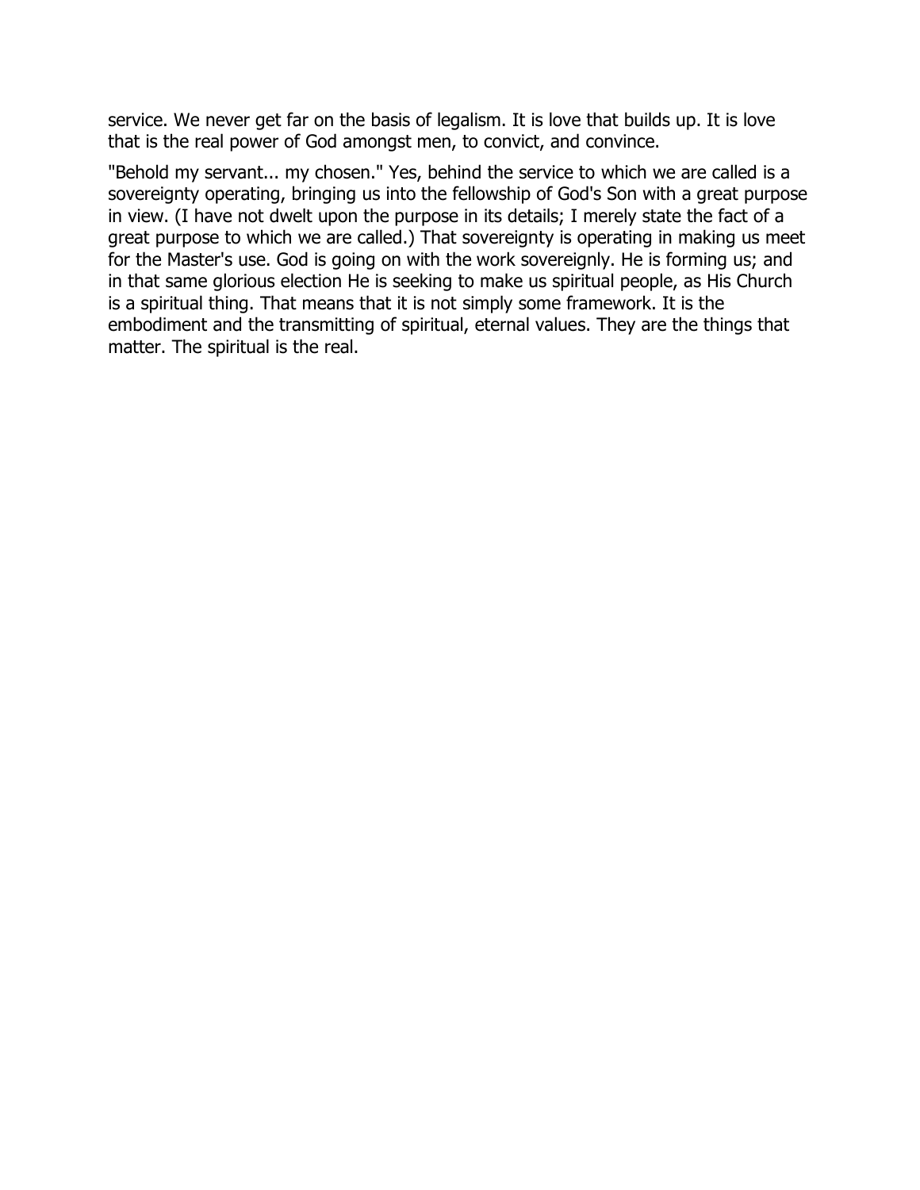service. We never get far on the basis of legalism. It is love that builds up. It is love that is the real power of God amongst men, to convict, and convince.

"Behold my servant... my chosen." Yes, behind the service to which we are called is a sovereignty operating, bringing us into the fellowship of God's Son with a great purpose in view. (I have not dwelt upon the purpose in its details; I merely state the fact of a great purpose to which we are called.) That sovereignty is operating in making us meet for the Master's use. God is going on with the work sovereignly. He is forming us; and in that same glorious election He is seeking to make us spiritual people, as His Church is a spiritual thing. That means that it is not simply some framework. It is the embodiment and the transmitting of spiritual, eternal values. They are the things that matter. The spiritual is the real.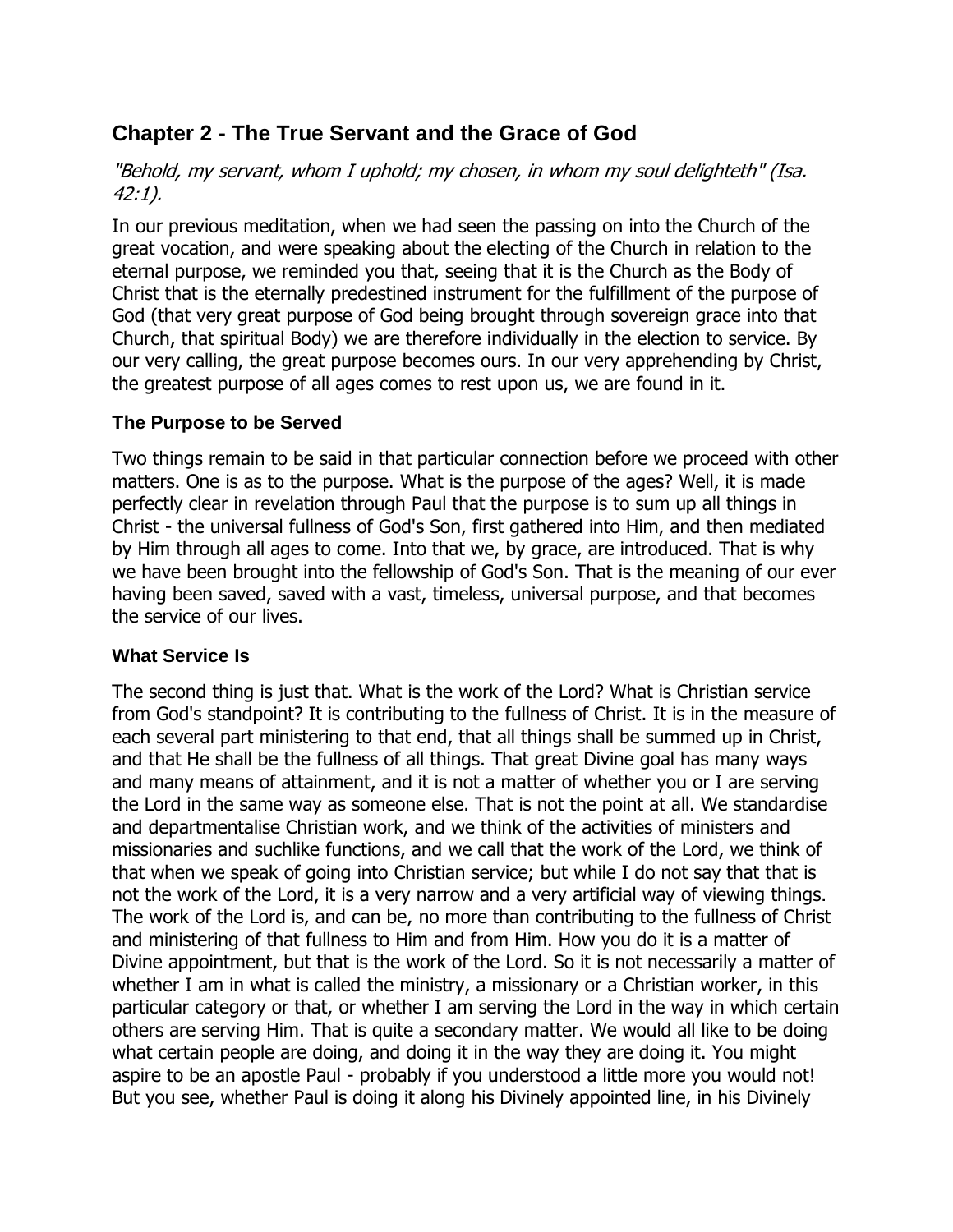## Chapter 2 - The True Servant and the Grace of God

*"Behold, my servant, whom I uphold; my chosen, in whom my soul delighteth" (Isa. 42:1).*

In our previous meditation, when we had seen the passing on into the Church of the great vocation, and were speaking about the electing of the Church in relation to the eternal purpose, we reminded you that, seeing that it is the Church as the Body of Christ that is the eternally predestined instrument for the fulfillment of the purpose of God (that very great purpose of God being brought through sovereign grace into that Church, that spiritual Body) we are therefore individually in the election to service. By our very calling, the great purpose becomes ours. In our very apprehending by Christ, the greatest purpose of all ages comes to rest upon us, we are found in it.

### The Purpose to be Served

Two things remain to be said in that particular connection before we proceed with other matters. One is as to the purpose. What is the purpose of the ages? Well, it is made perfectly clear in revelation through Paul that the purpose is to sum up all things in Christ - the universal fullness of God's Son, first gathered into Him, and then mediated by Him through all ages to come. Into that we, by grace, are introduced. That is why we have been brought into the fellowship of God's Son. That is the meaning of our ever having been saved, saved with a vast, timeless, universal purpose, and that becomes the service of our lives.

### What Service Is

The second thing is just that. What is the work of the Lord? What is Christian service from God's standpoint? It is contributing to the fullness of Christ. It is in the measure of each several part ministering to that end, that all things shall be summed up in Christ, and that He shall be the fullness of all things. That great Divine goal has many ways and many means of attainment, and it is not a matter of whether you or I are serving the Lord in the same way as someone else. That is not the point at all. We standardise and departmentalise Christian work, and we think of the activities of ministers and missionaries and suchlike functions, and we call that the work of the Lord, we think of that when we speak of going into Christian service; but while I do not say that that is not the work of the Lord, it is a very narrow and a very artificial way of viewing things. The work of the Lord is, and can be, no more than contributing to the fullness of Christ and ministering of that fullness to Him and from Him. How you do it is a matter of Divine appointment, but that is the work of the Lord. So it is not necessarily a matter of whether I am in what is called the ministry, a missionary or a Christian worker, in this particular category or that, or whether I am serving the Lord in the way in which certain others are serving Him. That is quite a secondary matter. We would all like to be doing what certain people are doing, and doing it in the way they are doing it. You might aspire to be an apostle Paul - probably if you understood a little more you would not! But you see, whether Paul is doing it along his Divinely appointed line, in his Divinely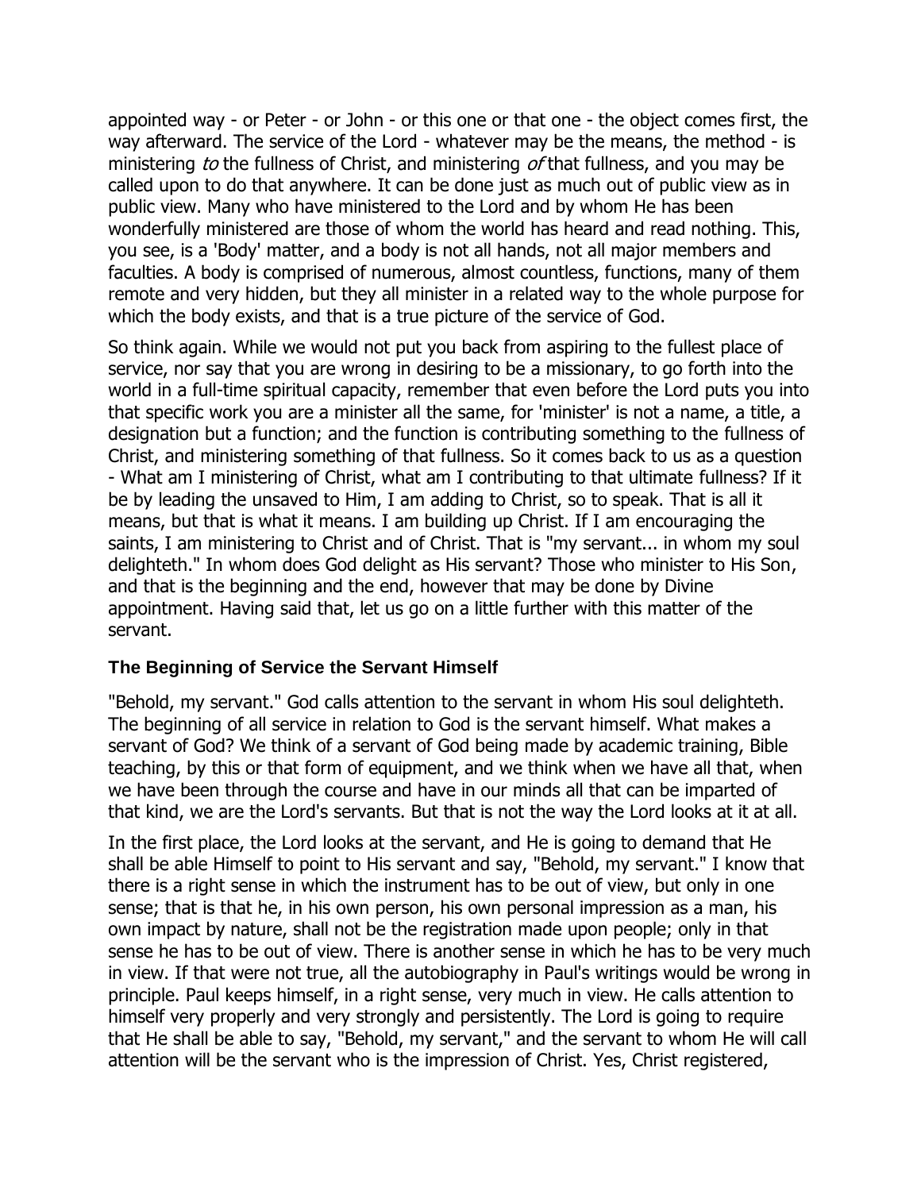appointed way - or Peter - or John - or this one or that one - the object comes first, the way afterward. The service of the Lord - whatever may be the means, the method - is ministering *to* the fullness of Christ, and ministering *of* that fullness, and you may be called upon to do that anywhere. It can be done just as much out of public view as in public view. Many who have ministered to the Lord and by whom He has been wonderfully ministered are those of whom the world has heard and read nothing. This, you see, is a 'Body' matter, and a body is not all hands, not all major members and faculties. A body is comprised of numerous, almost countless, functions, many of them remote and very hidden, but they all minister in a related way to the whole purpose for which the body exists, and that is a true picture of the service of God.

So think again. While we would not put you back from aspiring to the fullest place of service, nor say that you are wrong in desiring to be a missionary, to go forth into the world in a full-time spiritual capacity, remember that even before the Lord puts you into that specific work you are a minister all the same, for 'minister' is not a name, a title, a designation but a function; and the function is contributing something to the fullness of Christ, and ministering something of that fullness. So it comes back to us as a question - What am I ministering of Christ, what am I contributing to that ultimate fullness? If it be by leading the unsaved to Him, I am adding to Christ, so to speak. That is all it means, but that is what it means. I am building up Christ. If I am encouraging the saints, I am ministering to Christ and of Christ. That is "my servant... in whom my soul delighteth." In whom does God delight as His servant? Those who minister to His Son, and that is the beginning and the end, however that may be done by Divine appointment. Having said that, let us go on a little further with this matter of the servant.

### The Beginning of Service the Servant Himself

"Behold, my servant." God calls attention to the servant in whom His soul delighteth. The beginning of all service in relation to God is the servant himself. What makes a servant of God? We think of a servant of God being made by academic training, Bible teaching, by this or that form of equipment, and we think when we have all that, when we have been through the course and have in our minds all that can be imparted of that kind, we are the Lord's servants. But that is not the way the Lord looks at it at all.

In the first place, the Lord looks at the servant, and He is going to demand that He shall be able Himself to point to His servant and say, "Behold, my servant." I know that there is a right sense in which the instrument has to be out of view, but only in one sense; that is that he, in his own person, his own personal impression as a man, his own impact by nature, shall not be the registration made upon people; only in that sense he has to be out of view. There is another sense in which he has to be very much in view. If that were not true, all the autobiography in Paul's writings would be wrong in principle. Paul keeps himself, in a right sense, very much in view. He calls attention to himself very properly and very strongly and persistently. The Lord is going to require that He shall be able to say, "Behold, my servant," and the servant to whom He will call attention will be the servant who is the impression of Christ. Yes, Christ registered,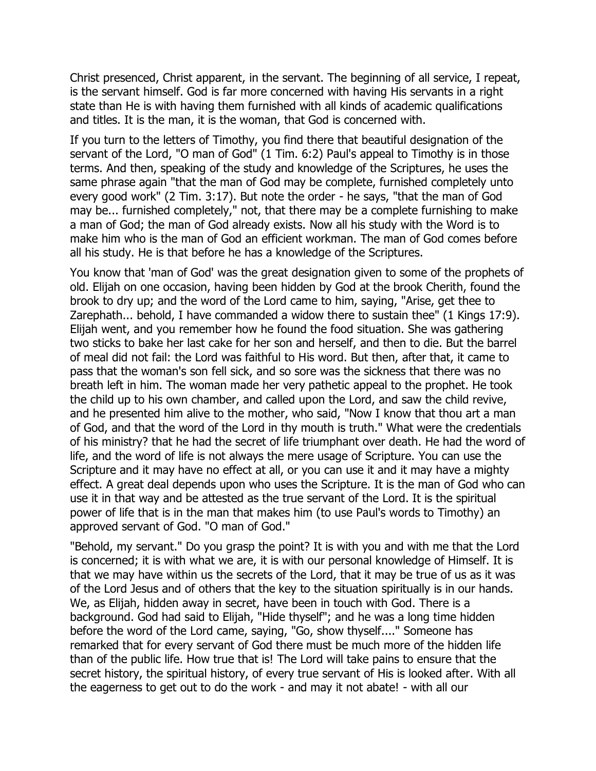Christ presenced, Christ apparent, in the servant. The beginning of all service, I repeat, is the servant himself. God is far more concerned with having His servants in a right state than He is with having them furnished with all kinds of academic qualifications and titles. It is the man, it is the woman, that God is concerned with.

If you turn to the letters of Timothy, you find there that beautiful designation of the servant of the Lord, "O man of God" (1 Tim. 6:2) Paul's appeal to Timothy is in those terms. And then, speaking of the study and knowledge of the Scriptures, he uses the same phrase again "that the man of God may be complete, furnished completely unto every good work" (2 Tim. 3:17). But note the order - he says, "that the man of God may be... furnished completely," not, that there may be a complete furnishing to make a man of God; the man of God already exists. Now all his study with the Word is to make him who is the man of God an efficient workman. The man of God comes before all his study. He is that before he has a knowledge of the Scriptures.

You know that 'man of God' was the great designation given to some of the prophets of old. Elijah on one occasion, having been hidden by God at the brook Cherith, found the brook to dry up; and the word of the Lord came to him, saying, "Arise, get thee to Zarephath... behold, I have commanded a widow there to sustain thee" (1 Kings 17:9). Elijah went, and you remember how he found the food situation. She was gathering two sticks to bake her last cake for her son and herself, and then to die. But the barrel of meal did not fail: the Lord was faithful to His word. But then, after that, it came to pass that the woman's son fell sick, and so sore was the sickness that there was no breath left in him. The woman made her very pathetic appeal to the prophet. He took the child up to his own chamber, and called upon the Lord, and saw the child revive, and he presented him alive to the mother, who said, "Now I know that thou art a man of God, and that the word of the Lord in thy mouth is truth." What were the credentials of his ministry? that he had the secret of life triumphant over death. He had the word of life, and the word of life is not always the mere usage of Scripture. You can use the Scripture and it may have no effect at all, or you can use it and it may have a mighty effect. A great deal depends upon who uses the Scripture. It is the man of God who can use it in that way and be attested as the true servant of the Lord. It is the spiritual power of life that is in the man that makes him (to use Paul's words to Timothy) an approved servant of God. "O man of God."

"Behold, my servant." Do you grasp the point? It is with you and with me that the Lord is concerned; it is with what we are, it is with our personal knowledge of Himself. It is that we may have within us the secrets of the Lord, that it may be true of us as it was of the Lord Jesus and of others that the key to the situation spiritually is in our hands. We, as Elijah, hidden away in secret, have been in touch with God. There is a background. God had said to Elijah, "Hide thyself"; and he was a long time hidden before the word of the Lord came, saying, "Go, show thyself...." Someone has remarked that for every servant of God there must be much more of the hidden life than of the public life. How true that is! The Lord will take pains to ensure that the secret history, the spiritual history, of every true servant of His is looked after. With all the eagerness to get out to do the work - and may it not abate! - with all our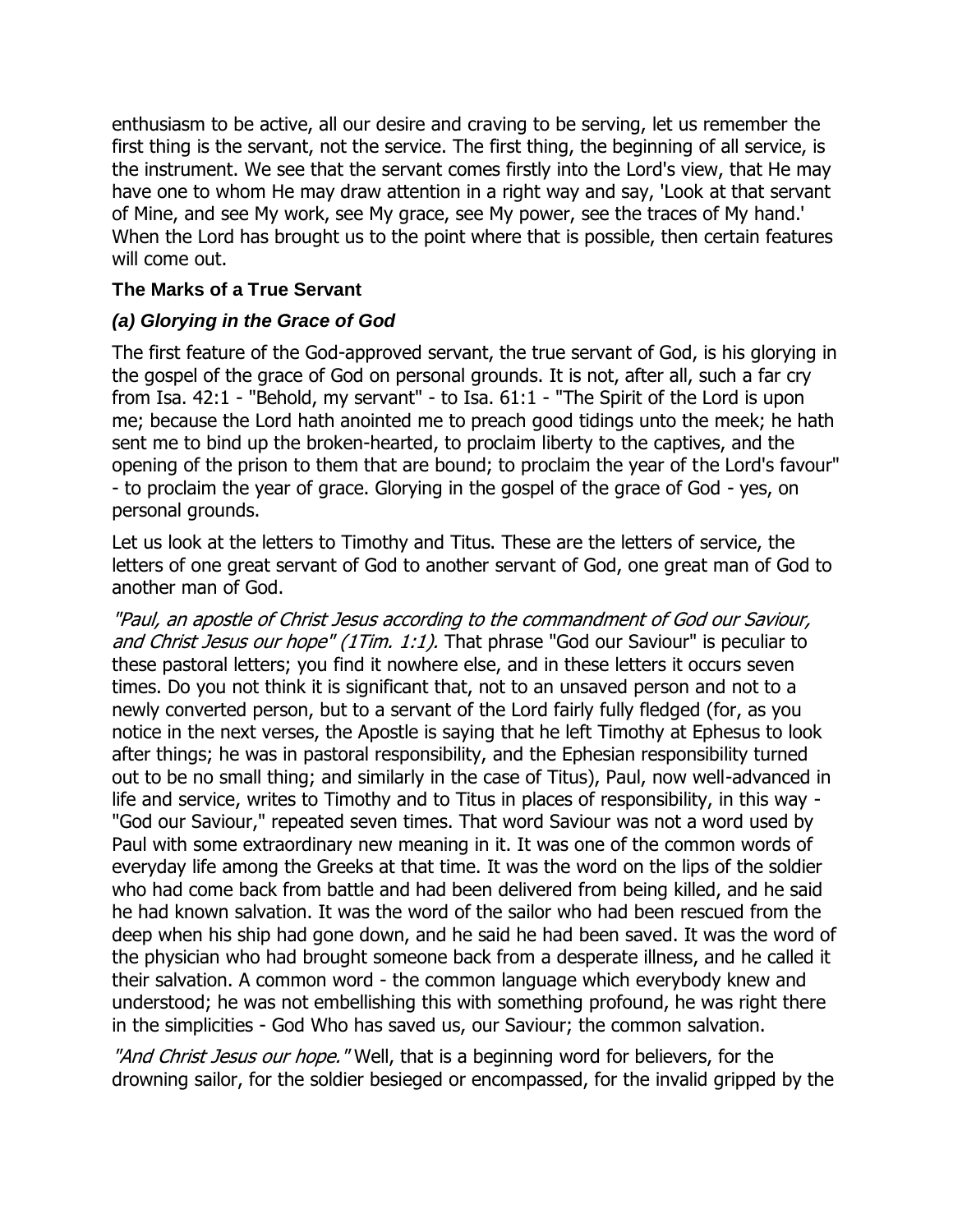enthusiasm to be active, all our desire and craving to be serving, let us remember the first thing is the servant, not the service. The first thing, the beginning of all service, is the instrument. We see that the servant comes firstly into the Lord's view, that He may have one to whom He may draw attention in a right way and say, 'Look at that servant of Mine, and see My work, see My grace, see My power, see the traces of My hand.' When the Lord has brought us to the point where that is possible, then certain features will come out.

### The Marks of a True Servant

#### *(a) Glorying in the Grace of God*

The first feature of the God-approved servant, the true servant of God, is his glorying in the gospel of the grace of God on personal grounds. It is not, after all, such a far cry from Isa. 42:1 - "Behold, my servant" - to Isa. 61:1 - "The Spirit of the Lord is upon me; because the Lord hath anointed me to preach good tidings unto the meek; he hath sent me to bind up the broken-hearted, to proclaim liberty to the captives, and the opening of the prison to them that are bound; to proclaim the year of the Lord's favour" - to proclaim the year of grace. Glorying in the gospel of the grace of God - yes, on personal grounds.

Let us look at the letters to Timothy and Titus. These are the letters of service, the letters of one great servant of God to another servant of God, one great man of God to another man of God.

*"Paul, an apostle of Christ Jesus according to the commandment of God our Saviour, and Christ Jesus our hope" (1Tim. 1:1).* That phrase "God our Saviour" is peculiar to these pastoral letters; you find it nowhere else, and in these letters it occurs seven times. Do you not think it is significant that, not to an unsaved person and not to a newly converted person, but to a servant of the Lord fairly fully fledged (for, as you notice in the next verses, the Apostle is saying that he left Timothy at Ephesus to look after things; he was in pastoral responsibility, and the Ephesian responsibility turned out to be no small thing; and similarly in the case of Titus), Paul, now well-advanced in life and service, writes to Timothy and to Titus in places of responsibility, in this way - "God our Saviour," repeated seven times. That word Saviour was not a word used by Paul with some extraordinary new meaning in it. It was one of the common words of everyday life among the Greeks at that time. It was the word on the lips of the soldier who had come back from battle and had been delivered from being killed, and he said he had known salvation. It was the word of the sailor who had been rescued from the deep when his ship had gone down, and he said he had been saved. It was the word of the physician who had brought someone back from a desperate illness, and he called it their salvation. A common word - the common language which everybody knew and understood; he was not embellishing this with something profound, he was right there in the simplicities - God Who has saved us, our Saviour; the common salvation.

*"And Christ Jesus our hope."* Well, that is a beginning word for believers, for the drowning sailor, for the soldier besieged or encompassed, for the invalid gripped by the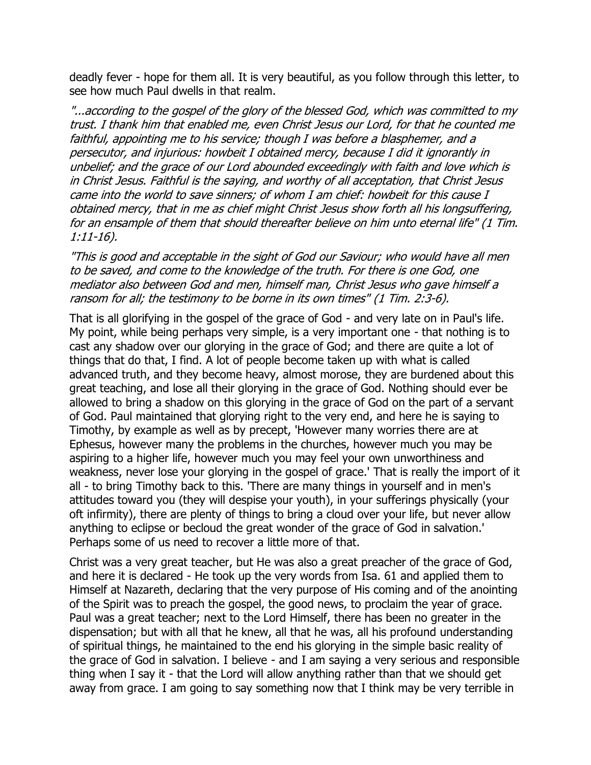deadly fever - hope for them all. It is very beautiful, as you follow through this letter, to see how much Paul dwells in that realm.

*"...according to the gospel of the glory of the blessed God, which was committed to my trust. I thank him that enabled me, even Christ Jesus our Lord, for that he counted me faithful, appointing me to his service; though I was before a blasphemer, and a persecutor, and injurious: howbeit I obtained mercy, because I did it ignorantly in unbelief; and the grace of our Lord abounded exceedingly with faith and love which is in Christ Jesus. Faithful is the saying, and worthy of all acceptation, that Christ Jesus came into the world to save sinners; of whom I am chief: howbeit for this cause I obtained mercy, that in me as chief might Christ Jesus show forth all his longsuffering, for an ensample of them that should thereafter believe on him unto eternal life" (1 Tim. 1:11-16).*

*"This is good and acceptable in the sight of God our Saviour; who would have all men to be saved, and come to the knowledge of the truth. For there is one God, one mediator also between God and men, himself man, Christ Jesus who gave himself a ransom for all; the testimony to be borne in its own times" (1 Tim. 2:3-6).*

That is all glorifying in the gospel of the grace of God - and very late on in Paul's life. My point, while being perhaps very simple, is a very important one - that nothing is to cast any shadow over our glorying in the grace of God; and there are quite a lot of things that do that, I find. A lot of people become taken up with what is called advanced truth, and they become heavy, almost morose, they are burdened about this great teaching, and lose all their glorying in the grace of God. Nothing should ever be allowed to bring a shadow on this glorying in the grace of God on the part of a servant of God. Paul maintained that glorying right to the very end, and here he is saying to Timothy, by example as well as by precept, 'However many worries there are at Ephesus, however many the problems in the churches, however much you may be aspiring to a higher life, however much you may feel your own unworthiness and weakness, never lose your glorying in the gospel of grace.' That is really the import of it all - to bring Timothy back to this. 'There are many things in yourself and in men's attitudes toward you (they will despise your youth), in your sufferings physically (your oft infirmity), there are plenty of things to bring a cloud over your life, but never allow anything to eclipse or becloud the great wonder of the grace of God in salvation.' Perhaps some of us need to recover a little more of that.

Christ was a very great teacher, but He was also a great preacher of the grace of God, and here it is declared - He took up the very words from Isa. 61 and applied them to Himself at Nazareth, declaring that the very purpose of His coming and of the anointing of the Spirit was to preach the gospel, the good news, to proclaim the year of grace. Paul was a great teacher; next to the Lord Himself, there has been no greater in the dispensation; but with all that he knew, all that he was, all his profound understanding of spiritual things, he maintained to the end his glorying in the simple basic reality of the grace of God in salvation. I believe - and I am saying a very serious and responsible thing when I say it - that the Lord will allow anything rather than that we should get away from grace. I am going to say something now that I think may be very terrible in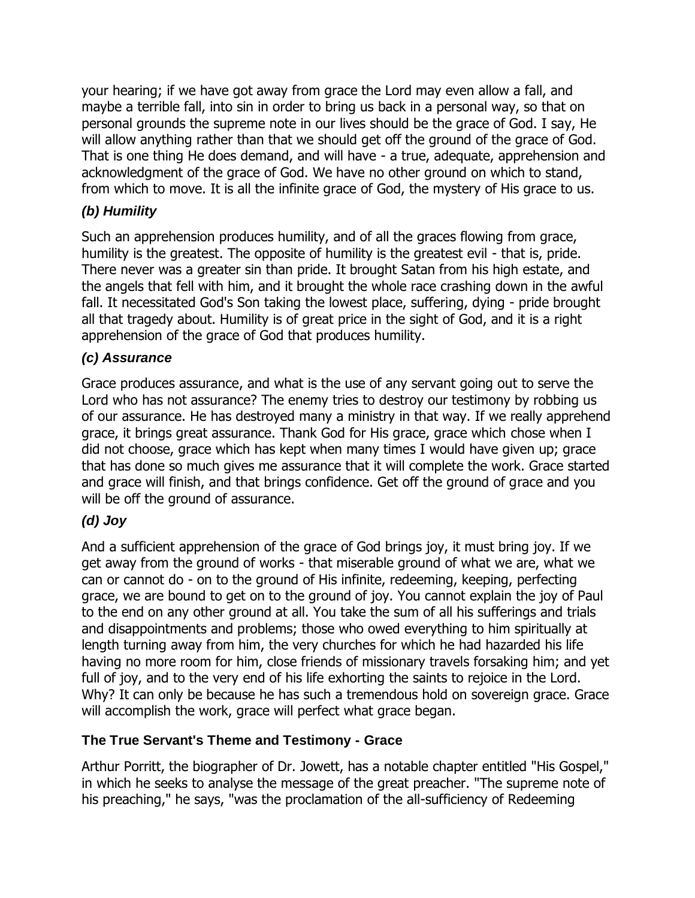your hearing; if we have got away from grace the Lord may even allow a fall, and maybe a terrible fall, into sin in order to bring us back in a personal way, so that on personal grounds the supreme note in our lives should be the grace of God. I say, He will allow anything rather than that we should get off the ground of the grace of God. That is one thing He does demand, and will have - a true, adequate, apprehension and acknowledgment of the grace of God. We have no other ground on which to stand, from which to move. It is all the infinite grace of God, the mystery of His grace to us.

### *(b) Humility*

Such an apprehension produces humility, and of all the graces flowing from grace, humility is the greatest. The opposite of humility is the greatest evil - that is, pride. There never was a greater sin than pride. It brought Satan from his high estate, and the angels that fell with him, and it brought the whole race crashing down in the awful fall. It necessitated God's Son taking the lowest place, suffering, dying - pride brought all that tragedy about. Humility is of great price in the sight of God, and it is a right apprehension of the grace of God that produces humility.

### *(c) Assurance*

Grace produces assurance, and what is the use of any servant going out to serve the Lord who has not assurance? The enemy tries to destroy our testimony by robbing us of our assurance. He has destroyed many a ministry in that way. If we really apprehend grace, it brings great assurance. Thank God for His grace, grace which chose when I did not choose, grace which has kept when many times I would have given up; grace that has done so much gives me assurance that it will complete the work. Grace started and grace will finish, and that brings confidence. Get off the ground of grace and you will be off the ground of assurance.

### *(d) Joy*

And a sufficient apprehension of the grace of God brings joy, it must bring joy. If we get away from the ground of works - that miserable ground of what we are, what we can or cannot do - on to the ground of His infinite, redeeming, keeping, perfecting grace, we are bound to get on to the ground of joy. You cannot explain the joy of Paul to the end on any other ground at all. You take the sum of all his sufferings and trials and disappointments and problems; those who owed everything to him spiritually at length turning away from him, the very churches for which he had hazarded his life having no more room for him, close friends of missionary travels forsaking him; and yet full of joy, and to the very end of his life exhorting the saints to rejoice in the Lord. Why? It can only be because he has such a tremendous hold on sovereign grace. Grace will accomplish the work, grace will perfect what grace began.

## The True Servant's Theme and Testimony - Grace

Arthur Porritt, the biographer of Dr. Jowett, has a notable chapter entitled "His Gospel," in which he seeks to analyse the message of the great preacher. "The supreme note of his preaching," he says, "was the proclamation of the all-sufficiency of Redeeming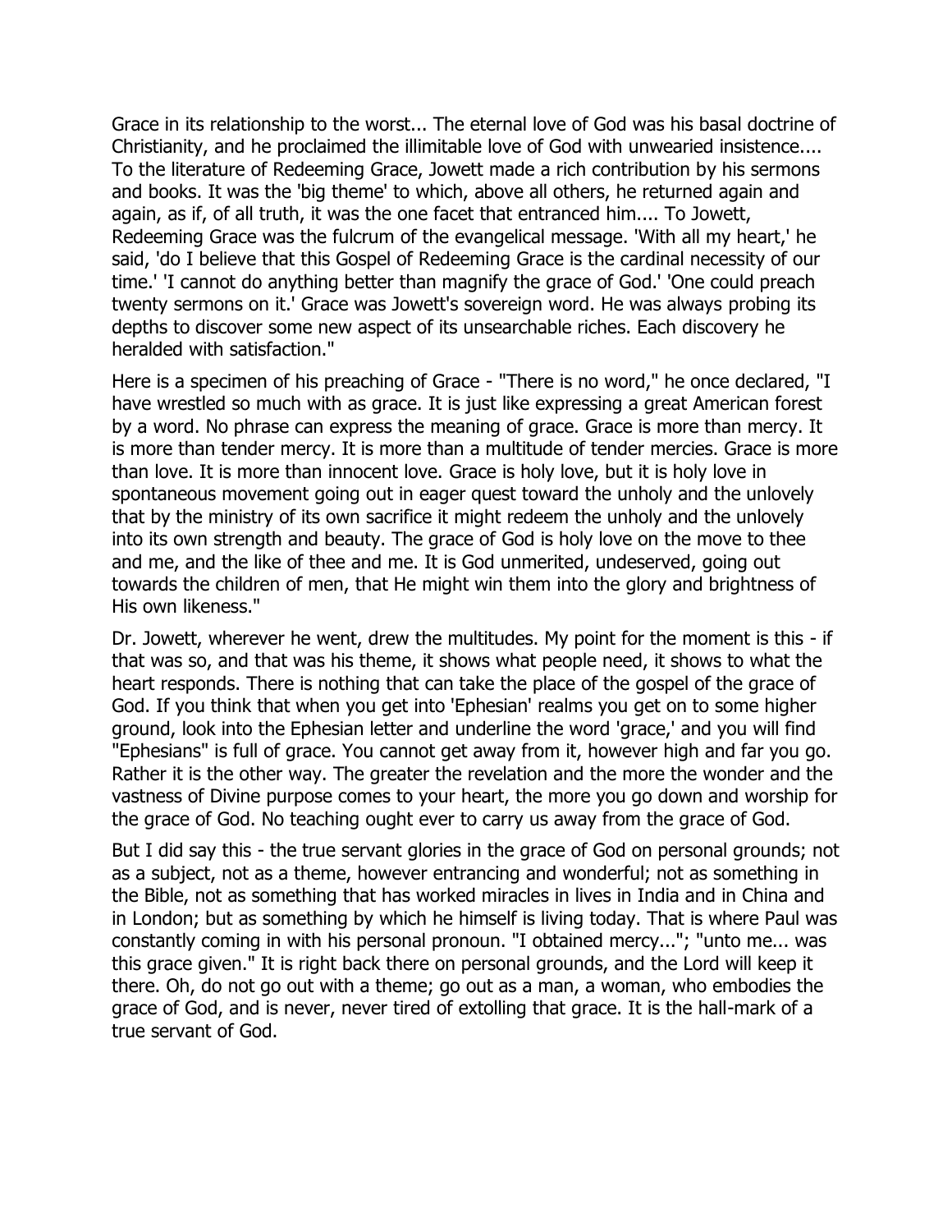Grace in its relationship to the worst... The eternal love of God was his basal doctrine of Christianity, and he proclaimed the illimitable love of God with unwearied insistence.... To the literature of Redeeming Grace, Jowett made a rich contribution by his sermons and books. It was the 'big theme' to which, above all others, he returned again and again, as if, of all truth, it was the one facet that entranced him.... To Jowett, Redeeming Grace was the fulcrum of the evangelical message. 'With all my heart,' he said, 'do I believe that this Gospel of Redeeming Grace is the cardinal necessity of our time.' 'I cannot do anything better than magnify the grace of God.' 'One could preach twenty sermons on it.' Grace was Jowett's sovereign word. He was always probing its depths to discover some new aspect of its unsearchable riches. Each discovery he heralded with satisfaction."

Here is a specimen of his preaching of Grace - "There is no word," he once declared, "I have wrestled so much with as grace. It is just like expressing a great American forest by a word. No phrase can express the meaning of grace. Grace is more than mercy. It is more than tender mercy. It is more than a multitude of tender mercies. Grace is more than love. It is more than innocent love. Grace is holy love, but it is holy love in spontaneous movement going out in eager quest toward the unholy and the unlovely that by the ministry of its own sacrifice it might redeem the unholy and the unlovely into its own strength and beauty. The grace of God is holy love on the move to thee and me, and the like of thee and me. It is God unmerited, undeserved, going out towards the children of men, that He might win them into the glory and brightness of His own likeness."

Dr. Jowett, wherever he went, drew the multitudes. My point for the moment is this - if that was so, and that was his theme, it shows what people need, it shows to what the heart responds. There is nothing that can take the place of the gospel of the grace of God. If you think that when you get into 'Ephesian' realms you get on to some higher ground, look into the Ephesian letter and underline the word 'grace,' and you will find "Ephesians" is full of grace. You cannot get away from it, however high and far you go. Rather it is the other way. The greater the revelation and the more the wonder and the vastness of Divine purpose comes to your heart, the more you go down and worship for the grace of God. No teaching ought ever to carry us away from the grace of God.

But I did say this - the true servant glories in the grace of God on personal grounds; not as a subject, not as a theme, however entrancing and wonderful; not as something in the Bible, not as something that has worked miracles in lives in India and in China and in London; but as something by which he himself is living today. That is where Paul was constantly coming in with his personal pronoun. "I obtained mercy..."; "unto me... was this grace given." It is right back there on personal grounds, and the Lord will keep it there. Oh, do not go out with a theme; go out as a man, a woman, who embodies the grace of God, and is never, never tired of extolling that grace. It is the hall-mark of a true servant of God.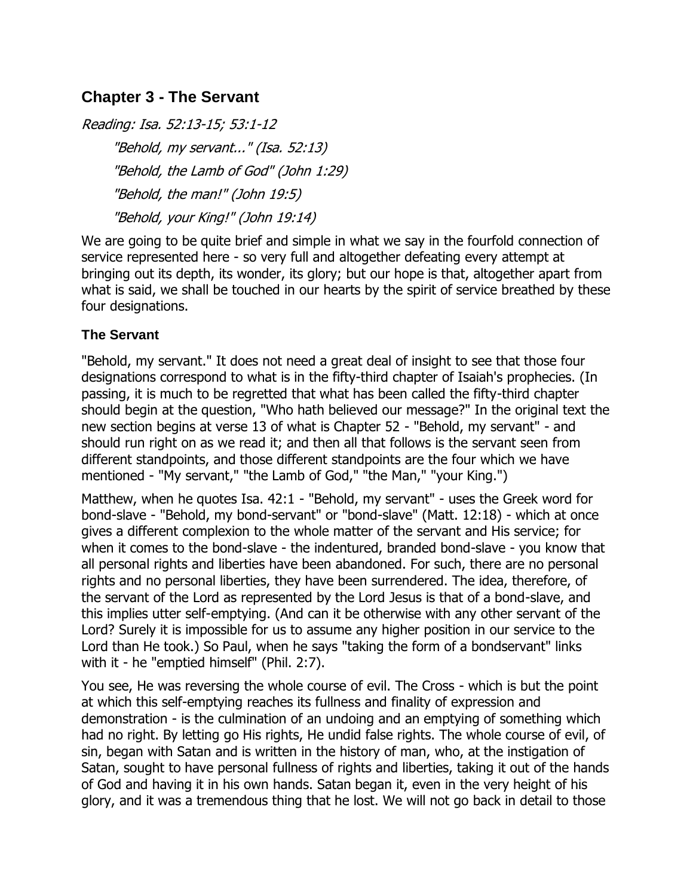## Chapter 3 - The Servant

*Reading: Isa. 52:13-15; 53:1-12*

> *"Behold, my servant..." (Isa. 52:13)*
>
> *"Behold, the Lamb of God" (John 1:29)*
>
> *"Behold, the man!" (John 19:5)*
>
> *"Behold, your King!" (John 19:14)*

We are going to be quite brief and simple in what we say in the fourfold connection of service represented here - so very full and altogether defeating every attempt at bringing out its depth, its wonder, its glory; but our hope is that, altogether apart from what is said, we shall be touched in our hearts by the spirit of service breathed by these four designations.

### The Servant

"Behold, my servant." It does not need a great deal of insight to see that those four designations correspond to what is in the fifty-third chapter of Isaiah's prophecies. (In passing, it is much to be regretted that what has been called the fifty-third chapter should begin at the question, "Who hath believed our message?" In the original text the new section begins at verse 13 of what is Chapter 52 - "Behold, my servant" - and should run right on as we read it; and then all that follows is the servant seen from different standpoints, and those different standpoints are the four which we have mentioned - "My servant," "the Lamb of God," "the Man," "your King.")

Matthew, when he quotes Isa. 42:1 - "Behold, my servant" - uses the Greek word for bond-slave - "Behold, my bond-servant" or "bond-slave" (Matt. 12:18) - which at once gives a different complexion to the whole matter of the servant and His service; for when it comes to the bond-slave - the indentured, branded bond-slave - you know that all personal rights and liberties have been abandoned. For such, there are no personal rights and no personal liberties, they have been surrendered. The idea, therefore, of the servant of the Lord as represented by the Lord Jesus is that of a bond-slave, and this implies utter self-emptying. (And can it be otherwise with any other servant of the Lord? Surely it is impossible for us to assume any higher position in our service to the Lord than He took.) So Paul, when he says "taking the form of a bondservant" links with it - he "emptied himself" (Phil. 2:7).

You see, He was reversing the whole course of evil. The Cross - which is but the point at which this self-emptying reaches its fullness and finality of expression and demonstration - is the culmination of an undoing and an emptying of something which had no right. By letting go His rights, He undid false rights. The whole course of evil, of sin, began with Satan and is written in the history of man, who, at the instigation of Satan, sought to have personal fullness of rights and liberties, taking it out of the hands of God and having it in his own hands. Satan began it, even in the very height of his glory, and it was a tremendous thing that he lost. We will not go back in detail to those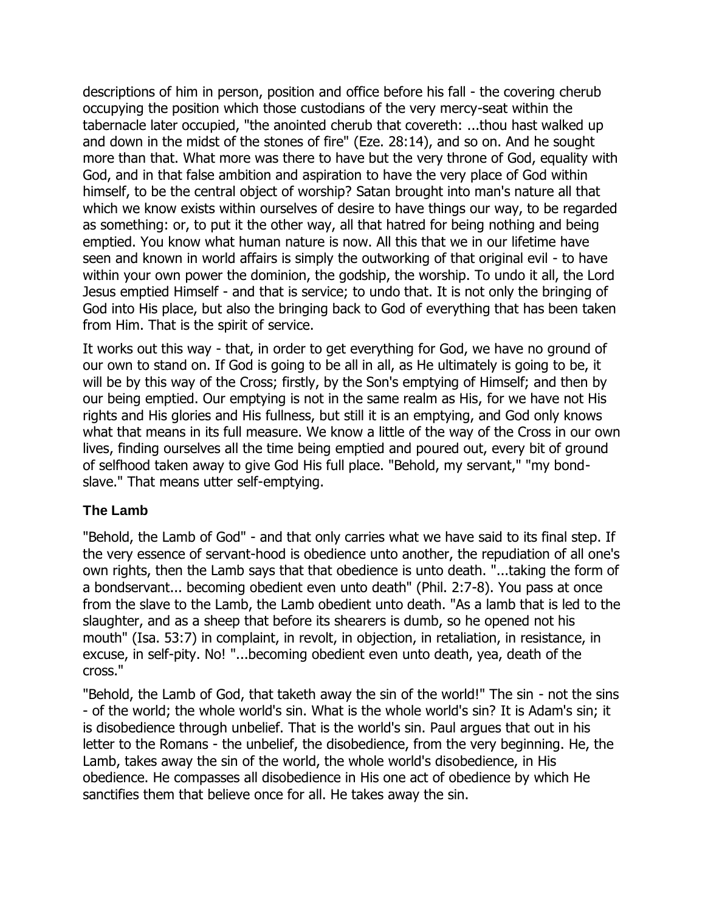descriptions of him in person, position and office before his fall - the covering cherub occupying the position which those custodians of the very mercy-seat within the tabernacle later occupied, "the anointed cherub that covereth: ...thou hast walked up and down in the midst of the stones of fire" (Eze. 28:14), and so on. And he sought more than that. What more was there to have but the very throne of God, equality with God, and in that false ambition and aspiration to have the very place of God within himself, to be the central object of worship? Satan brought into man's nature all that which we know exists within ourselves of desire to have things our way, to be regarded as something: or, to put it the other way, all that hatred for being nothing and being emptied. You know what human nature is now. All this that we in our lifetime have seen and known in world affairs is simply the outworking of that original evil - to have within your own power the dominion, the godship, the worship. To undo it all, the Lord Jesus emptied Himself - and that is service; to undo that. It is not only the bringing of God into His place, but also the bringing back to God of everything that has been taken from Him. That is the spirit of service.

It works out this way - that, in order to get everything for God, we have no ground of our own to stand on. If God is going to be all in all, as He ultimately is going to be, it will be by this way of the Cross; firstly, by the Son's emptying of Himself; and then by our being emptied. Our emptying is not in the same realm as His, for we have not His rights and His glories and His fullness, but still it is an emptying, and God only knows what that means in its full measure. We know a little of the way of the Cross in our own lives, finding ourselves all the time being emptied and poured out, every bit of ground of selfhood taken away to give God His full place. "Behold, my servant," "my bond-slave." That means utter self-emptying.

### The Lamb

"Behold, the Lamb of God" - and that only carries what we have said to its final step. If the very essence of servant-hood is obedience unto another, the repudiation of all one's own rights, then the Lamb says that that obedience is unto death. "...taking the form of a bondservant... becoming obedient even unto death" (Phil. 2:7-8). You pass at once from the slave to the Lamb, the Lamb obedient unto death. "As a lamb that is led to the slaughter, and as a sheep that before its shearers is dumb, so he opened not his mouth" (Isa. 53:7) in complaint, in revolt, in objection, in retaliation, in resistance, in excuse, in self-pity. No! "...becoming obedient even unto death, yea, death of the cross."

"Behold, the Lamb of God, that taketh away the sin of the world!" The sin - not the sins - of the world; the whole world's sin. What is the whole world's sin? It is Adam's sin; it is disobedience through unbelief. That is the world's sin. Paul argues that out in his letter to the Romans - the unbelief, the disobedience, from the very beginning. He, the Lamb, takes away the sin of the world, the whole world's disobedience, in His obedience. He compasses all disobedience in His one act of obedience by which He sanctifies them that believe once for all. He takes away the sin.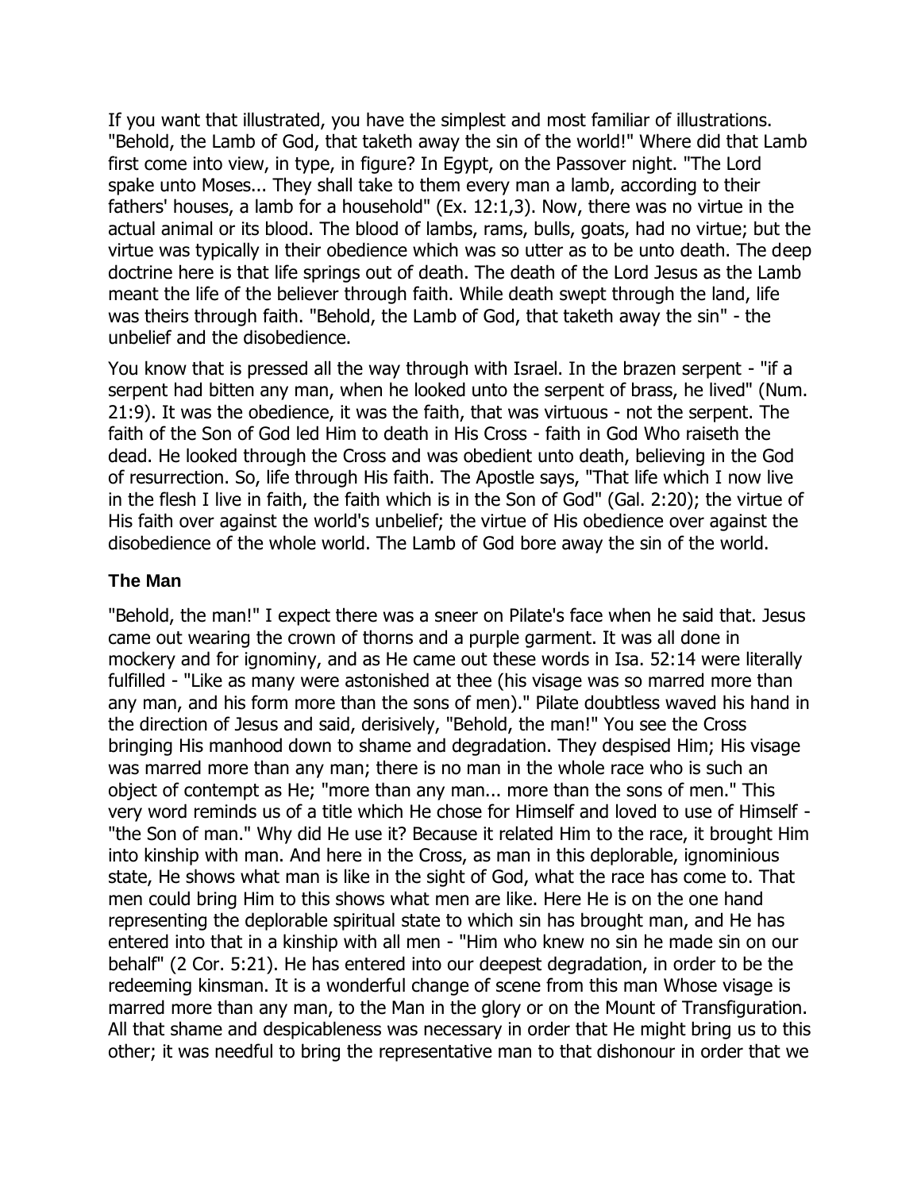If you want that illustrated, you have the simplest and most familiar of illustrations. "Behold, the Lamb of God, that taketh away the sin of the world!" Where did that Lamb first come into view, in type, in figure? In Egypt, on the Passover night. "The Lord spake unto Moses... They shall take to them every man a lamb, according to their fathers' houses, a lamb for a household" (Ex. 12:1,3). Now, there was no virtue in the actual animal or its blood. The blood of lambs, rams, bulls, goats, had no virtue; but the virtue was typically in their obedience which was so utter as to be unto death. The deep doctrine here is that life springs out of death. The death of the Lord Jesus as the Lamb meant the life of the believer through faith. While death swept through the land, life was theirs through faith. "Behold, the Lamb of God, that taketh away the sin" - the unbelief and the disobedience.

You know that is pressed all the way through with Israel. In the brazen serpent - "if a serpent had bitten any man, when he looked unto the serpent of brass, he lived" (Num. 21:9). It was the obedience, it was the faith, that was virtuous - not the serpent. The faith of the Son of God led Him to death in His Cross - faith in God Who raiseth the dead. He looked through the Cross and was obedient unto death, believing in the God of resurrection. So, life through His faith. The Apostle says, "That life which I now live in the flesh I live in faith, the faith which is in the Son of God" (Gal. 2:20); the virtue of His faith over against the world's unbelief; the virtue of His obedience over against the disobedience of the whole world. The Lamb of God bore away the sin of the world.

### The Man

"Behold, the man!" I expect there was a sneer on Pilate's face when he said that. Jesus came out wearing the crown of thorns and a purple garment. It was all done in mockery and for ignominy, and as He came out these words in Isa. 52:14 were literally fulfilled - "Like as many were astonished at thee (his visage was so marred more than any man, and his form more than the sons of men)." Pilate doubtless waved his hand in the direction of Jesus and said, derisively, "Behold, the man!" You see the Cross bringing His manhood down to shame and degradation. They despised Him; His visage was marred more than any man; there is no man in the whole race who is such an object of contempt as He; "more than any man... more than the sons of men." This very word reminds us of a title which He chose for Himself and loved to use of Himself - "the Son of man." Why did He use it? Because it related Him to the race, it brought Him into kinship with man. And here in the Cross, as man in this deplorable, ignominious state, He shows what man is like in the sight of God, what the race has come to. That men could bring Him to this shows what men are like. Here He is on the one hand representing the deplorable spiritual state to which sin has brought man, and He has entered into that in a kinship with all men - "Him who knew no sin he made sin on our behalf" (2 Cor. 5:21). He has entered into our deepest degradation, in order to be the redeeming kinsman. It is a wonderful change of scene from this man Whose visage is marred more than any man, to the Man in the glory or on the Mount of Transfiguration. All that shame and despicableness was necessary in order that He might bring us to this other; it was needful to bring the representative man to that dishonour in order that we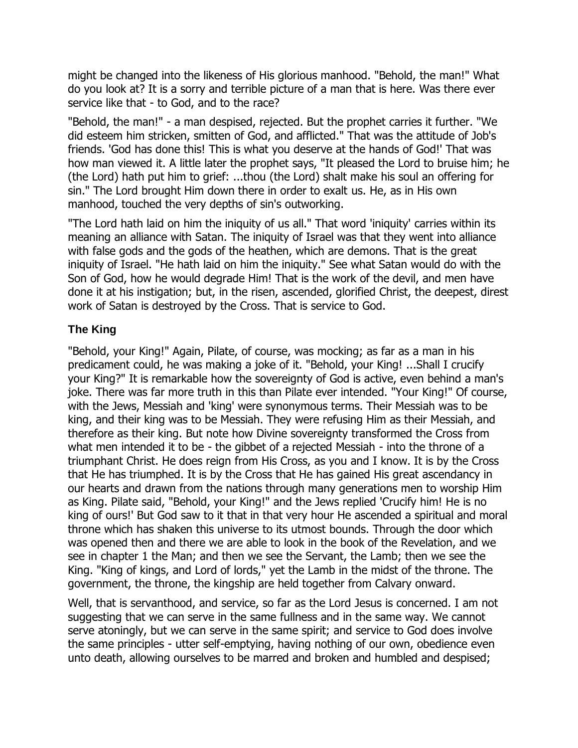might be changed into the likeness of His glorious manhood. "Behold, the man!" What do you look at? It is a sorry and terrible picture of a man that is here. Was there ever service like that - to God, and to the race?

"Behold, the man!" - a man despised, rejected. But the prophet carries it further. "We did esteem him stricken, smitten of God, and afflicted." That was the attitude of Job's friends. 'God has done this! This is what you deserve at the hands of God!' That was how man viewed it. A little later the prophet says, "It pleased the Lord to bruise him; he (the Lord) hath put him to grief: ...thou (the Lord) shalt make his soul an offering for sin." The Lord brought Him down there in order to exalt us. He, as in His own manhood, touched the very depths of sin's outworking.

"The Lord hath laid on him the iniquity of us all." That word 'iniquity' carries within its meaning an alliance with Satan. The iniquity of Israel was that they went into alliance with false gods and the gods of the heathen, which are demons. That is the great iniquity of Israel. "He hath laid on him the iniquity." See what Satan would do with the Son of God, how he would degrade Him! That is the work of the devil, and men have done it at his instigation; but, in the risen, ascended, glorified Christ, the deepest, direst work of Satan is destroyed by the Cross. That is service to God.

### The King

"Behold, your King!" Again, Pilate, of course, was mocking; as far as a man in his predicament could, he was making a joke of it. "Behold, your King! ...Shall I crucify your King?" It is remarkable how the sovereignty of God is active, even behind a man's joke. There was far more truth in this than Pilate ever intended. "Your King!" Of course, with the Jews, Messiah and 'king' were synonymous terms. Their Messiah was to be king, and their king was to be Messiah. They were refusing Him as their Messiah, and therefore as their king. But note how Divine sovereignty transformed the Cross from what men intended it to be - the gibbet of a rejected Messiah - into the throne of a triumphant Christ. He does reign from His Cross, as you and I know. It is by the Cross that He has triumphed. It is by the Cross that He has gained His great ascendancy in our hearts and drawn from the nations through many generations men to worship Him as King. Pilate said, "Behold, your King!" and the Jews replied 'Crucify him! He is no king of ours!' But God saw to it that in that very hour He ascended a spiritual and moral throne which has shaken this universe to its utmost bounds. Through the door which was opened then and there we are able to look in the book of the Revelation, and we see in chapter 1 the Man; and then we see the Servant, the Lamb; then we see the King. "King of kings, and Lord of lords," yet the Lamb in the midst of the throne. The government, the throne, the kingship are held together from Calvary onward.

Well, that is servanthood, and service, so far as the Lord Jesus is concerned. I am not suggesting that we can serve in the same fullness and in the same way. We cannot serve atoningly, but we can serve in the same spirit; and service to God does involve the same principles - utter self-emptying, having nothing of our own, obedience even unto death, allowing ourselves to be marred and broken and humbled and despised;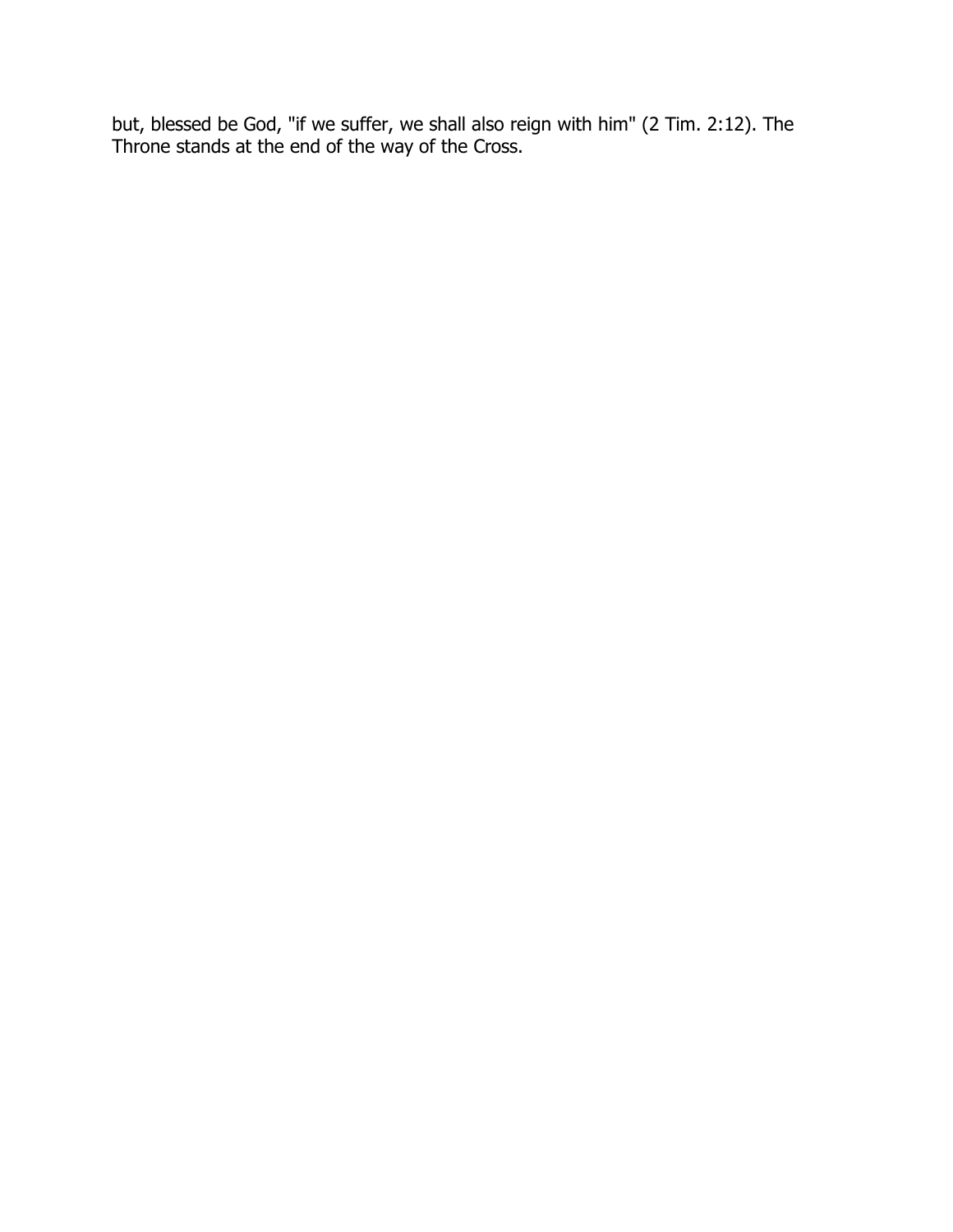but, blessed be God, "if we suffer, we shall also reign with him" (2 Tim. 2:12). The Throne stands at the end of the way of the Cross.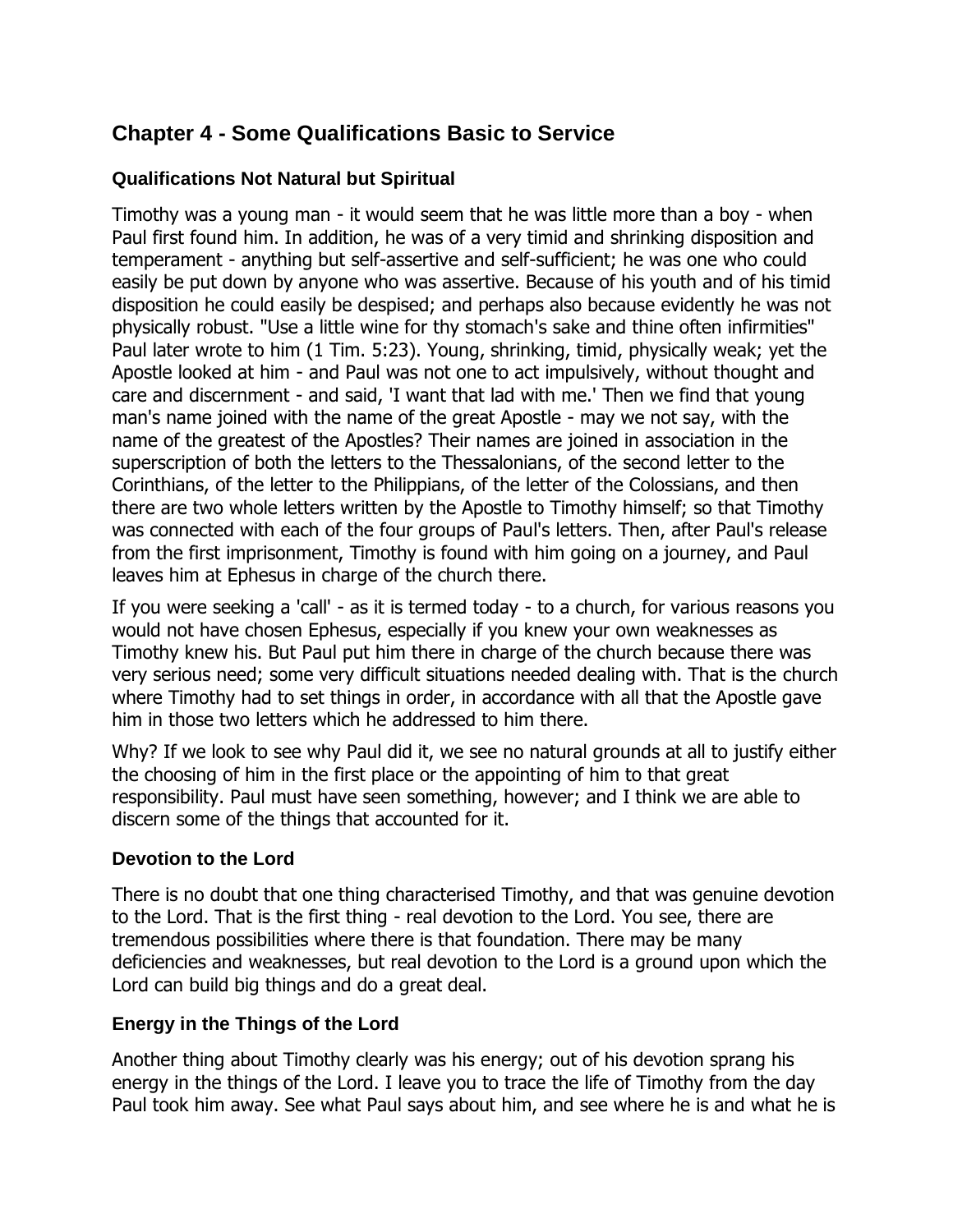## Chapter 4 - Some Qualifications Basic to Service

### Qualifications Not Natural but Spiritual

Timothy was a young man - it would seem that he was little more than a boy - when Paul first found him. In addition, he was of a very timid and shrinking disposition and temperament - anything but self-assertive and self-sufficient; he was one who could easily be put down by anyone who was assertive. Because of his youth and of his timid disposition he could easily be despised; and perhaps also because evidently he was not physically robust. "Use a little wine for thy stomach's sake and thine often infirmities" Paul later wrote to him (1 Tim. 5:23). Young, shrinking, timid, physically weak; yet the Apostle looked at him - and Paul was not one to act impulsively, without thought and care and discernment - and said, 'I want that lad with me.' Then we find that young man's name joined with the name of the great Apostle - may we not say, with the name of the greatest of the Apostles? Their names are joined in association in the superscription of both the letters to the Thessalonians, of the second letter to the Corinthians, of the letter to the Philippians, of the letter of the Colossians, and then there are two whole letters written by the Apostle to Timothy himself; so that Timothy was connected with each of the four groups of Paul's letters. Then, after Paul's release from the first imprisonment, Timothy is found with him going on a journey, and Paul leaves him at Ephesus in charge of the church there.

If you were seeking a 'call' - as it is termed today - to a church, for various reasons you would not have chosen Ephesus, especially if you knew your own weaknesses as Timothy knew his. But Paul put him there in charge of the church because there was very serious need; some very difficult situations needed dealing with. That is the church where Timothy had to set things in order, in accordance with all that the Apostle gave him in those two letters which he addressed to him there.

Why? If we look to see why Paul did it, we see no natural grounds at all to justify either the choosing of him in the first place or the appointing of him to that great responsibility. Paul must have seen something, however; and I think we are able to discern some of the things that accounted for it.

### Devotion to the Lord

There is no doubt that one thing characterised Timothy, and that was genuine devotion to the Lord. That is the first thing - real devotion to the Lord. You see, there are tremendous possibilities where there is that foundation. There may be many deficiencies and weaknesses, but real devotion to the Lord is a ground upon which the Lord can build big things and do a great deal.

### Energy in the Things of the Lord

Another thing about Timothy clearly was his energy; out of his devotion sprang his energy in the things of the Lord. I leave you to trace the life of Timothy from the day Paul took him away. See what Paul says about him, and see where he is and what he is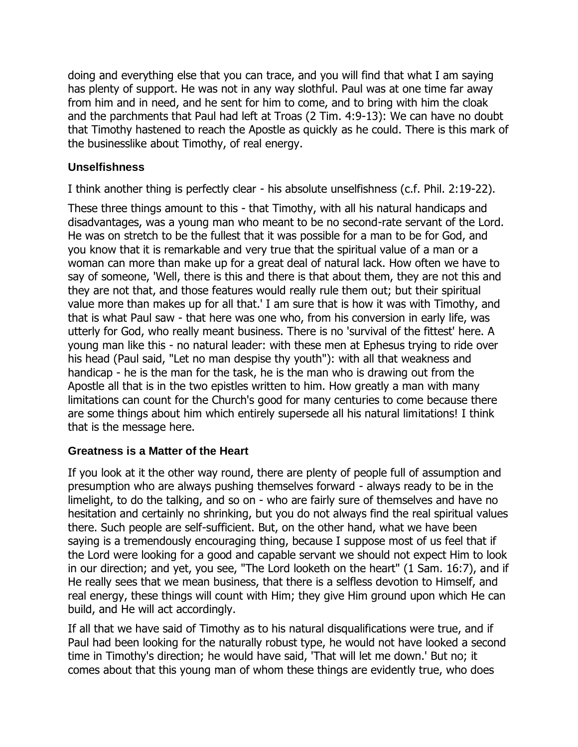doing and everything else that you can trace, and you will find that what I am saying has plenty of support. He was not in any way slothful. Paul was at one time far away from him and in need, and he sent for him to come, and to bring with him the cloak and the parchments that Paul had left at Troas (2 Tim. 4:9-13): We can have no doubt that Timothy hastened to reach the Apostle as quickly as he could. There is this mark of the businesslike about Timothy, of real energy.

### Unselfishness

I think another thing is perfectly clear - his absolute unselfishness (c.f. Phil. 2:19-22).

These three things amount to this - that Timothy, with all his natural handicaps and disadvantages, was a young man who meant to be no second-rate servant of the Lord. He was on stretch to be the fullest that it was possible for a man to be for God, and you know that it is remarkable and very true that the spiritual value of a man or a woman can more than make up for a great deal of natural lack. How often we have to say of someone, 'Well, there is this and there is that about them, they are not this and they are not that, and those features would really rule them out; but their spiritual value more than makes up for all that.' I am sure that is how it was with Timothy, and that is what Paul saw - that here was one who, from his conversion in early life, was utterly for God, who really meant business. There is no 'survival of the fittest' here. A young man like this - no natural leader: with these men at Ephesus trying to ride over his head (Paul said, "Let no man despise thy youth"): with all that weakness and handicap - he is the man for the task, he is the man who is drawing out from the Apostle all that is in the two epistles written to him. How greatly a man with many limitations can count for the Church's good for many centuries to come because there are some things about him which entirely supersede all his natural limitations! I think that is the message here.

### Greatness is a Matter of the Heart

If you look at it the other way round, there are plenty of people full of assumption and presumption who are always pushing themselves forward - always ready to be in the limelight, to do the talking, and so on - who are fairly sure of themselves and have no hesitation and certainly no shrinking, but you do not always find the real spiritual values there. Such people are self-sufficient. But, on the other hand, what we have been saying is a tremendously encouraging thing, because I suppose most of us feel that if the Lord were looking for a good and capable servant we should not expect Him to look in our direction; and yet, you see, "The Lord looketh on the heart" (1 Sam. 16:7), and if He really sees that we mean business, that there is a selfless devotion to Himself, and real energy, these things will count with Him; they give Him ground upon which He can build, and He will act accordingly.

If all that we have said of Timothy as to his natural disqualifications were true, and if Paul had been looking for the naturally robust type, he would not have looked a second time in Timothy's direction; he would have said, 'That will let me down.' But no; it comes about that this young man of whom these things are evidently true, who does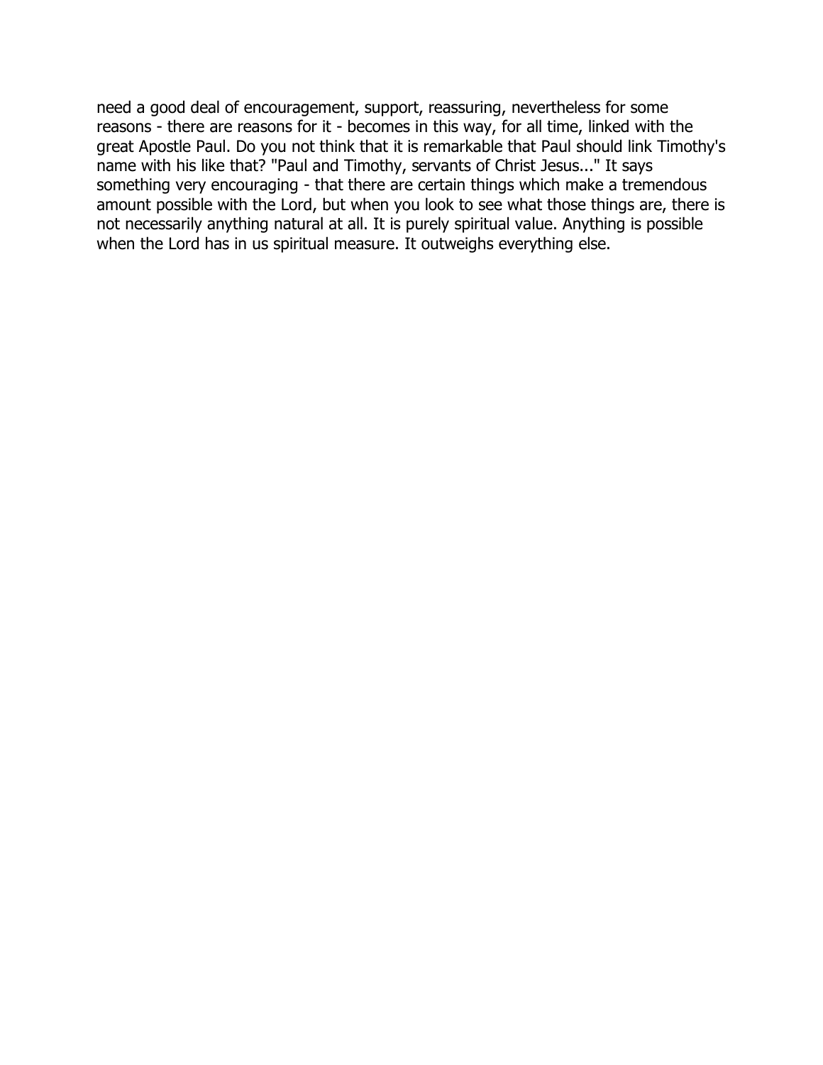need a good deal of encouragement, support, reassuring, nevertheless for some reasons - there are reasons for it - becomes in this way, for all time, linked with the great Apostle Paul. Do you not think that it is remarkable that Paul should link Timothy's name with his like that? "Paul and Timothy, servants of Christ Jesus..." It says something very encouraging - that there are certain things which make a tremendous amount possible with the Lord, but when you look to see what those things are, there is not necessarily anything natural at all. It is purely spiritual value. Anything is possible when the Lord has in us spiritual measure. It outweighs everything else.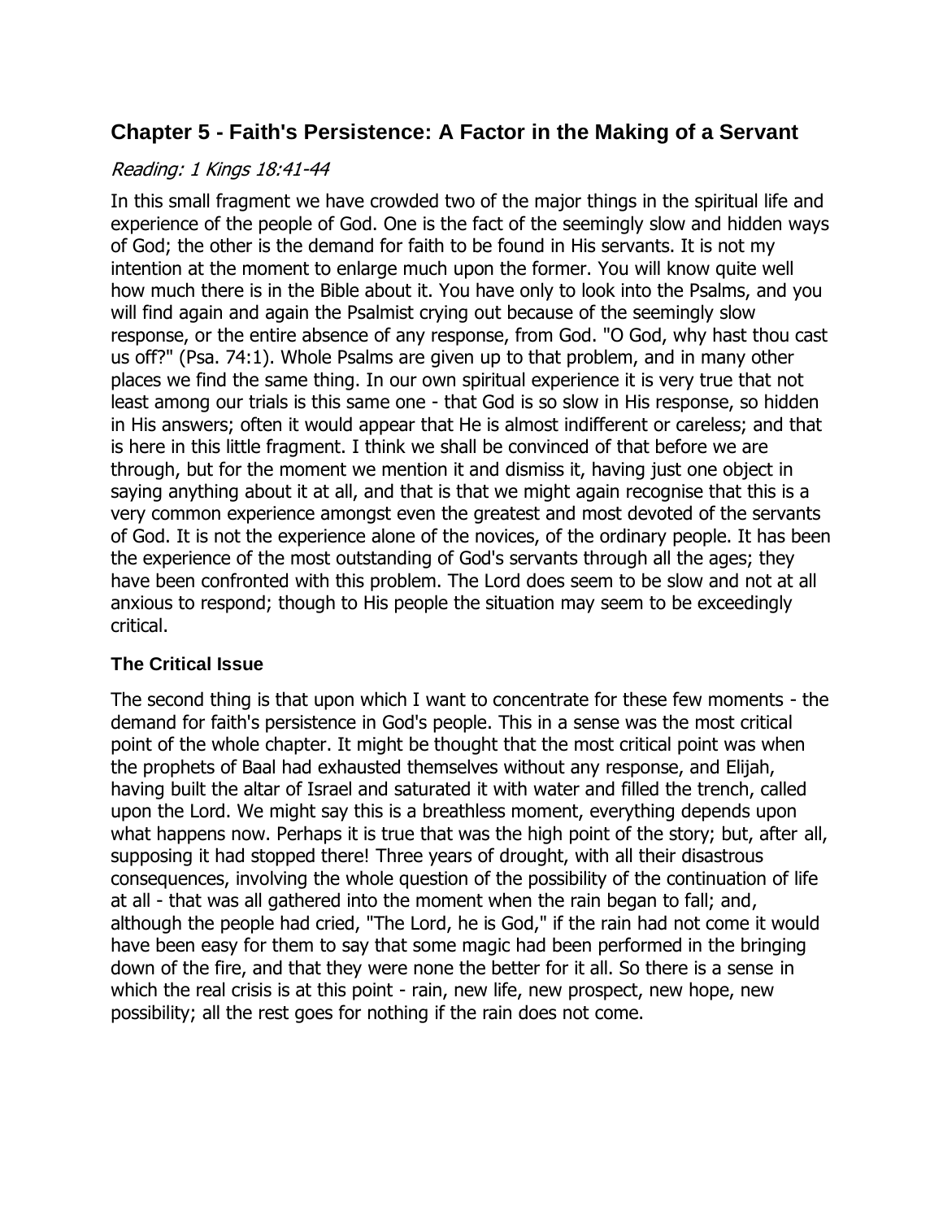## Chapter 5 - Faith's Persistence: A Factor in the Making of a Servant

*Reading: 1 Kings 18:41-44*

In this small fragment we have crowded two of the major things in the spiritual life and experience of the people of God. One is the fact of the seemingly slow and hidden ways of God; the other is the demand for faith to be found in His servants. It is not my intention at the moment to enlarge much upon the former. You will know quite well how much there is in the Bible about it. You have only to look into the Psalms, and you will find again and again the Psalmist crying out because of the seemingly slow response, or the entire absence of any response, from God. "O God, why hast thou cast us off?" (Psa. 74:1). Whole Psalms are given up to that problem, and in many other places we find the same thing. In our own spiritual experience it is very true that not least among our trials is this same one - that God is so slow in His response, so hidden in His answers; often it would appear that He is almost indifferent or careless; and that is here in this little fragment. I think we shall be convinced of that before we are through, but for the moment we mention it and dismiss it, having just one object in saying anything about it at all, and that is that we might again recognise that this is a very common experience amongst even the greatest and most devoted of the servants of God. It is not the experience alone of the novices, of the ordinary people. It has been the experience of the most outstanding of God's servants through all the ages; they have been confronted with this problem. The Lord does seem to be slow and not at all anxious to respond; though to His people the situation may seem to be exceedingly critical.

### The Critical Issue

The second thing is that upon which I want to concentrate for these few moments - the demand for faith's persistence in God's people. This in a sense was the most critical point of the whole chapter. It might be thought that the most critical point was when the prophets of Baal had exhausted themselves without any response, and Elijah, having built the altar of Israel and saturated it with water and filled the trench, called upon the Lord. We might say this is a breathless moment, everything depends upon what happens now. Perhaps it is true that was the high point of the story; but, after all, supposing it had stopped there! Three years of drought, with all their disastrous consequences, involving the whole question of the possibility of the continuation of life at all - that was all gathered into the moment when the rain began to fall; and, although the people had cried, "The Lord, he is God," if the rain had not come it would have been easy for them to say that some magic had been performed in the bringing down of the fire, and that they were none the better for it all. So there is a sense in which the real crisis is at this point - rain, new life, new prospect, new hope, new possibility; all the rest goes for nothing if the rain does not come.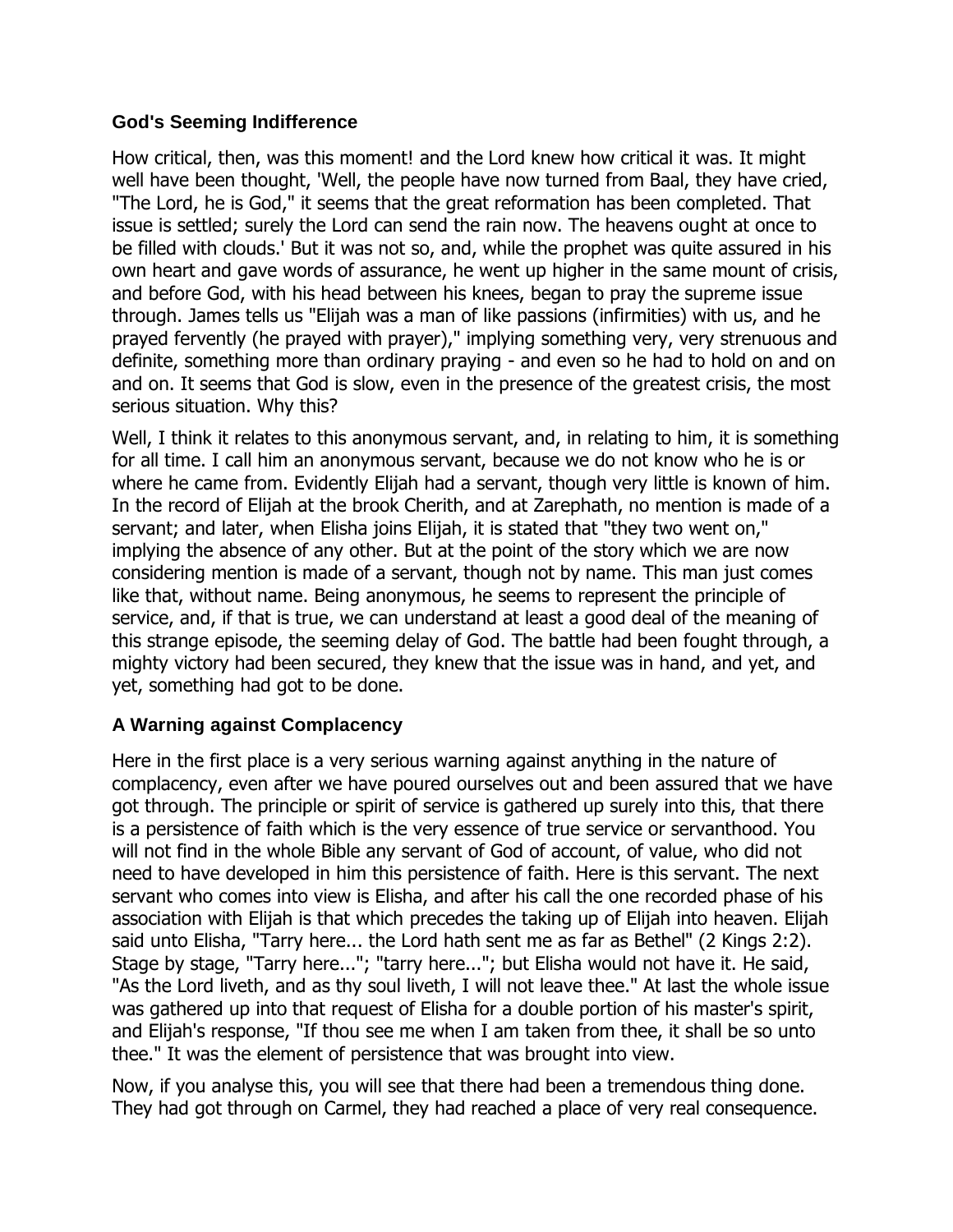### God's Seeming Indifference

How critical, then, was this moment! and the Lord knew how critical it was. It might well have been thought, 'Well, the people have now turned from Baal, they have cried, "The Lord, he is God," it seems that the great reformation has been completed. That issue is settled; surely the Lord can send the rain now. The heavens ought at once to be filled with clouds.' But it was not so, and, while the prophet was quite assured in his own heart and gave words of assurance, he went up higher in the same mount of crisis, and before God, with his head between his knees, began to pray the supreme issue through. James tells us "Elijah was a man of like passions (infirmities) with us, and he prayed fervently (he prayed with prayer)," implying something very, very strenuous and definite, something more than ordinary praying - and even so he had to hold on and on and on. It seems that God is slow, even in the presence of the greatest crisis, the most serious situation. Why this?

Well, I think it relates to this anonymous servant, and, in relating to him, it is something for all time. I call him an anonymous servant, because we do not know who he is or where he came from. Evidently Elijah had a servant, though very little is known of him. In the record of Elijah at the brook Cherith, and at Zarephath, no mention is made of a servant; and later, when Elisha joins Elijah, it is stated that "they two went on," implying the absence of any other. But at the point of the story which we are now considering mention is made of a servant, though not by name. This man just comes like that, without name. Being anonymous, he seems to represent the principle of service, and, if that is true, we can understand at least a good deal of the meaning of this strange episode, the seeming delay of God. The battle had been fought through, a mighty victory had been secured, they knew that the issue was in hand, and yet, and yet, something had got to be done.

### A Warning against Complacency

Here in the first place is a very serious warning against anything in the nature of complacency, even after we have poured ourselves out and been assured that we have got through. The principle or spirit of service is gathered up surely into this, that there is a persistence of faith which is the very essence of true service or servanthood. You will not find in the whole Bible any servant of God of account, of value, who did not need to have developed in him this persistence of faith. Here is this servant. The next servant who comes into view is Elisha, and after his call the one recorded phase of his association with Elijah is that which precedes the taking up of Elijah into heaven. Elijah said unto Elisha, "Tarry here... the Lord hath sent me as far as Bethel" (2 Kings 2:2). Stage by stage, "Tarry here..."; "tarry here..."; but Elisha would not have it. He said, "As the Lord liveth, and as thy soul liveth, I will not leave thee." At last the whole issue was gathered up into that request of Elisha for a double portion of his master's spirit, and Elijah's response, "If thou see me when I am taken from thee, it shall be so unto thee." It was the element of persistence that was brought into view.

Now, if you analyse this, you will see that there had been a tremendous thing done. They had got through on Carmel, they had reached a place of very real consequence.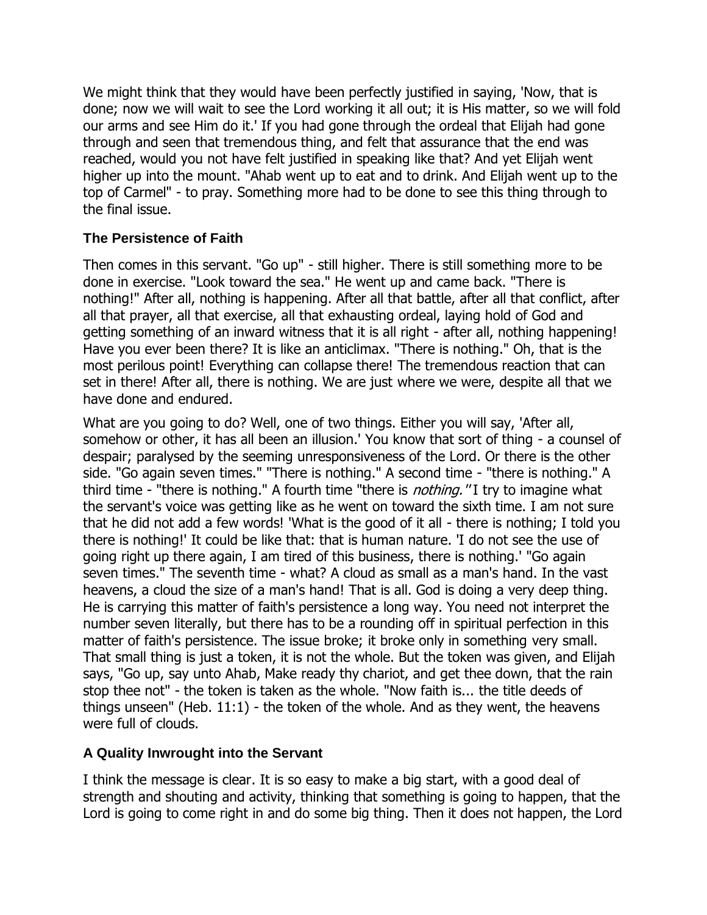We might think that they would have been perfectly justified in saying, 'Now, that is done; now we will wait to see the Lord working it all out; it is His matter, so we will fold our arms and see Him do it.' If you had gone through the ordeal that Elijah had gone through and seen that tremendous thing, and felt that assurance that the end was reached, would you not have felt justified in speaking like that? And yet Elijah went higher up into the mount. "Ahab went up to eat and to drink. And Elijah went up to the top of Carmel" - to pray. Something more had to be done to see this thing through to the final issue.

### The Persistence of Faith

Then comes in this servant. "Go up" - still higher. There is still something more to be done in exercise. "Look toward the sea." He went up and came back. "There is nothing!" After all, nothing is happening. After all that battle, after all that conflict, after all that prayer, all that exercise, all that exhausting ordeal, laying hold of God and getting something of an inward witness that it is all right - after all, nothing happening! Have you ever been there? It is like an anticlimax. "There is nothing." Oh, that is the most perilous point! Everything can collapse there! The tremendous reaction that can set in there! After all, there is nothing. We are just where we were, despite all that we have done and endured.

What are you going to do? Well, one of two things. Either you will say, 'After all, somehow or other, it has all been an illusion.' You know that sort of thing - a counsel of despair; paralysed by the seeming unresponsiveness of the Lord. Or there is the other side. "Go again seven times." "There is nothing." A second time - "there is nothing." A third time - "there is nothing." A fourth time "there is *nothing."* I try to imagine what the servant's voice was getting like as he went on toward the sixth time. I am not sure that he did not add a few words! 'What is the good of it all - there is nothing; I told you there is nothing!' It could be like that: that is human nature. 'I do not see the use of going right up there again, I am tired of this business, there is nothing.' "Go again seven times." The seventh time - what? A cloud as small as a man's hand. In the vast heavens, a cloud the size of a man's hand! That is all. God is doing a very deep thing. He is carrying this matter of faith's persistence a long way. You need not interpret the number seven literally, but there has to be a rounding off in spiritual perfection in this matter of faith's persistence. The issue broke; it broke only in something very small. That small thing is just a token, it is not the whole. But the token was given, and Elijah says, "Go up, say unto Ahab, Make ready thy chariot, and get thee down, that the rain stop thee not" - the token is taken as the whole. "Now faith is... the title deeds of things unseen" (Heb. 11:1) - the token of the whole. And as they went, the heavens were full of clouds.

### A Quality Inwrought into the Servant

I think the message is clear. It is so easy to make a big start, with a good deal of strength and shouting and activity, thinking that something is going to happen, that the Lord is going to come right in and do some big thing. Then it does not happen, the Lord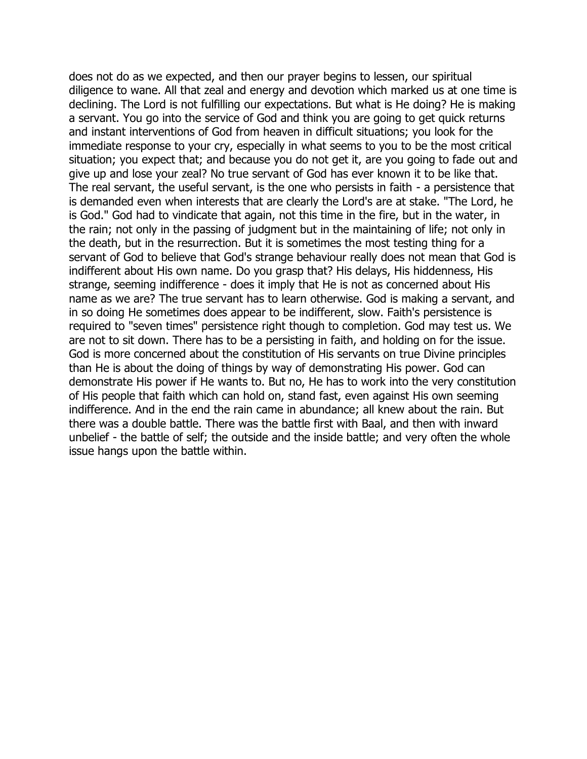does not do as we expected, and then our prayer begins to lessen, our spiritual diligence to wane. All that zeal and energy and devotion which marked us at one time is declining. The Lord is not fulfilling our expectations. But what is He doing? He is making a servant. You go into the service of God and think you are going to get quick returns and instant interventions of God from heaven in difficult situations; you look for the immediate response to your cry, especially in what seems to you to be the most critical situation; you expect that; and because you do not get it, are you going to fade out and give up and lose your zeal? No true servant of God has ever known it to be like that. The real servant, the useful servant, is the one who persists in faith - a persistence that is demanded even when interests that are clearly the Lord's are at stake. "The Lord, he is God." God had to vindicate that again, not this time in the fire, but in the water, in the rain; not only in the passing of judgment but in the maintaining of life; not only in the death, but in the resurrection. But it is sometimes the most testing thing for a servant of God to believe that God's strange behaviour really does not mean that God is indifferent about His own name. Do you grasp that? His delays, His hiddenness, His strange, seeming indifference - does it imply that He is not as concerned about His name as we are? The true servant has to learn otherwise. God is making a servant, and in so doing He sometimes does appear to be indifferent, slow. Faith's persistence is required to "seven times" persistence right though to completion. God may test us. We are not to sit down. There has to be a persisting in faith, and holding on for the issue. God is more concerned about the constitution of His servants on true Divine principles than He is about the doing of things by way of demonstrating His power. God can demonstrate His power if He wants to. But no, He has to work into the very constitution of His people that faith which can hold on, stand fast, even against His own seeming indifference. And in the end the rain came in abundance; all knew about the rain. But there was a double battle. There was the battle first with Baal, and then with inward unbelief - the battle of self; the outside and the inside battle; and very often the whole issue hangs upon the battle within.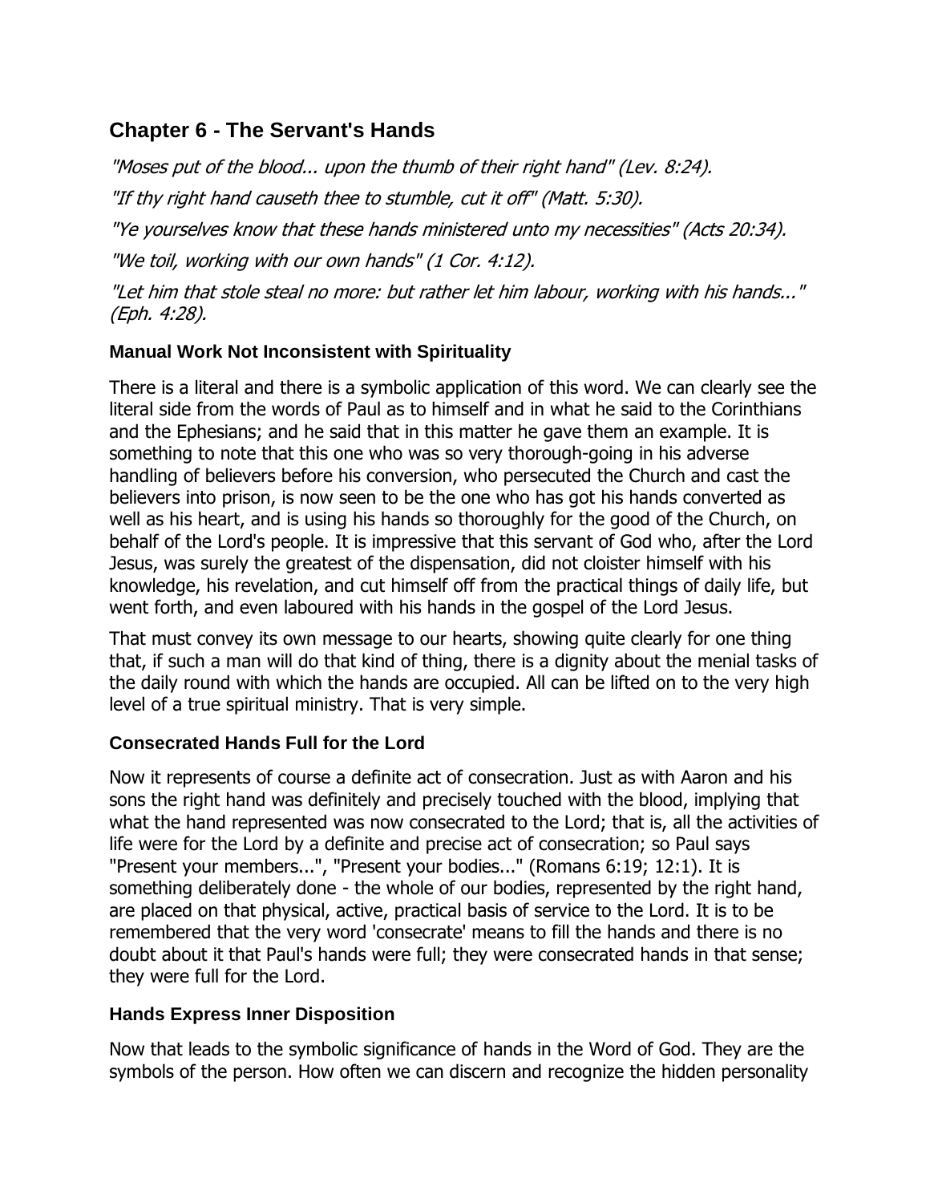## Chapter 6 - The Servant's Hands

*"Moses put of the blood... upon the thumb of their right hand" (Lev. 8:24).*

*"If thy right hand causeth thee to stumble, cut it off" (Matt. 5:30).*

*"Ye yourselves know that these hands ministered unto my necessities" (Acts 20:34).*

*"We toil, working with our own hands" (1 Cor. 4:12).*

*"Let him that stole steal no more: but rather let him labour, working with his hands..." (Eph. 4:28).*

### Manual Work Not Inconsistent with Spirituality

There is a literal and there is a symbolic application of this word. We can clearly see the literal side from the words of Paul as to himself and in what he said to the Corinthians and the Ephesians; and he said that in this matter he gave them an example. It is something to note that this one who was so very thorough-going in his adverse handling of believers before his conversion, who persecuted the Church and cast the believers into prison, is now seen to be the one who has got his hands converted as well as his heart, and is using his hands so thoroughly for the good of the Church, on behalf of the Lord's people. It is impressive that this servant of God who, after the Lord Jesus, was surely the greatest of the dispensation, did not cloister himself with his knowledge, his revelation, and cut himself off from the practical things of daily life, but went forth, and even laboured with his hands in the gospel of the Lord Jesus.

That must convey its own message to our hearts, showing quite clearly for one thing that, if such a man will do that kind of thing, there is a dignity about the menial tasks of the daily round with which the hands are occupied. All can be lifted on to the very high level of a true spiritual ministry. That is very simple.

### Consecrated Hands Full for the Lord

Now it represents of course a definite act of consecration. Just as with Aaron and his sons the right hand was definitely and precisely touched with the blood, implying that what the hand represented was now consecrated to the Lord; that is, all the activities of life were for the Lord by a definite and precise act of consecration; so Paul says "Present your members...", "Present your bodies..." (Romans 6:19; 12:1). It is something deliberately done - the whole of our bodies, represented by the right hand, are placed on that physical, active, practical basis of service to the Lord. It is to be remembered that the very word 'consecrate' means to fill the hands and there is no doubt about it that Paul's hands were full; they were consecrated hands in that sense; they were full for the Lord.

### Hands Express Inner Disposition

Now that leads to the symbolic significance of hands in the Word of God. They are the symbols of the person. How often we can discern and recognize the hidden personality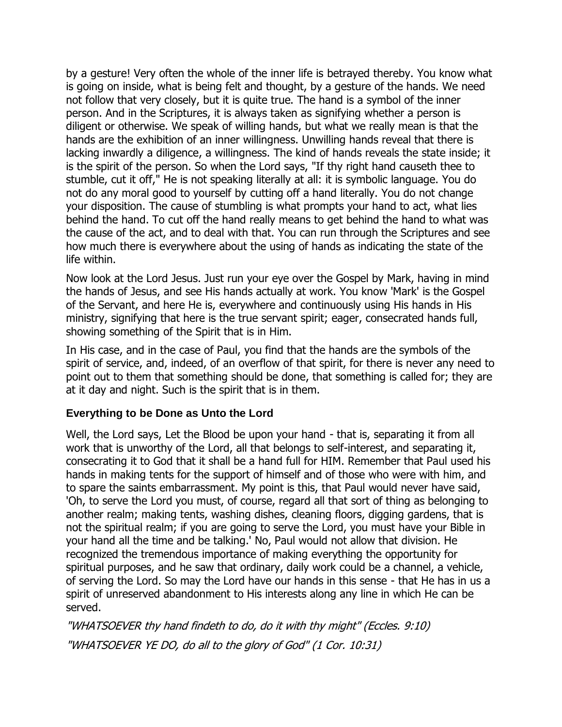by a gesture! Very often the whole of the inner life is betrayed thereby. You know what is going on inside, what is being felt and thought, by a gesture of the hands. We need not follow that very closely, but it is quite true. The hand is a symbol of the inner person. And in the Scriptures, it is always taken as signifying whether a person is diligent or otherwise. We speak of willing hands, but what we really mean is that the hands are the exhibition of an inner willingness. Unwilling hands reveal that there is lacking inwardly a diligence, a willingness. The kind of hands reveals the state inside; it is the spirit of the person. So when the Lord says, "If thy right hand causeth thee to stumble, cut it off," He is not speaking literally at all: it is symbolic language. You do not do any moral good to yourself by cutting off a hand literally. You do not change your disposition. The cause of stumbling is what prompts your hand to act, what lies behind the hand. To cut off the hand really means to get behind the hand to what was the cause of the act, and to deal with that. You can run through the Scriptures and see how much there is everywhere about the using of hands as indicating the state of the life within.

Now look at the Lord Jesus. Just run your eye over the Gospel by Mark, having in mind the hands of Jesus, and see His hands actually at work. You know 'Mark' is the Gospel of the Servant, and here He is, everywhere and continuously using His hands in His ministry, signifying that here is the true servant spirit; eager, consecrated hands full, showing something of the Spirit that is in Him.

In His case, and in the case of Paul, you find that the hands are the symbols of the spirit of service, and, indeed, of an overflow of that spirit, for there is never any need to point out to them that something should be done, that something is called for; they are at it day and night. Such is the spirit that is in them.

### Everything to be Done as Unto the Lord

Well, the Lord says, Let the Blood be upon your hand - that is, separating it from all work that is unworthy of the Lord, all that belongs to self-interest, and separating it, consecrating it to God that it shall be a hand full for HIM. Remember that Paul used his hands in making tents for the support of himself and of those who were with him, and to spare the saints embarrassment. My point is this, that Paul would never have said, 'Oh, to serve the Lord you must, of course, regard all that sort of thing as belonging to another realm; making tents, washing dishes, cleaning floors, digging gardens, that is not the spiritual realm; if you are going to serve the Lord, you must have your Bible in your hand all the time and be talking.' No, Paul would not allow that division. He recognized the tremendous importance of making everything the opportunity for spiritual purposes, and he saw that ordinary, daily work could be a channel, a vehicle, of serving the Lord. So may the Lord have our hands in this sense - that He has in us a spirit of unreserved abandonment to His interests along any line in which He can be served.

*"WHATSOEVER thy hand findeth to do, do it with thy might" (Eccles. 9:10)*

*"WHATSOEVER YE DO, do all to the glory of God" (1 Cor. 10:31)*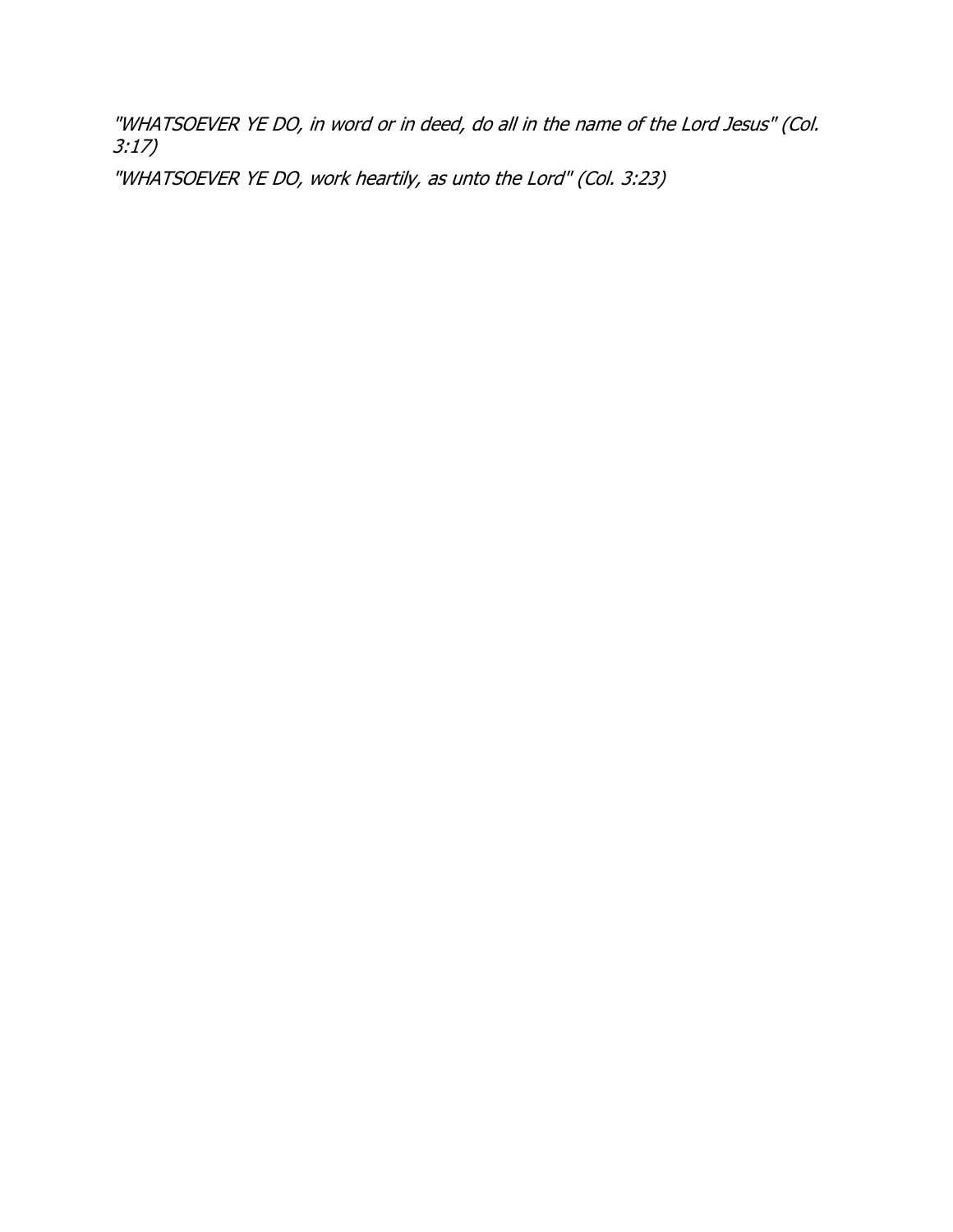*"WHATSOEVER YE DO, in word or in deed, do all in the name of the Lord Jesus" (Col. 3:17)*

*"WHATSOEVER YE DO, work heartily, as unto the Lord" (Col. 3:23)*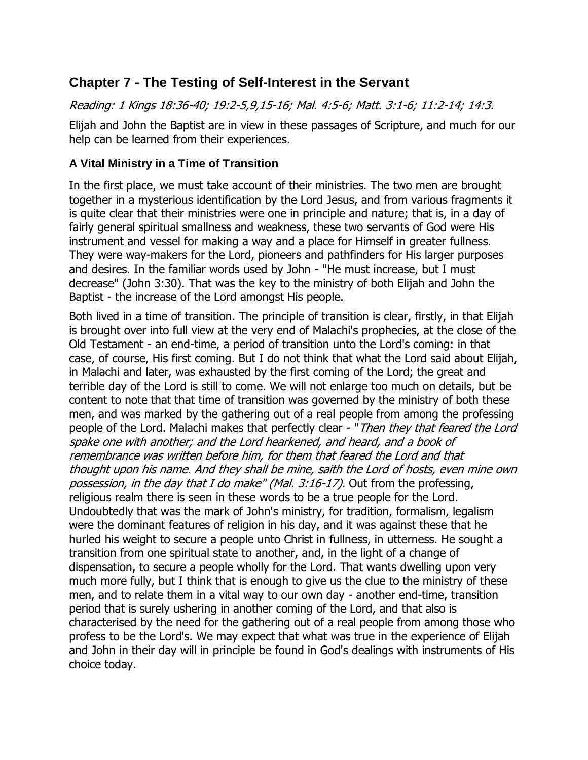## Chapter 7 - The Testing of Self-Interest in the Servant

*Reading: 1 Kings 18:36-40; 19:2-5,9,15-16; Mal. 4:5-6; Matt. 3:1-6; 11:2-14; 14:3.*

Elijah and John the Baptist are in view in these passages of Scripture, and much for our help can be learned from their experiences.

### A Vital Ministry in a Time of Transition

In the first place, we must take account of their ministries. The two men are brought together in a mysterious identification by the Lord Jesus, and from various fragments it is quite clear that their ministries were one in principle and nature; that is, in a day of fairly general spiritual smallness and weakness, these two servants of God were His instrument and vessel for making a way and a place for Himself in greater fullness. They were way-makers for the Lord, pioneers and pathfinders for His larger purposes and desires. In the familiar words used by John - "He must increase, but I must decrease" (John 3:30). That was the key to the ministry of both Elijah and John the Baptist - the increase of the Lord amongst His people.

Both lived in a time of transition. The principle of transition is clear, firstly, in that Elijah is brought over into full view at the very end of Malachi's prophecies, at the close of the Old Testament - an end-time, a period of transition unto the Lord's coming: in that case, of course, His first coming. But I do not think that what the Lord said about Elijah, in Malachi and later, was exhausted by the first coming of the Lord; the great and terrible day of the Lord is still to come. We will not enlarge too much on details, but be content to note that that time of transition was governed by the ministry of both these men, and was marked by the gathering out of a real people from among the professing people of the Lord. Malachi makes that perfectly clear - "*Then they that feared the Lord spake one with another; and the Lord hearkened, and heard, and a book of remembrance was written before him, for them that feared the Lord and that thought upon his name. And they shall be mine, saith the Lord of hosts, even mine own possession, in the day that I do make" (Mal. 3:16-17).* Out from the professing, religious realm there is seen in these words to be a true people for the Lord. Undoubtedly that was the mark of John's ministry, for tradition, formalism, legalism were the dominant features of religion in his day, and it was against these that he hurled his weight to secure a people unto Christ in fullness, in utterness. He sought a transition from one spiritual state to another, and, in the light of a change of dispensation, to secure a people wholly for the Lord. That wants dwelling upon very much more fully, but I think that is enough to give us the clue to the ministry of these men, and to relate them in a vital way to our own day - another end-time, transition period that is surely ushering in another coming of the Lord, and that also is characterised by the need for the gathering out of a real people from among those who profess to be the Lord's. We may expect that what was true in the experience of Elijah and John in their day will in principle be found in God's dealings with instruments of His choice today.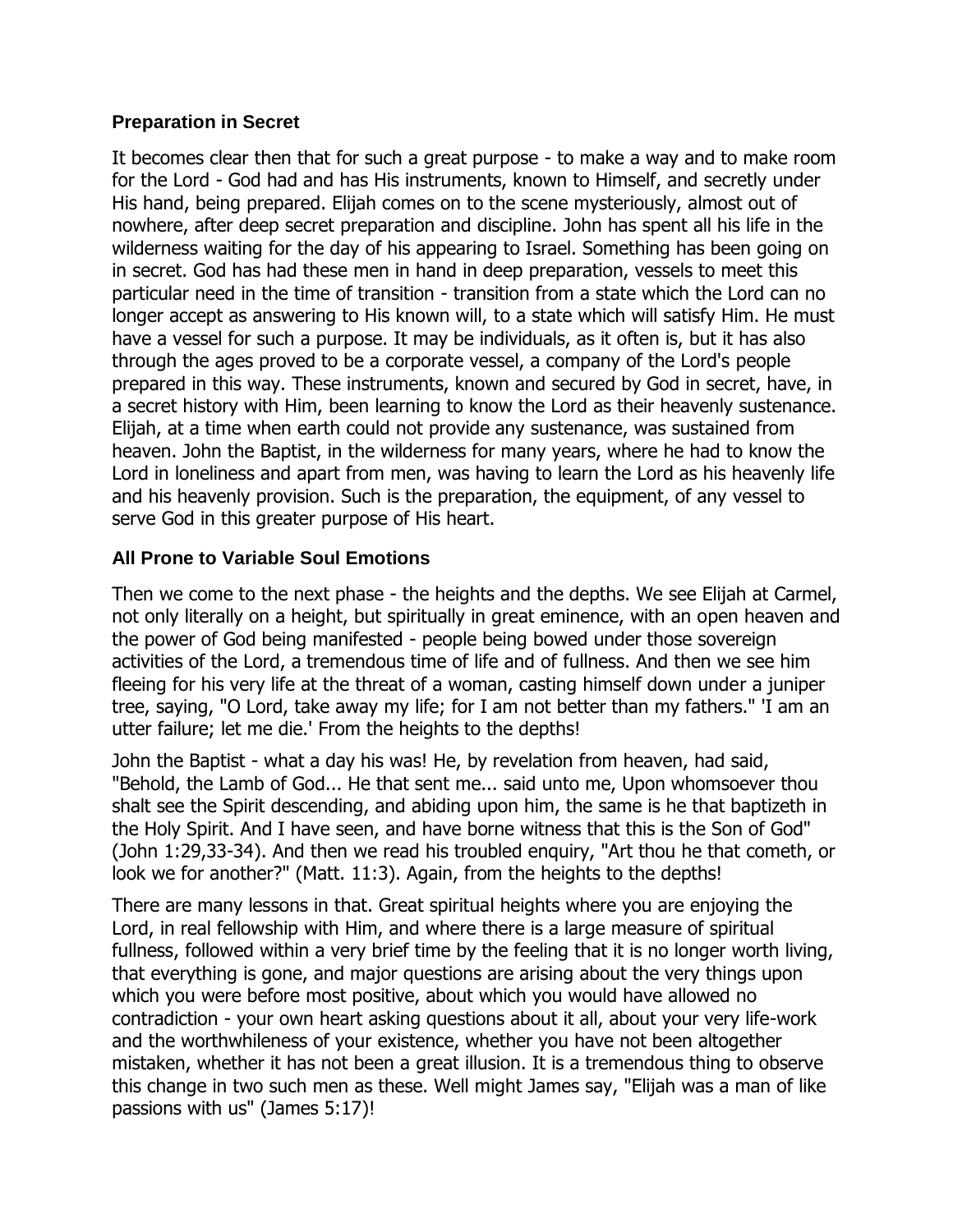### Preparation in Secret

It becomes clear then that for such a great purpose - to make a way and to make room for the Lord - God had and has His instruments, known to Himself, and secretly under His hand, being prepared. Elijah comes on to the scene mysteriously, almost out of nowhere, after deep secret preparation and discipline. John has spent all his life in the wilderness waiting for the day of his appearing to Israel. Something has been going on in secret. God has had these men in hand in deep preparation, vessels to meet this particular need in the time of transition - transition from a state which the Lord can no longer accept as answering to His known will, to a state which will satisfy Him. He must have a vessel for such a purpose. It may be individuals, as it often is, but it has also through the ages proved to be a corporate vessel, a company of the Lord's people prepared in this way. These instruments, known and secured by God in secret, have, in a secret history with Him, been learning to know the Lord as their heavenly sustenance. Elijah, at a time when earth could not provide any sustenance, was sustained from heaven. John the Baptist, in the wilderness for many years, where he had to know the Lord in loneliness and apart from men, was having to learn the Lord as his heavenly life and his heavenly provision. Such is the preparation, the equipment, of any vessel to serve God in this greater purpose of His heart.

### All Prone to Variable Soul Emotions

Then we come to the next phase - the heights and the depths. We see Elijah at Carmel, not only literally on a height, but spiritually in great eminence, with an open heaven and the power of God being manifested - people being bowed under those sovereign activities of the Lord, a tremendous time of life and of fullness. And then we see him fleeing for his very life at the threat of a woman, casting himself down under a juniper tree, saying, "O Lord, take away my life; for I am not better than my fathers." 'I am an utter failure; let me die.' From the heights to the depths!

John the Baptist - what a day his was! He, by revelation from heaven, had said, "Behold, the Lamb of God... He that sent me... said unto me, Upon whomsoever thou shalt see the Spirit descending, and abiding upon him, the same is he that baptizeth in the Holy Spirit. And I have seen, and have borne witness that this is the Son of God" (John 1:29,33-34). And then we read his troubled enquiry, "Art thou he that cometh, or look we for another?" (Matt. 11:3). Again, from the heights to the depths!

There are many lessons in that. Great spiritual heights where you are enjoying the Lord, in real fellowship with Him, and where there is a large measure of spiritual fullness, followed within a very brief time by the feeling that it is no longer worth living, that everything is gone, and major questions are arising about the very things upon which you were before most positive, about which you would have allowed no contradiction - your own heart asking questions about it all, about your very life-work and the worthwhileness of your existence, whether you have not been altogether mistaken, whether it has not been a great illusion. It is a tremendous thing to observe this change in two such men as these. Well might James say, "Elijah was a man of like passions with us" (James 5:17)!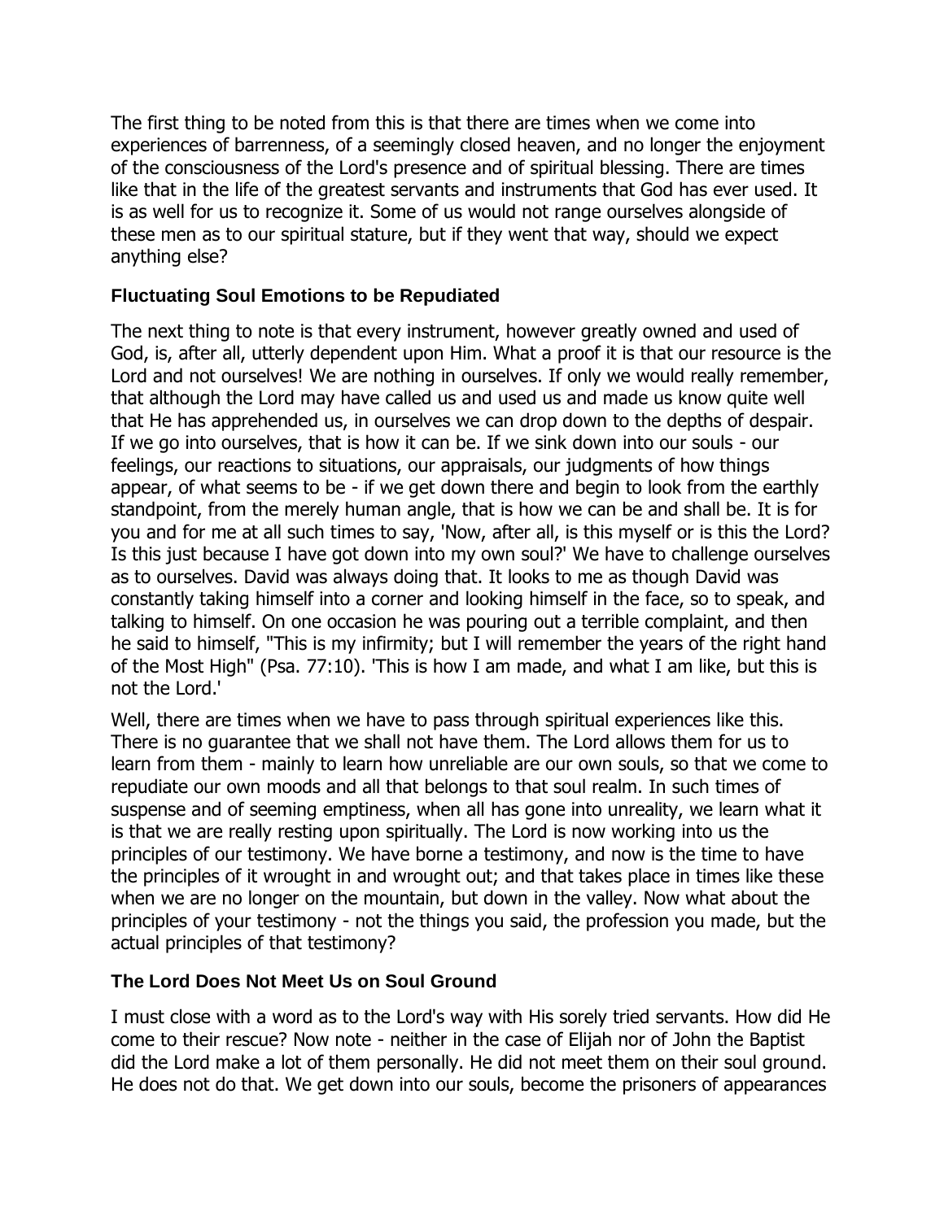The first thing to be noted from this is that there are times when we come into experiences of barrenness, of a seemingly closed heaven, and no longer the enjoyment of the consciousness of the Lord's presence and of spiritual blessing. There are times like that in the life of the greatest servants and instruments that God has ever used. It is as well for us to recognize it. Some of us would not range ourselves alongside of these men as to our spiritual stature, but if they went that way, should we expect anything else?

### Fluctuating Soul Emotions to be Repudiated

The next thing to note is that every instrument, however greatly owned and used of God, is, after all, utterly dependent upon Him. What a proof it is that our resource is the Lord and not ourselves! We are nothing in ourselves. If only we would really remember, that although the Lord may have called us and used us and made us know quite well that He has apprehended us, in ourselves we can drop down to the depths of despair. If we go into ourselves, that is how it can be. If we sink down into our souls - our feelings, our reactions to situations, our appraisals, our judgments of how things appear, of what seems to be - if we get down there and begin to look from the earthly standpoint, from the merely human angle, that is how we can be and shall be. It is for you and for me at all such times to say, 'Now, after all, is this myself or is this the Lord? Is this just because I have got down into my own soul?' We have to challenge ourselves as to ourselves. David was always doing that. It looks to me as though David was constantly taking himself into a corner and looking himself in the face, so to speak, and talking to himself. On one occasion he was pouring out a terrible complaint, and then he said to himself, "This is my infirmity; but I will remember the years of the right hand of the Most High" (Psa. 77:10). 'This is how I am made, and what I am like, but this is not the Lord.'

Well, there are times when we have to pass through spiritual experiences like this. There is no guarantee that we shall not have them. The Lord allows them for us to learn from them - mainly to learn how unreliable are our own souls, so that we come to repudiate our own moods and all that belongs to that soul realm. In such times of suspense and of seeming emptiness, when all has gone into unreality, we learn what it is that we are really resting upon spiritually. The Lord is now working into us the principles of our testimony. We have borne a testimony, and now is the time to have the principles of it wrought in and wrought out; and that takes place in times like these when we are no longer on the mountain, but down in the valley. Now what about the principles of your testimony - not the things you said, the profession you made, but the actual principles of that testimony?

### The Lord Does Not Meet Us on Soul Ground

I must close with a word as to the Lord's way with His sorely tried servants. How did He come to their rescue? Now note - neither in the case of Elijah nor of John the Baptist did the Lord make a lot of them personally. He did not meet them on their soul ground. He does not do that. We get down into our souls, become the prisoners of appearances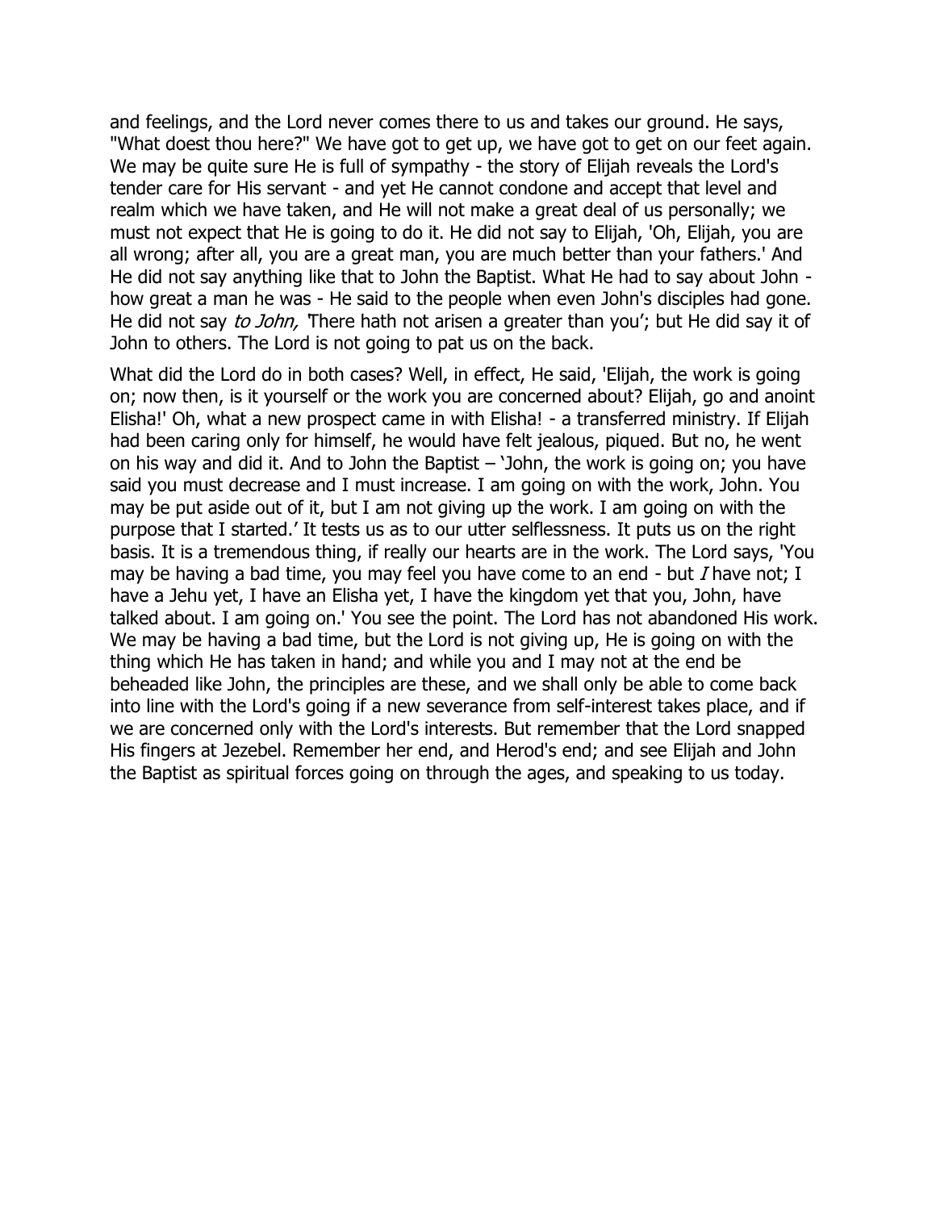and feelings, and the Lord never comes there to us and takes our ground. He says, "What doest thou here?" We have got to get up, we have got to get on our feet again. We may be quite sure He is full of sympathy - the story of Elijah reveals the Lord's tender care for His servant - and yet He cannot condone and accept that level and realm which we have taken, and He will not make a great deal of us personally; we must not expect that He is going to do it. He did not say to Elijah, 'Oh, Elijah, you are all wrong; after all, you are a great man, you are much better than your fathers.' And He did not say anything like that to John the Baptist. What He had to say about John - how great a man he was - He said to the people when even John's disciples had gone. He did not say *to John,* 'There hath not arisen a greater than you'; but He did say it of John to others. The Lord is not going to pat us on the back.

What did the Lord do in both cases? Well, in effect, He said, 'Elijah, the work is going on; now then, is it yourself or the work you are concerned about? Elijah, go and anoint Elisha!' Oh, what a new prospect came in with Elisha! - a transferred ministry. If Elijah had been caring only for himself, he would have felt jealous, piqued. But no, he went on his way and did it. And to John the Baptist – 'John, the work is going on; you have said you must decrease and I must increase. I am going on with the work, John. You may be put aside out of it, but I am not giving up the work. I am going on with the purpose that I started.' It tests us as to our utter selflessness. It puts us on the right basis. It is a tremendous thing, if really our hearts are in the work. The Lord says, 'You may be having a bad time, you may feel you have come to an end - but *I* have not; I have a Jehu yet, I have an Elisha yet, I have the kingdom yet that you, John, have talked about. I am going on.' You see the point. The Lord has not abandoned His work. We may be having a bad time, but the Lord is not giving up, He is going on with the thing which He has taken in hand; and while you and I may not at the end be beheaded like John, the principles are these, and we shall only be able to come back into line with the Lord's going if a new severance from self-interest takes place, and if we are concerned only with the Lord's interests. But remember that the Lord snapped His fingers at Jezebel. Remember her end, and Herod's end; and see Elijah and John the Baptist as spiritual forces going on through the ages, and speaking to us today.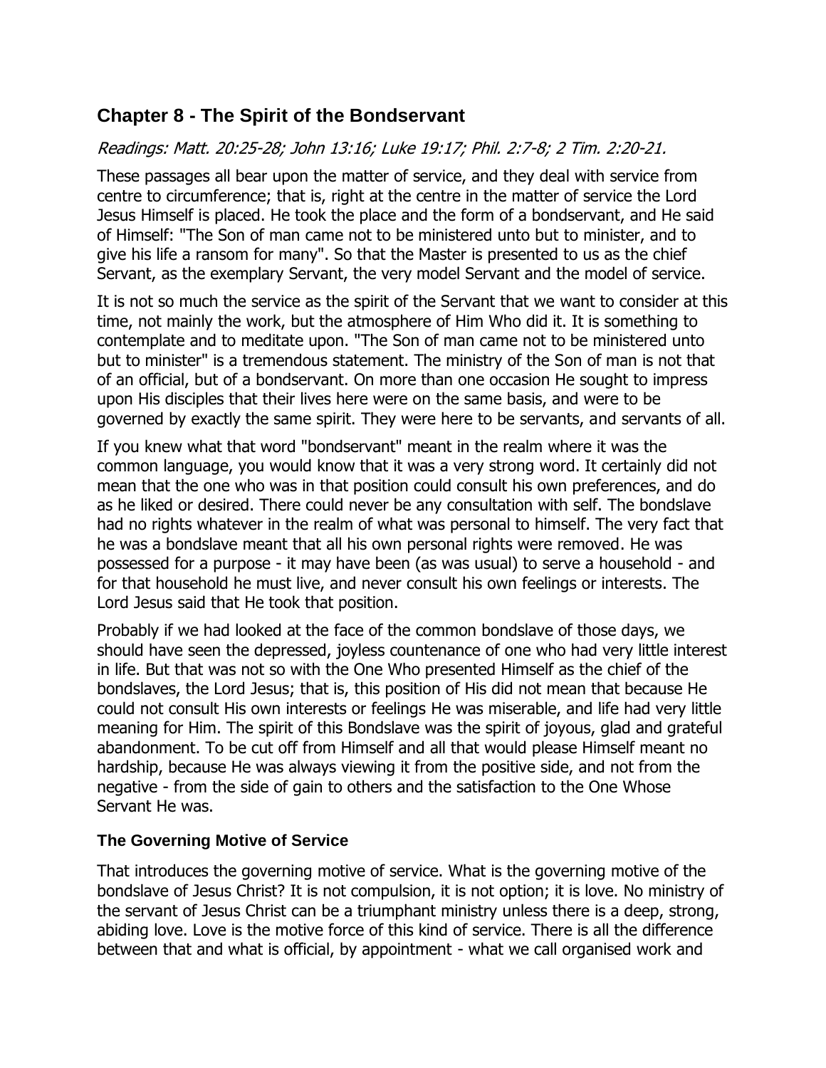## Chapter 8 - The Spirit of the Bondservant

*Readings: Matt. 20:25-28; John 13:16; Luke 19:17; Phil. 2:7-8; 2 Tim. 2:20-21.*

These passages all bear upon the matter of service, and they deal with service from centre to circumference; that is, right at the centre in the matter of service the Lord Jesus Himself is placed. He took the place and the form of a bondservant, and He said of Himself: "The Son of man came not to be ministered unto but to minister, and to give his life a ransom for many". So that the Master is presented to us as the chief Servant, as the exemplary Servant, the very model Servant and the model of service.

It is not so much the service as the spirit of the Servant that we want to consider at this time, not mainly the work, but the atmosphere of Him Who did it. It is something to contemplate and to meditate upon. "The Son of man came not to be ministered unto but to minister" is a tremendous statement. The ministry of the Son of man is not that of an official, but of a bondservant. On more than one occasion He sought to impress upon His disciples that their lives here were on the same basis, and were to be governed by exactly the same spirit. They were here to be servants, and servants of all.

If you knew what that word "bondservant" meant in the realm where it was the common language, you would know that it was a very strong word. It certainly did not mean that the one who was in that position could consult his own preferences, and do as he liked or desired. There could never be any consultation with self. The bondslave had no rights whatever in the realm of what was personal to himself. The very fact that he was a bondslave meant that all his own personal rights were removed. He was possessed for a purpose - it may have been (as was usual) to serve a household - and for that household he must live, and never consult his own feelings or interests. The Lord Jesus said that He took that position.

Probably if we had looked at the face of the common bondslave of those days, we should have seen the depressed, joyless countenance of one who had very little interest in life. But that was not so with the One Who presented Himself as the chief of the bondslaves, the Lord Jesus; that is, this position of His did not mean that because He could not consult His own interests or feelings He was miserable, and life had very little meaning for Him. The spirit of this Bondslave was the spirit of joyous, glad and grateful abandonment. To be cut off from Himself and all that would please Himself meant no hardship, because He was always viewing it from the positive side, and not from the negative - from the side of gain to others and the satisfaction to the One Whose Servant He was.

### The Governing Motive of Service

That introduces the governing motive of service. What is the governing motive of the bondslave of Jesus Christ? It is not compulsion, it is not option; it is love. No ministry of the servant of Jesus Christ can be a triumphant ministry unless there is a deep, strong, abiding love. Love is the motive force of this kind of service. There is all the difference between that and what is official, by appointment - what we call organised work and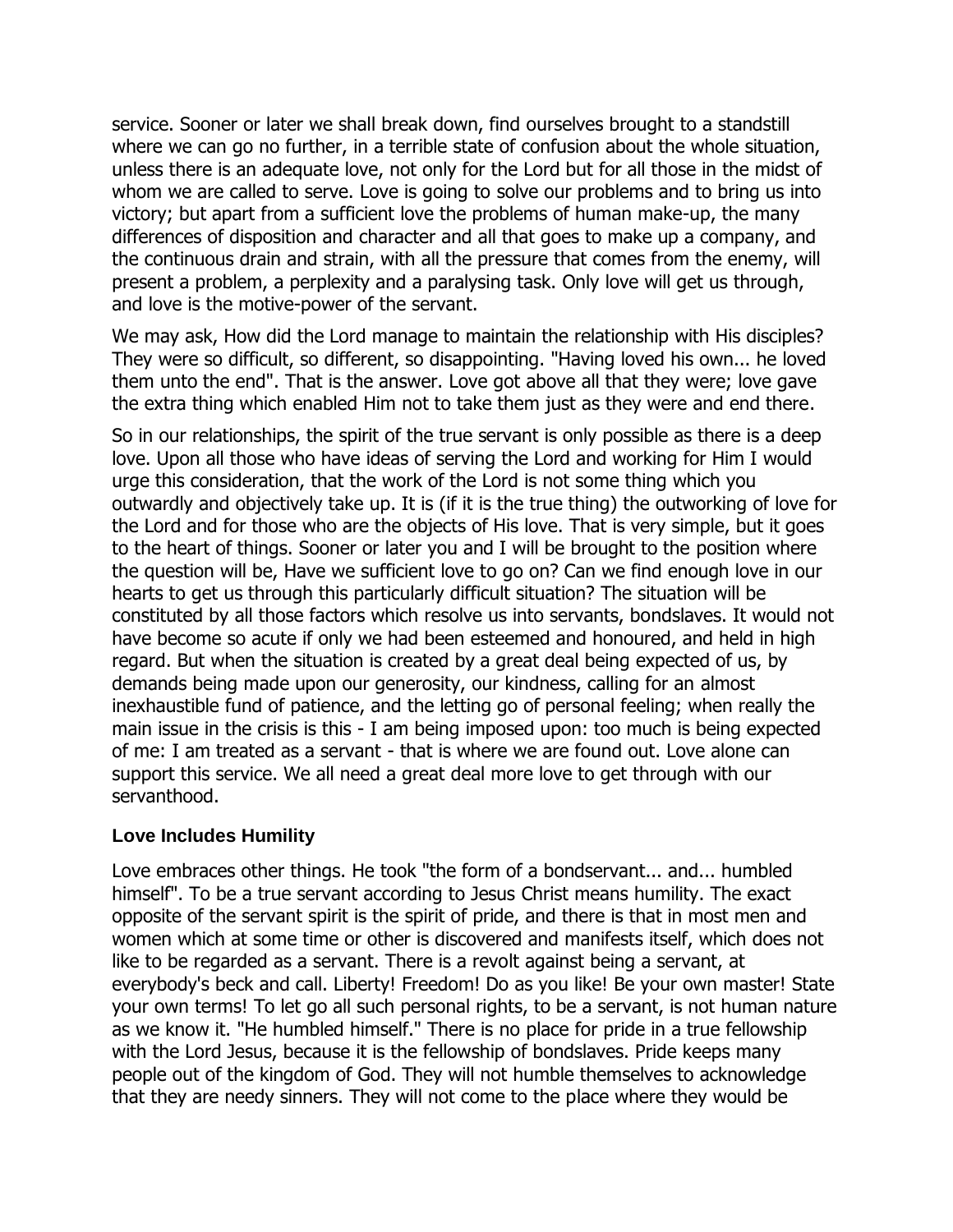service. Sooner or later we shall break down, find ourselves brought to a standstill where we can go no further, in a terrible state of confusion about the whole situation, unless there is an adequate love, not only for the Lord but for all those in the midst of whom we are called to serve. Love is going to solve our problems and to bring us into victory; but apart from a sufficient love the problems of human make-up, the many differences of disposition and character and all that goes to make up a company, and the continuous drain and strain, with all the pressure that comes from the enemy, will present a problem, a perplexity and a paralysing task. Only love will get us through, and love is the motive-power of the servant.

We may ask, How did the Lord manage to maintain the relationship with His disciples? They were so difficult, so different, so disappointing. "Having loved his own... he loved them unto the end". That is the answer. Love got above all that they were; love gave the extra thing which enabled Him not to take them just as they were and end there.

So in our relationships, the spirit of the true servant is only possible as there is a deep love. Upon all those who have ideas of serving the Lord and working for Him I would urge this consideration, that the work of the Lord is not some thing which you outwardly and objectively take up. It is (if it is the true thing) the outworking of love for the Lord and for those who are the objects of His love. That is very simple, but it goes to the heart of things. Sooner or later you and I will be brought to the position where the question will be, Have we sufficient love to go on? Can we find enough love in our hearts to get us through this particularly difficult situation? The situation will be constituted by all those factors which resolve us into servants, bondslaves. It would not have become so acute if only we had been esteemed and honoured, and held in high regard. But when the situation is created by a great deal being expected of us, by demands being made upon our generosity, our kindness, calling for an almost inexhaustible fund of patience, and the letting go of personal feeling; when really the main issue in the crisis is this - I am being imposed upon: too much is being expected of me: I am treated as a servant - that is where we are found out. Love alone can support this service. We all need a great deal more love to get through with our servanthood.

### Love Includes Humility

Love embraces other things. He took "the form of a bondservant... and... humbled himself". To be a true servant according to Jesus Christ means humility. The exact opposite of the servant spirit is the spirit of pride, and there is that in most men and women which at some time or other is discovered and manifests itself, which does not like to be regarded as a servant. There is a revolt against being a servant, at everybody's beck and call. Liberty! Freedom! Do as you like! Be your own master! State your own terms! To let go all such personal rights, to be a servant, is not human nature as we know it. "He humbled himself." There is no place for pride in a true fellowship with the Lord Jesus, because it is the fellowship of bondslaves. Pride keeps many people out of the kingdom of God. They will not humble themselves to acknowledge that they are needy sinners. They will not come to the place where they would be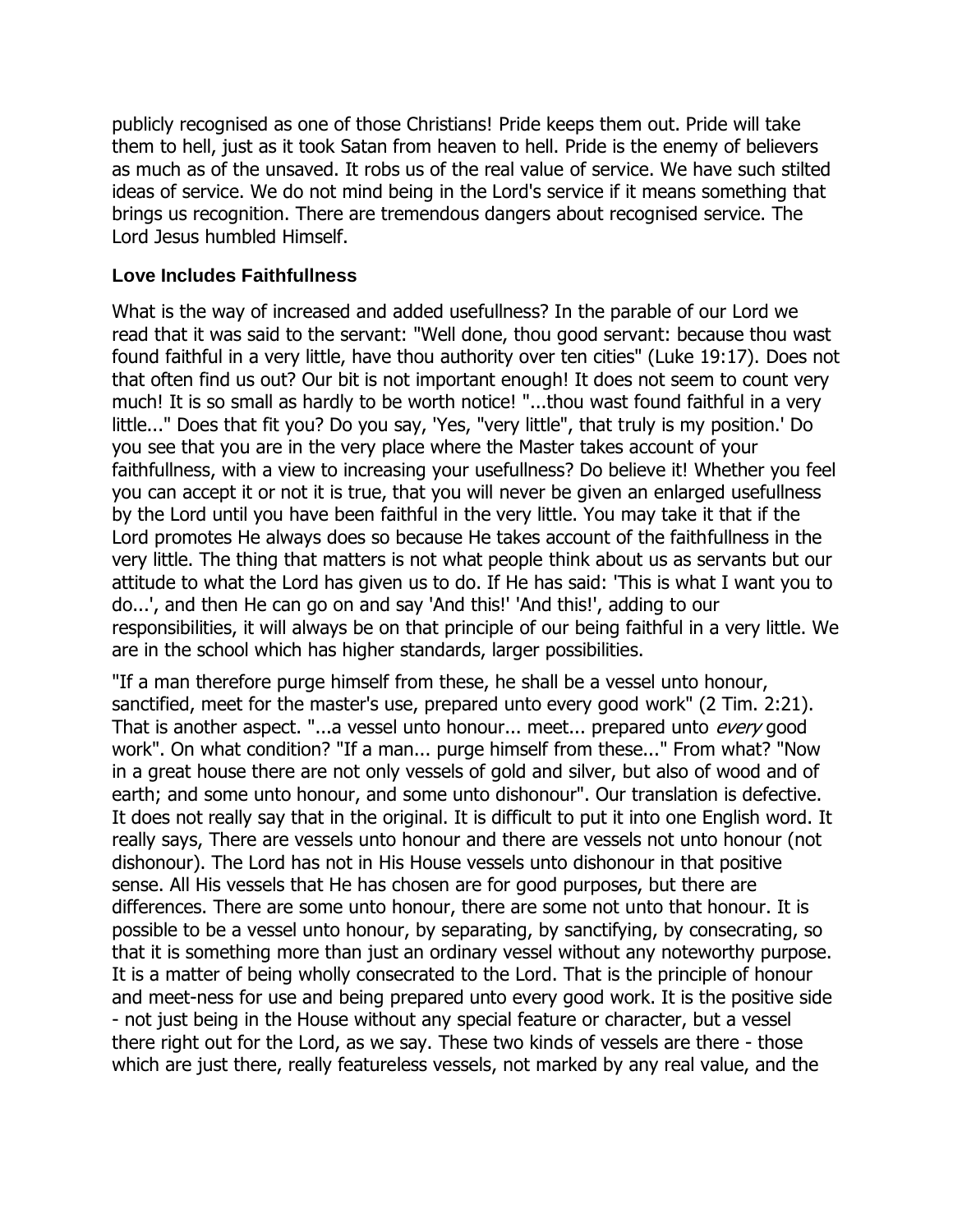publicly recognised as one of those Christians! Pride keeps them out. Pride will take them to hell, just as it took Satan from heaven to hell. Pride is the enemy of believers as much as of the unsaved. It robs us of the real value of service. We have such stilted ideas of service. We do not mind being in the Lord's service if it means something that brings us recognition. There are tremendous dangers about recognised service. The Lord Jesus humbled Himself.

### Love Includes Faithfullness

What is the way of increased and added usefullness? In the parable of our Lord we read that it was said to the servant: "Well done, thou good servant: because thou wast found faithful in a very little, have thou authority over ten cities" (Luke 19:17). Does not that often find us out? Our bit is not important enough! It does not seem to count very much! It is so small as hardly to be worth notice! "...thou wast found faithful in a very little..." Does that fit you? Do you say, 'Yes, "very little", that truly is my position.' Do you see that you are in the very place where the Master takes account of your faithfullness, with a view to increasing your usefullness? Do believe it! Whether you feel you can accept it or not it is true, that you will never be given an enlarged usefullness by the Lord until you have been faithful in the very little. You may take it that if the Lord promotes He always does so because He takes account of the faithfullness in the very little. The thing that matters is not what people think about us as servants but our attitude to what the Lord has given us to do. If He has said: 'This is what I want you to do...', and then He can go on and say 'And this!' 'And this!', adding to our responsibilities, it will always be on that principle of our being faithful in a very little. We are in the school which has higher standards, larger possibilities.

"If a man therefore purge himself from these, he shall be a vessel unto honour, sanctified, meet for the master's use, prepared unto every good work" (2 Tim. 2:21). That is another aspect. "...a vessel unto honour... meet... prepared unto *every* good work". On what condition? "If a man... purge himself from these..." From what? "Now in a great house there are not only vessels of gold and silver, but also of wood and of earth; and some unto honour, and some unto dishonour". Our translation is defective. It does not really say that in the original. It is difficult to put it into one English word. It really says, There are vessels unto honour and there are vessels not unto honour (not dishonour). The Lord has not in His House vessels unto dishonour in that positive sense. All His vessels that He has chosen are for good purposes, but there are differences. There are some unto honour, there are some not unto that honour. It is possible to be a vessel unto honour, by separating, by sanctifying, by consecrating, so that it is something more than just an ordinary vessel without any noteworthy purpose. It is a matter of being wholly consecrated to the Lord. That is the principle of honour and meet-ness for use and being prepared unto every good work. It is the positive side - not just being in the House without any special feature or character, but a vessel there right out for the Lord, as we say. These two kinds of vessels are there - those which are just there, really featureless vessels, not marked by any real value, and the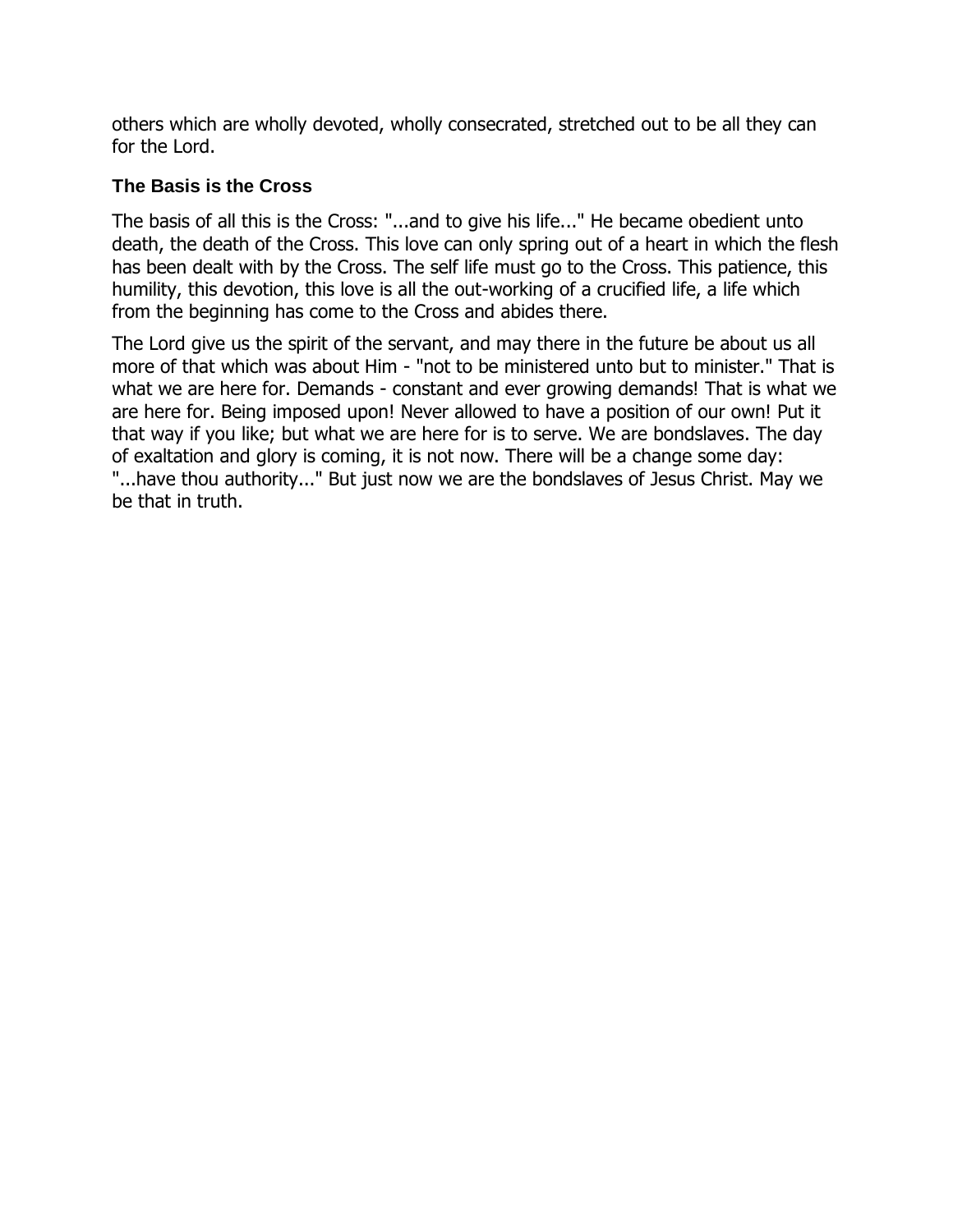others which are wholly devoted, wholly consecrated, stretched out to be all they can for the Lord.

### The Basis is the Cross

The basis of all this is the Cross: "...and to give his life..." He became obedient unto death, the death of the Cross. This love can only spring out of a heart in which the flesh has been dealt with by the Cross. The self life must go to the Cross. This patience, this humility, this devotion, this love is all the out-working of a crucified life, a life which from the beginning has come to the Cross and abides there.

The Lord give us the spirit of the servant, and may there in the future be about us all more of that which was about Him - "not to be ministered unto but to minister." That is what we are here for. Demands - constant and ever growing demands! That is what we are here for. Being imposed upon! Never allowed to have a position of our own! Put it that way if you like; but what we are here for is to serve. We are bondslaves. The day of exaltation and glory is coming, it is not now. There will be a change some day: "...have thou authority..." But just now we are the bondslaves of Jesus Christ. May we be that in truth.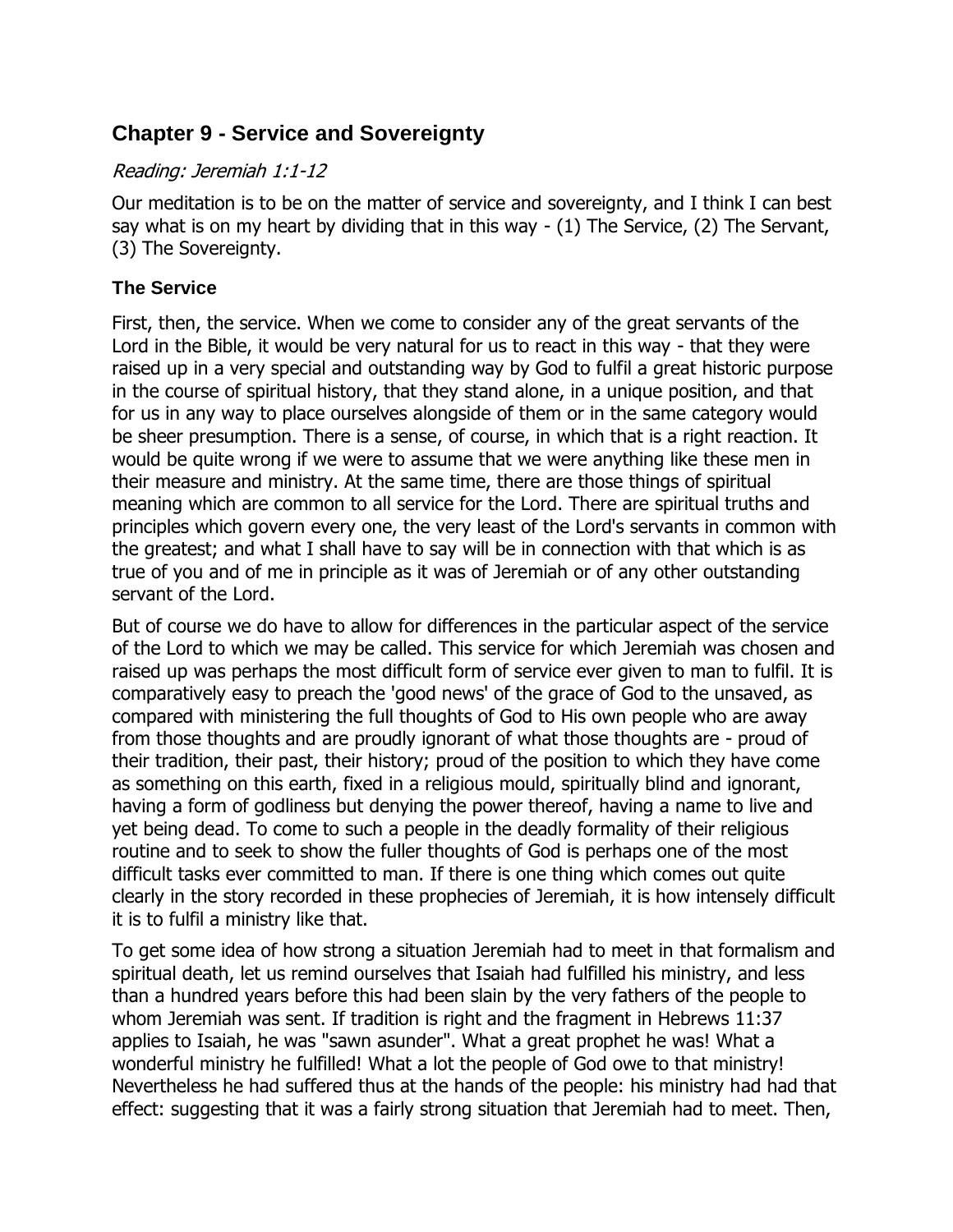## Chapter 9 - Service and Sovereignty

*Reading: Jeremiah 1:1-12*

Our meditation is to be on the matter of service and sovereignty, and I think I can best say what is on my heart by dividing that in this way - (1) The Service, (2) The Servant, (3) The Sovereignty.

### The Service

First, then, the service. When we come to consider any of the great servants of the Lord in the Bible, it would be very natural for us to react in this way - that they were raised up in a very special and outstanding way by God to fulfil a great historic purpose in the course of spiritual history, that they stand alone, in a unique position, and that for us in any way to place ourselves alongside of them or in the same category would be sheer presumption. There is a sense, of course, in which that is a right reaction. It would be quite wrong if we were to assume that we were anything like these men in their measure and ministry. At the same time, there are those things of spiritual meaning which are common to all service for the Lord. There are spiritual truths and principles which govern every one, the very least of the Lord's servants in common with the greatest; and what I shall have to say will be in connection with that which is as true of you and of me in principle as it was of Jeremiah or of any other outstanding servant of the Lord.

But of course we do have to allow for differences in the particular aspect of the service of the Lord to which we may be called. This service for which Jeremiah was chosen and raised up was perhaps the most difficult form of service ever given to man to fulfil. It is comparatively easy to preach the 'good news' of the grace of God to the unsaved, as compared with ministering the full thoughts of God to His own people who are away from those thoughts and are proudly ignorant of what those thoughts are - proud of their tradition, their past, their history; proud of the position to which they have come as something on this earth, fixed in a religious mould, spiritually blind and ignorant, having a form of godliness but denying the power thereof, having a name to live and yet being dead. To come to such a people in the deadly formality of their religious routine and to seek to show the fuller thoughts of God is perhaps one of the most difficult tasks ever committed to man. If there is one thing which comes out quite clearly in the story recorded in these prophecies of Jeremiah, it is how intensely difficult it is to fulfil a ministry like that.

To get some idea of how strong a situation Jeremiah had to meet in that formalism and spiritual death, let us remind ourselves that Isaiah had fulfilled his ministry, and less than a hundred years before this had been slain by the very fathers of the people to whom Jeremiah was sent. If tradition is right and the fragment in Hebrews 11:37 applies to Isaiah, he was "sawn asunder". What a great prophet he was! What a wonderful ministry he fulfilled! What a lot the people of God owe to that ministry! Nevertheless he had suffered thus at the hands of the people: his ministry had had that effect: suggesting that it was a fairly strong situation that Jeremiah had to meet. Then,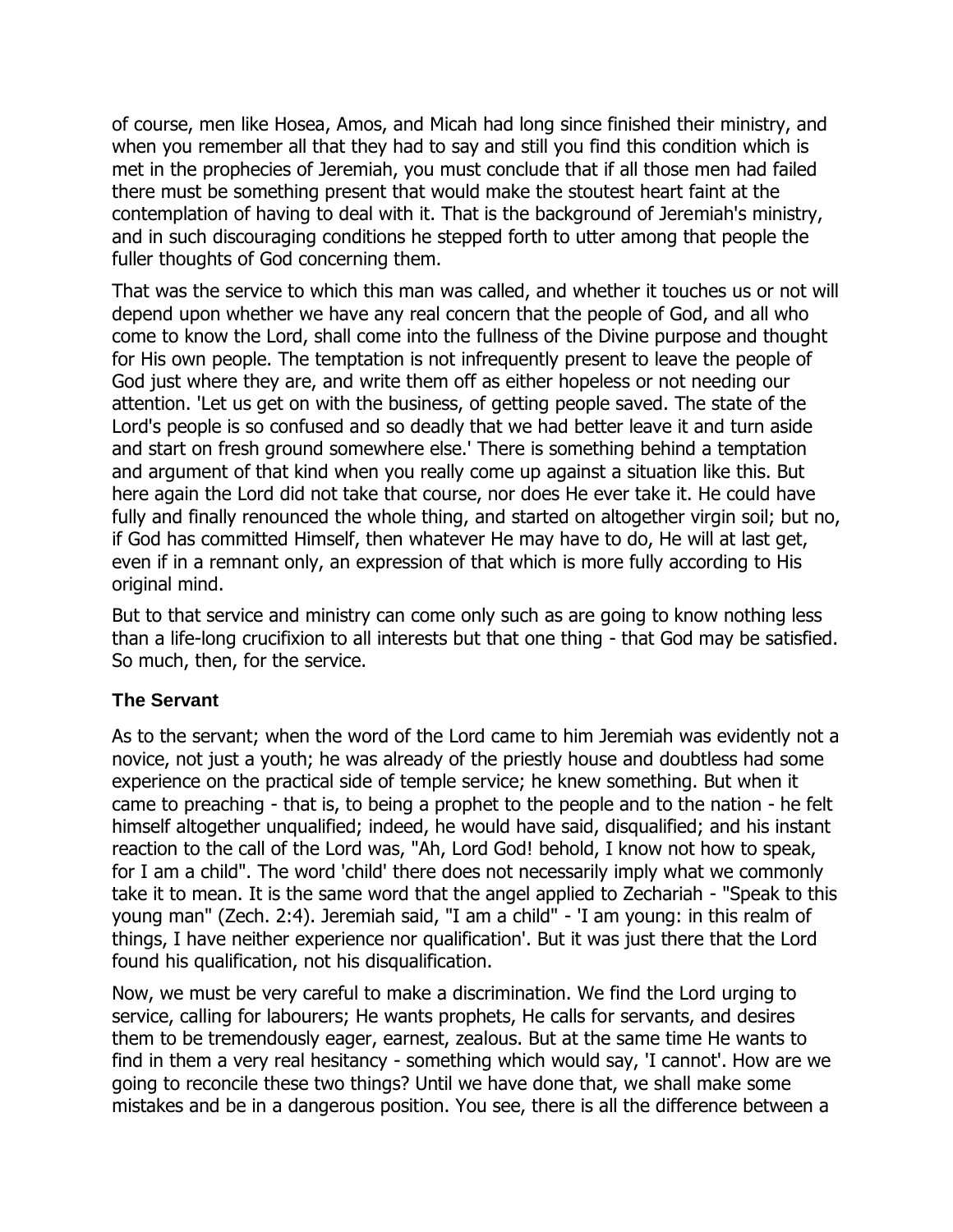of course, men like Hosea, Amos, and Micah had long since finished their ministry, and when you remember all that they had to say and still you find this condition which is met in the prophecies of Jeremiah, you must conclude that if all those men had failed there must be something present that would make the stoutest heart faint at the contemplation of having to deal with it. That is the background of Jeremiah's ministry, and in such discouraging conditions he stepped forth to utter among that people the fuller thoughts of God concerning them.

That was the service to which this man was called, and whether it touches us or not will depend upon whether we have any real concern that the people of God, and all who come to know the Lord, shall come into the fullness of the Divine purpose and thought for His own people. The temptation is not infrequently present to leave the people of God just where they are, and write them off as either hopeless or not needing our attention. 'Let us get on with the business, of getting people saved. The state of the Lord's people is so confused and so deadly that we had better leave it and turn aside and start on fresh ground somewhere else.' There is something behind a temptation and argument of that kind when you really come up against a situation like this. But here again the Lord did not take that course, nor does He ever take it. He could have fully and finally renounced the whole thing, and started on altogether virgin soil; but no, if God has committed Himself, then whatever He may have to do, He will at last get, even if in a remnant only, an expression of that which is more fully according to His original mind.

But to that service and ministry can come only such as are going to know nothing less than a life-long crucifixion to all interests but that one thing - that God may be satisfied. So much, then, for the service.

### The Servant

As to the servant; when the word of the Lord came to him Jeremiah was evidently not a novice, not just a youth; he was already of the priestly house and doubtless had some experience on the practical side of temple service; he knew something. But when it came to preaching - that is, to being a prophet to the people and to the nation - he felt himself altogether unqualified; indeed, he would have said, disqualified; and his instant reaction to the call of the Lord was, "Ah, Lord God! behold, I know not how to speak, for I am a child". The word 'child' there does not necessarily imply what we commonly take it to mean. It is the same word that the angel applied to Zechariah - "Speak to this young man" (Zech. 2:4). Jeremiah said, "I am a child" - 'I am young: in this realm of things, I have neither experience nor qualification'. But it was just there that the Lord found his qualification, not his disqualification.

Now, we must be very careful to make a discrimination. We find the Lord urging to service, calling for labourers; He wants prophets, He calls for servants, and desires them to be tremendously eager, earnest, zealous. But at the same time He wants to find in them a very real hesitancy - something which would say, 'I cannot'. How are we going to reconcile these two things? Until we have done that, we shall make some mistakes and be in a dangerous position. You see, there is all the difference between a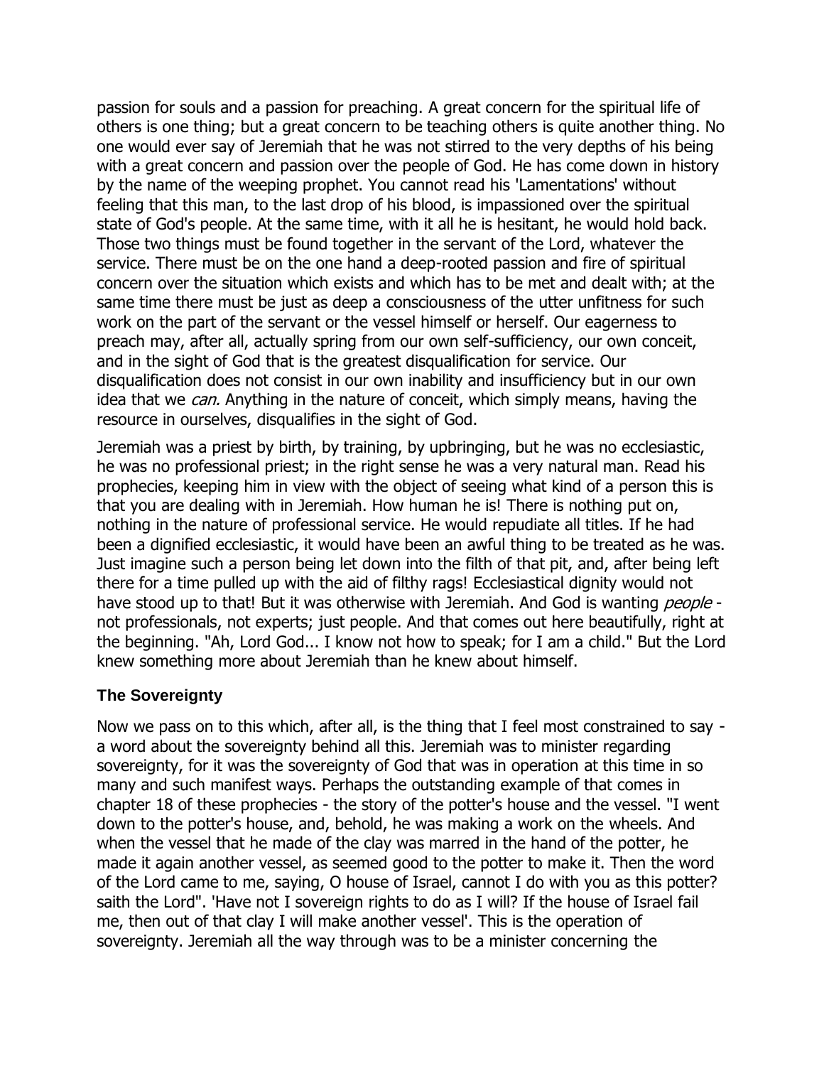passion for souls and a passion for preaching. A great concern for the spiritual life of others is one thing; but a great concern to be teaching others is quite another thing. No one would ever say of Jeremiah that he was not stirred to the very depths of his being with a great concern and passion over the people of God. He has come down in history by the name of the weeping prophet. You cannot read his 'Lamentations' without feeling that this man, to the last drop of his blood, is impassioned over the spiritual state of God's people. At the same time, with it all he is hesitant, he would hold back. Those two things must be found together in the servant of the Lord, whatever the service. There must be on the one hand a deep-rooted passion and fire of spiritual concern over the situation which exists and which has to be met and dealt with; at the same time there must be just as deep a consciousness of the utter unfitness for such work on the part of the servant or the vessel himself or herself. Our eagerness to preach may, after all, actually spring from our own self-sufficiency, our own conceit, and in the sight of God that is the greatest disqualification for service. Our disqualification does not consist in our own inability and insufficiency but in our own idea that we *can.* Anything in the nature of conceit, which simply means, having the resource in ourselves, disqualifies in the sight of God.

Jeremiah was a priest by birth, by training, by upbringing, but he was no ecclesiastic, he was no professional priest; in the right sense he was a very natural man. Read his prophecies, keeping him in view with the object of seeing what kind of a person this is that you are dealing with in Jeremiah. How human he is! There is nothing put on, nothing in the nature of professional service. He would repudiate all titles. If he had been a dignified ecclesiastic, it would have been an awful thing to be treated as he was. Just imagine such a person being let down into the filth of that pit, and, after being left there for a time pulled up with the aid of filthy rags! Ecclesiastical dignity would not have stood up to that! But it was otherwise with Jeremiah. And God is wanting *people* - not professionals, not experts; just people. And that comes out here beautifully, right at the beginning. "Ah, Lord God... I know not how to speak; for I am a child." But the Lord knew something more about Jeremiah than he knew about himself.

### The Sovereignty

Now we pass on to this which, after all, is the thing that I feel most constrained to say - a word about the sovereignty behind all this. Jeremiah was to minister regarding sovereignty, for it was the sovereignty of God that was in operation at this time in so many and such manifest ways. Perhaps the outstanding example of that comes in chapter 18 of these prophecies - the story of the potter's house and the vessel. "I went down to the potter's house, and, behold, he was making a work on the wheels. And when the vessel that he made of the clay was marred in the hand of the potter, he made it again another vessel, as seemed good to the potter to make it. Then the word of the Lord came to me, saying, O house of Israel, cannot I do with you as this potter? saith the Lord". 'Have not I sovereign rights to do as I will? If the house of Israel fail me, then out of that clay I will make another vessel'. This is the operation of sovereignty. Jeremiah all the way through was to be a minister concerning the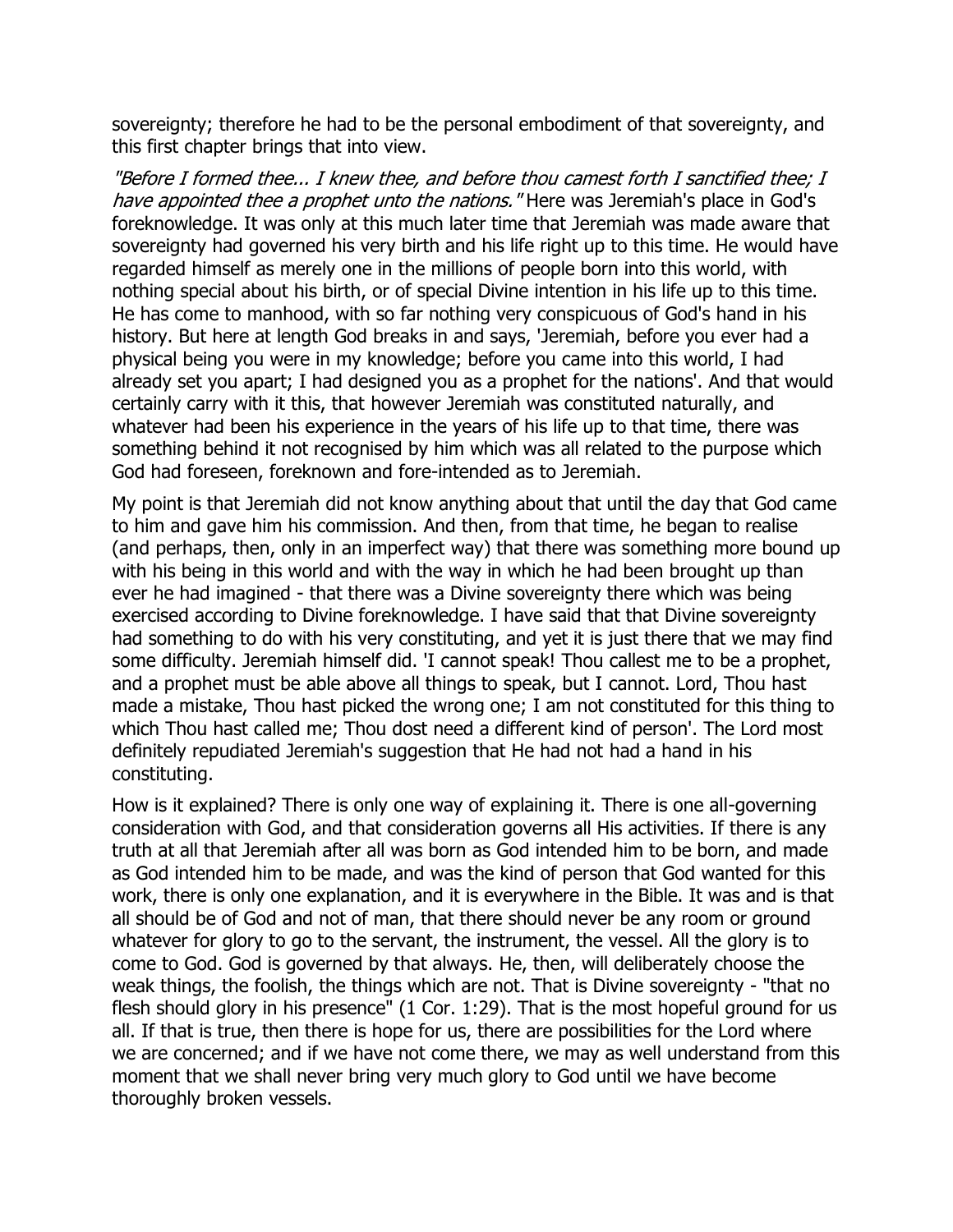sovereignty; therefore he had to be the personal embodiment of that sovereignty, and this first chapter brings that into view.

*"Before I formed thee... I knew thee, and before thou camest forth I sanctified thee; I have appointed thee a prophet unto the nations."* Here was Jeremiah's place in God's foreknowledge. It was only at this much later time that Jeremiah was made aware that sovereignty had governed his very birth and his life right up to this time. He would have regarded himself as merely one in the millions of people born into this world, with nothing special about his birth, or of special Divine intention in his life up to this time. He has come to manhood, with so far nothing very conspicuous of God's hand in his history. But here at length God breaks in and says, 'Jeremiah, before you ever had a physical being you were in my knowledge; before you came into this world, I had already set you apart; I had designed you as a prophet for the nations'. And that would certainly carry with it this, that however Jeremiah was constituted naturally, and whatever had been his experience in the years of his life up to that time, there was something behind it not recognised by him which was all related to the purpose which God had foreseen, foreknown and fore-intended as to Jeremiah.

My point is that Jeremiah did not know anything about that until the day that God came to him and gave him his commission. And then, from that time, he began to realise (and perhaps, then, only in an imperfect way) that there was something more bound up with his being in this world and with the way in which he had been brought up than ever he had imagined - that there was a Divine sovereignty there which was being exercised according to Divine foreknowledge. I have said that that Divine sovereignty had something to do with his very constituting, and yet it is just there that we may find some difficulty. Jeremiah himself did. 'I cannot speak! Thou callest me to be a prophet, and a prophet must be able above all things to speak, but I cannot. Lord, Thou hast made a mistake, Thou hast picked the wrong one; I am not constituted for this thing to which Thou hast called me; Thou dost need a different kind of person'. The Lord most definitely repudiated Jeremiah's suggestion that He had not had a hand in his constituting.

How is it explained? There is only one way of explaining it. There is one all-governing consideration with God, and that consideration governs all His activities. If there is any truth at all that Jeremiah after all was born as God intended him to be born, and made as God intended him to be made, and was the kind of person that God wanted for this work, there is only one explanation, and it is everywhere in the Bible. It was and is that all should be of God and not of man, that there should never be any room or ground whatever for glory to go to the servant, the instrument, the vessel. All the glory is to come to God. God is governed by that always. He, then, will deliberately choose the weak things, the foolish, the things which are not. That is Divine sovereignty - "that no flesh should glory in his presence" (1 Cor. 1:29). That is the most hopeful ground for us all. If that is true, then there is hope for us, there are possibilities for the Lord where we are concerned; and if we have not come there, we may as well understand from this moment that we shall never bring very much glory to God until we have become thoroughly broken vessels.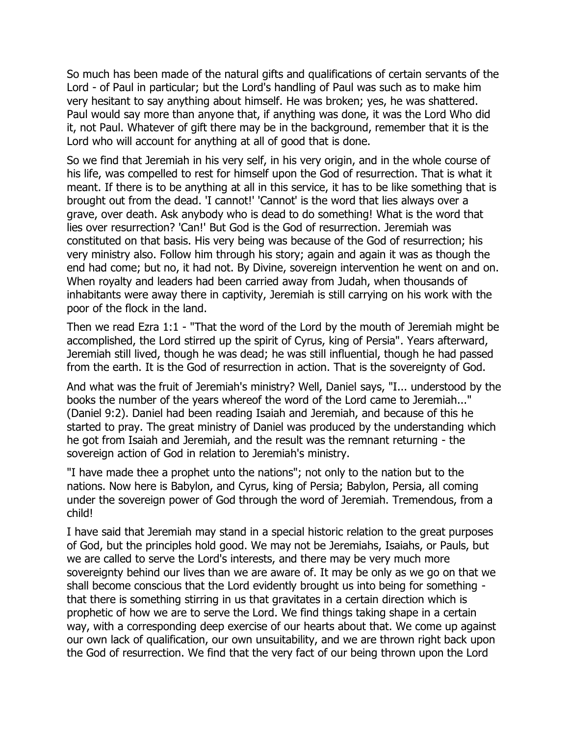So much has been made of the natural gifts and qualifications of certain servants of the Lord - of Paul in particular; but the Lord's handling of Paul was such as to make him very hesitant to say anything about himself. He was broken; yes, he was shattered. Paul would say more than anyone that, if anything was done, it was the Lord Who did it, not Paul. Whatever of gift there may be in the background, remember that it is the Lord who will account for anything at all of good that is done.

So we find that Jeremiah in his very self, in his very origin, and in the whole course of his life, was compelled to rest for himself upon the God of resurrection. That is what it meant. If there is to be anything at all in this service, it has to be like something that is brought out from the dead. 'I cannot!' 'Cannot' is the word that lies always over a grave, over death. Ask anybody who is dead to do something! What is the word that lies over resurrection? 'Can!' But God is the God of resurrection. Jeremiah was constituted on that basis. His very being was because of the God of resurrection; his very ministry also. Follow him through his story; again and again it was as though the end had come; but no, it had not. By Divine, sovereign intervention he went on and on. When royalty and leaders had been carried away from Judah, when thousands of inhabitants were away there in captivity, Jeremiah is still carrying on his work with the poor of the flock in the land.

Then we read Ezra 1:1 - "That the word of the Lord by the mouth of Jeremiah might be accomplished, the Lord stirred up the spirit of Cyrus, king of Persia". Years afterward, Jeremiah still lived, though he was dead; he was still influential, though he had passed from the earth. It is the God of resurrection in action. That is the sovereignty of God.

And what was the fruit of Jeremiah's ministry? Well, Daniel says, "I... understood by the books the number of the years whereof the word of the Lord came to Jeremiah..." (Daniel 9:2). Daniel had been reading Isaiah and Jeremiah, and because of this he started to pray. The great ministry of Daniel was produced by the understanding which he got from Isaiah and Jeremiah, and the result was the remnant returning - the sovereign action of God in relation to Jeremiah's ministry.

"I have made thee a prophet unto the nations"; not only to the nation but to the nations. Now here is Babylon, and Cyrus, king of Persia; Babylon, Persia, all coming under the sovereign power of God through the word of Jeremiah. Tremendous, from a child!

I have said that Jeremiah may stand in a special historic relation to the great purposes of God, but the principles hold good. We may not be Jeremiahs, Isaiahs, or Pauls, but we are called to serve the Lord's interests, and there may be very much more sovereignty behind our lives than we are aware of. It may be only as we go on that we shall become conscious that the Lord evidently brought us into being for something - that there is something stirring in us that gravitates in a certain direction which is prophetic of how we are to serve the Lord. We find things taking shape in a certain way, with a corresponding deep exercise of our hearts about that. We come up against our own lack of qualification, our own unsuitability, and we are thrown right back upon the God of resurrection. We find that the very fact of our being thrown upon the Lord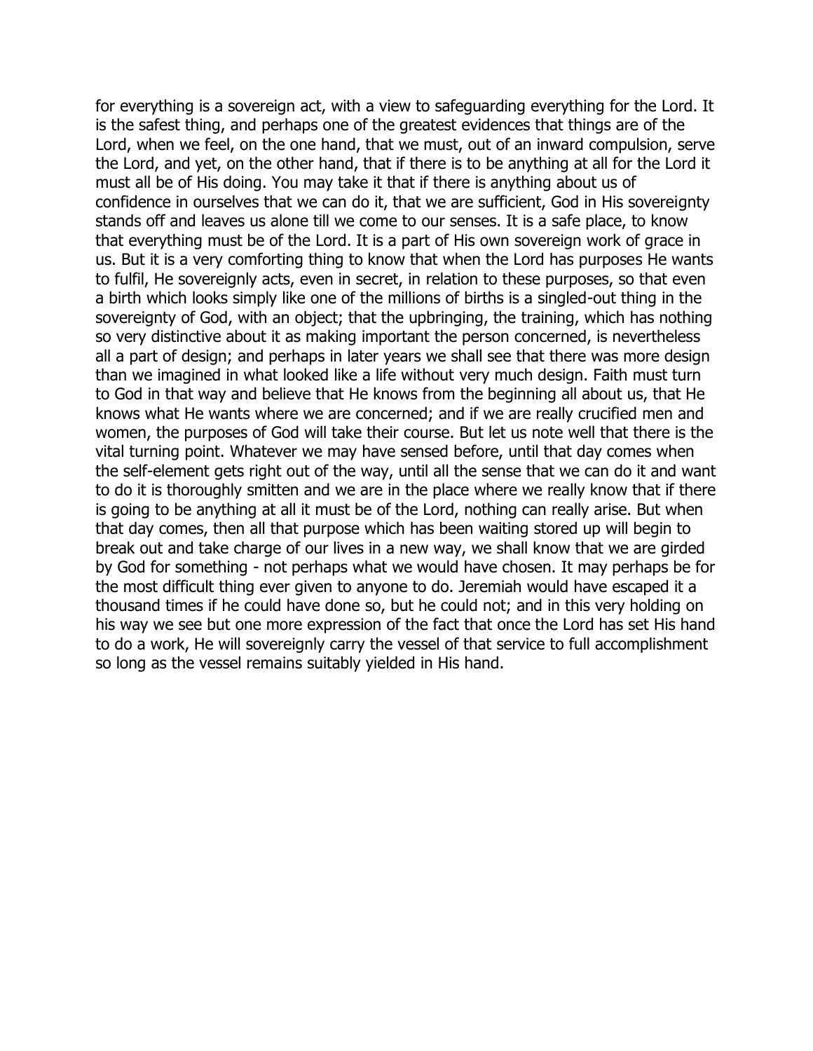for everything is a sovereign act, with a view to safeguarding everything for the Lord. It is the safest thing, and perhaps one of the greatest evidences that things are of the Lord, when we feel, on the one hand, that we must, out of an inward compulsion, serve the Lord, and yet, on the other hand, that if there is to be anything at all for the Lord it must all be of His doing. You may take it that if there is anything about us of confidence in ourselves that we can do it, that we are sufficient, God in His sovereignty stands off and leaves us alone till we come to our senses. It is a safe place, to know that everything must be of the Lord. It is a part of His own sovereign work of grace in us. But it is a very comforting thing to know that when the Lord has purposes He wants to fulfil, He sovereignly acts, even in secret, in relation to these purposes, so that even a birth which looks simply like one of the millions of births is a singled-out thing in the sovereignty of God, with an object; that the upbringing, the training, which has nothing so very distinctive about it as making important the person concerned, is nevertheless all a part of design; and perhaps in later years we shall see that there was more design than we imagined in what looked like a life without very much design. Faith must turn to God in that way and believe that He knows from the beginning all about us, that He knows what He wants where we are concerned; and if we are really crucified men and women, the purposes of God will take their course. But let us note well that there is the vital turning point. Whatever we may have sensed before, until that day comes when the self-element gets right out of the way, until all the sense that we can do it and want to do it is thoroughly smitten and we are in the place where we really know that if there is going to be anything at all it must be of the Lord, nothing can really arise. But when that day comes, then all that purpose which has been waiting stored up will begin to break out and take charge of our lives in a new way, we shall know that we are girded by God for something - not perhaps what we would have chosen. It may perhaps be for the most difficult thing ever given to anyone to do. Jeremiah would have escaped it a thousand times if he could have done so, but he could not; and in this very holding on his way we see but one more expression of the fact that once the Lord has set His hand to do a work, He will sovereignly carry the vessel of that service to full accomplishment so long as the vessel remains suitably yielded in His hand.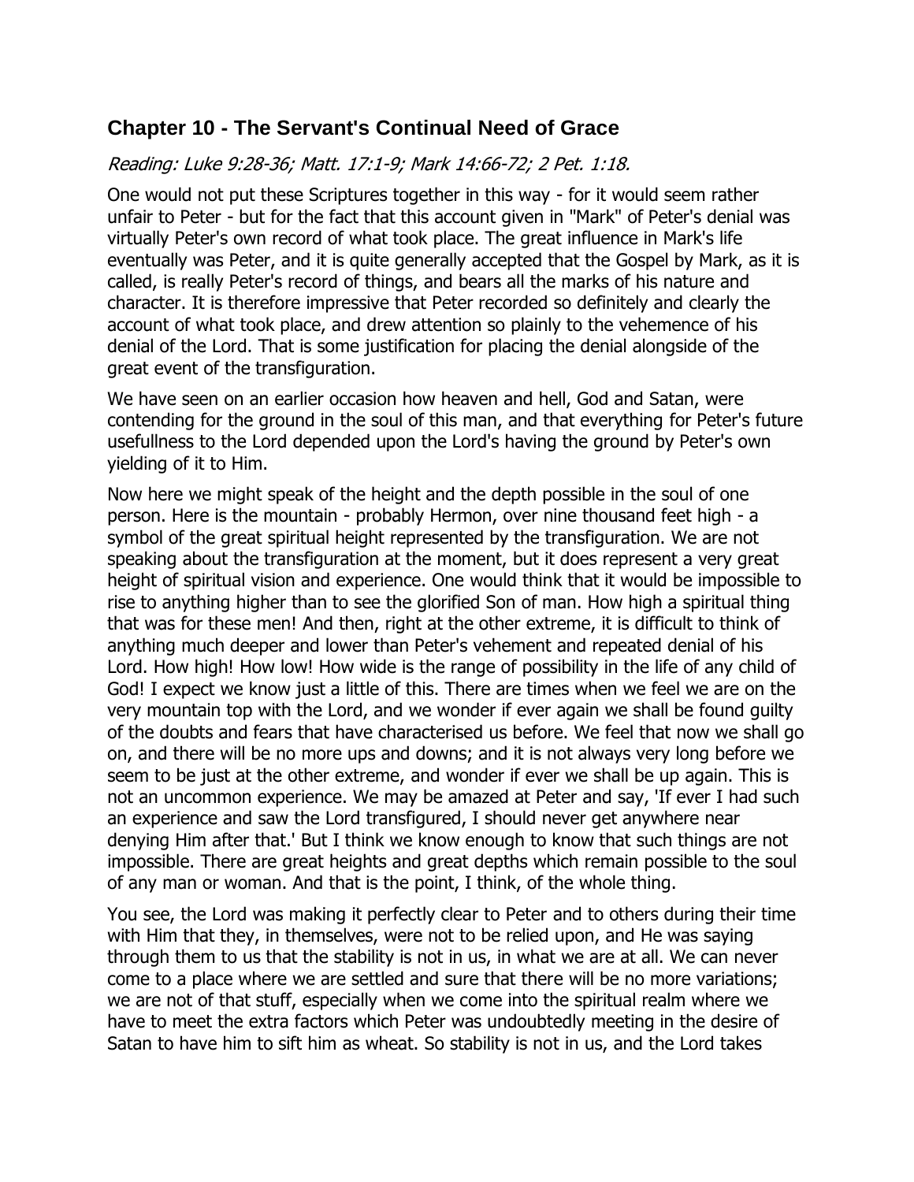## Chapter 10 - The Servant's Continual Need of Grace

*Reading: Luke 9:28-36; Matt. 17:1-9; Mark 14:66-72; 2 Pet. 1:18.*

One would not put these Scriptures together in this way - for it would seem rather unfair to Peter - but for the fact that this account given in "Mark" of Peter's denial was virtually Peter's own record of what took place. The great influence in Mark's life eventually was Peter, and it is quite generally accepted that the Gospel by Mark, as it is called, is really Peter's record of things, and bears all the marks of his nature and character. It is therefore impressive that Peter recorded so definitely and clearly the account of what took place, and drew attention so plainly to the vehemence of his denial of the Lord. That is some justification for placing the denial alongside of the great event of the transfiguration.

We have seen on an earlier occasion how heaven and hell, God and Satan, were contending for the ground in the soul of this man, and that everything for Peter's future usefullness to the Lord depended upon the Lord's having the ground by Peter's own yielding of it to Him.

Now here we might speak of the height and the depth possible in the soul of one person. Here is the mountain - probably Hermon, over nine thousand feet high - a symbol of the great spiritual height represented by the transfiguration. We are not speaking about the transfiguration at the moment, but it does represent a very great height of spiritual vision and experience. One would think that it would be impossible to rise to anything higher than to see the glorified Son of man. How high a spiritual thing that was for these men! And then, right at the other extreme, it is difficult to think of anything much deeper and lower than Peter's vehement and repeated denial of his Lord. How high! How low! How wide is the range of possibility in the life of any child of God! I expect we know just a little of this. There are times when we feel we are on the very mountain top with the Lord, and we wonder if ever again we shall be found guilty of the doubts and fears that have characterised us before. We feel that now we shall go on, and there will be no more ups and downs; and it is not always very long before we seem to be just at the other extreme, and wonder if ever we shall be up again. This is not an uncommon experience. We may be amazed at Peter and say, 'If ever I had such an experience and saw the Lord transfigured, I should never get anywhere near denying Him after that.' But I think we know enough to know that such things are not impossible. There are great heights and great depths which remain possible to the soul of any man or woman. And that is the point, I think, of the whole thing.

You see, the Lord was making it perfectly clear to Peter and to others during their time with Him that they, in themselves, were not to be relied upon, and He was saying through them to us that the stability is not in us, in what we are at all. We can never come to a place where we are settled and sure that there will be no more variations; we are not of that stuff, especially when we come into the spiritual realm where we have to meet the extra factors which Peter was undoubtedly meeting in the desire of Satan to have him to sift him as wheat. So stability is not in us, and the Lord takes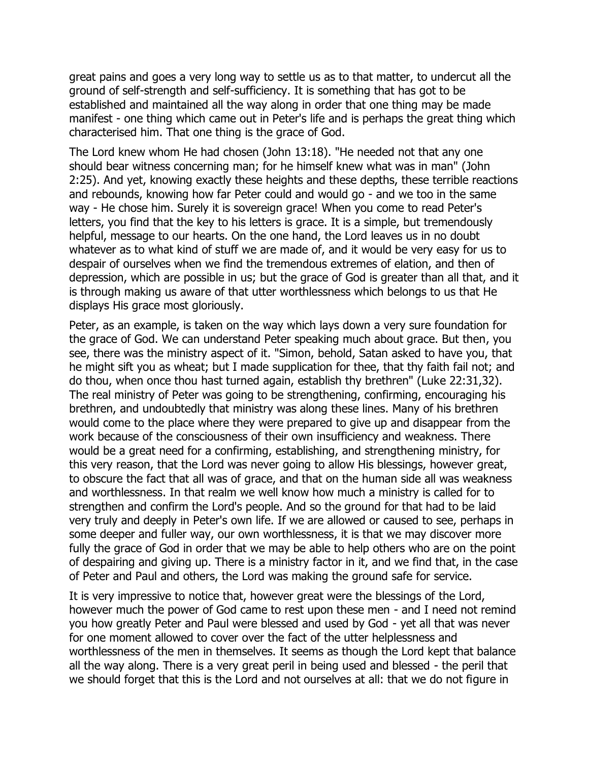great pains and goes a very long way to settle us as to that matter, to undercut all the ground of self-strength and self-sufficiency. It is something that has got to be established and maintained all the way along in order that one thing may be made manifest - one thing which came out in Peter's life and is perhaps the great thing which characterised him. That one thing is the grace of God.

The Lord knew whom He had chosen (John 13:18). "He needed not that any one should bear witness concerning man; for he himself knew what was in man" (John 2:25). And yet, knowing exactly these heights and these depths, these terrible reactions and rebounds, knowing how far Peter could and would go - and we too in the same way - He chose him. Surely it is sovereign grace! When you come to read Peter's letters, you find that the key to his letters is grace. It is a simple, but tremendously helpful, message to our hearts. On the one hand, the Lord leaves us in no doubt whatever as to what kind of stuff we are made of, and it would be very easy for us to despair of ourselves when we find the tremendous extremes of elation, and then of depression, which are possible in us; but the grace of God is greater than all that, and it is through making us aware of that utter worthlessness which belongs to us that He displays His grace most gloriously.

Peter, as an example, is taken on the way which lays down a very sure foundation for the grace of God. We can understand Peter speaking much about grace. But then, you see, there was the ministry aspect of it. "Simon, behold, Satan asked to have you, that he might sift you as wheat; but I made supplication for thee, that thy faith fail not; and do thou, when once thou hast turned again, establish thy brethren" (Luke 22:31,32). The real ministry of Peter was going to be strengthening, confirming, encouraging his brethren, and undoubtedly that ministry was along these lines. Many of his brethren would come to the place where they were prepared to give up and disappear from the work because of the consciousness of their own insufficiency and weakness. There would be a great need for a confirming, establishing, and strengthening ministry, for this very reason, that the Lord was never going to allow His blessings, however great, to obscure the fact that all was of grace, and that on the human side all was weakness and worthlessness. In that realm we well know how much a ministry is called for to strengthen and confirm the Lord's people. And so the ground for that had to be laid very truly and deeply in Peter's own life. If we are allowed or caused to see, perhaps in some deeper and fuller way, our own worthlessness, it is that we may discover more fully the grace of God in order that we may be able to help others who are on the point of despairing and giving up. There is a ministry factor in it, and we find that, in the case of Peter and Paul and others, the Lord was making the ground safe for service.

It is very impressive to notice that, however great were the blessings of the Lord, however much the power of God came to rest upon these men - and I need not remind you how greatly Peter and Paul were blessed and used by God - yet all that was never for one moment allowed to cover over the fact of the utter helplessness and worthlessness of the men in themselves. It seems as though the Lord kept that balance all the way along. There is a very great peril in being used and blessed - the peril that we should forget that this is the Lord and not ourselves at all: that we do not figure in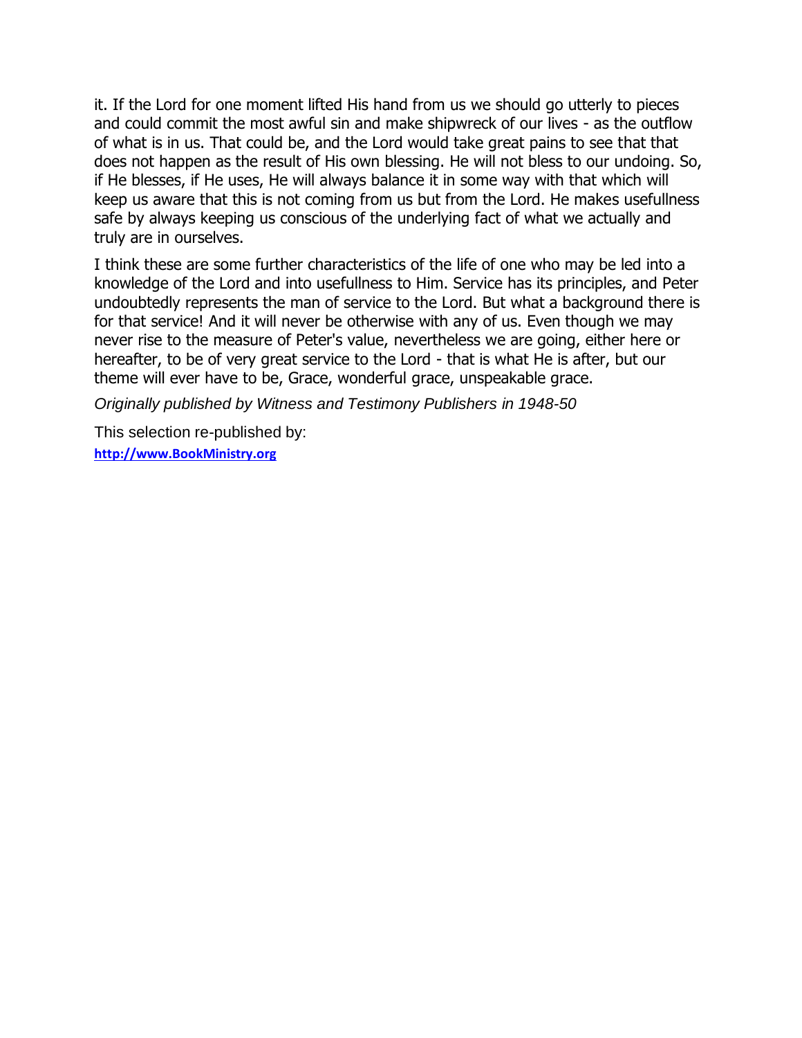it. If the Lord for one moment lifted His hand from us we should go utterly to pieces and could commit the most awful sin and make shipwreck of our lives - as the outflow of what is in us. That could be, and the Lord would take great pains to see that that does not happen as the result of His own blessing. He will not bless to our undoing. So, if He blesses, if He uses, He will always balance it in some way with that which will keep us aware that this is not coming from us but from the Lord. He makes usefullness safe by always keeping us conscious of the underlying fact of what we actually and truly are in ourselves.

I think these are some further characteristics of the life of one who may be led into a knowledge of the Lord and into usefullness to Him. Service has its principles, and Peter undoubtedly represents the man of service to the Lord. But what a background there is for that service! And it will never be otherwise with any of us. Even though we may never rise to the measure of Peter's value, nevertheless we are going, either here or hereafter, to be of very great service to the Lord - that is what He is after, but our theme will ever have to be, Grace, wonderful grace, unspeakable grace.

*Originally published by Witness and Testimony Publishers in 1948-50*

This selection re-published by:

**http://www.BookMinistry.org**